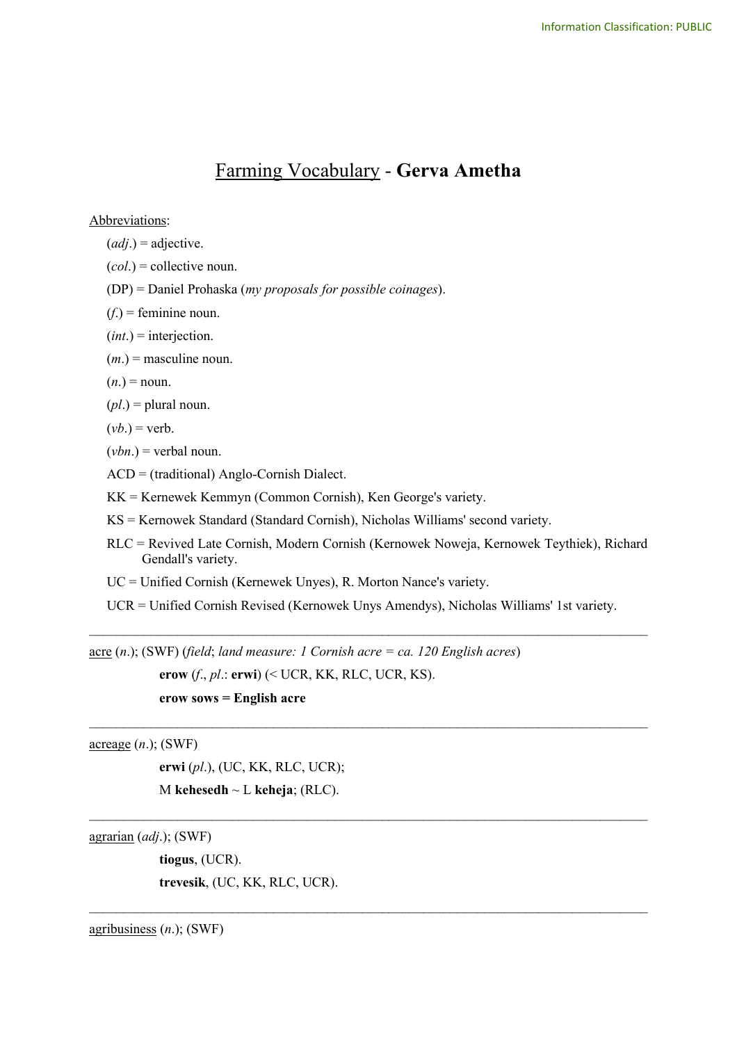# <u>Farming Vocabulary</u> - **Gerva Ametha**

<u>Abbreviations</u>:

- (*adj*.) = adjective.
- (*col*.) = collective noun.
- (DP) = Daniel Prohaska (*my proposals for possible coinages*).
- (*f*.) = feminine noun.
- (*int*.) = interjection.
- (*m*.) = masculine noun.
- (*n*.) = noun.
- (*pl*.) = plural noun.
- (*vb*.) = verb.
- (*vbn*.) = verbal noun.
- ACD = (traditional) Anglo-Cornish Dialect.
- KK = Kernewek Kemmyn (Common Cornish), Ken George's variety.
- KS = Kernowek Standard (Standard Cornish), Nicholas Williams' second variety.
- RLC = Revived Late Cornish, Modern Cornish (Kernowek Noweja, Kernowek Teythiek), Richard Gendall's variety.
- UC = Unified Cornish (Kernewek Unyes), R. Morton Nance's variety.
- UCR = Unified Cornish Revised (Kernowek Unys Amendys), Nicholas Williams' 1st variety.

---

<u>acre</u> (*n*.); (SWF) (*field*; *land measure: 1 Cornish acre = ca. 120 English acres*)

> **erow** (*f*., *pl*.: **erwi**) (< UCR, KK, RLC, UCR, KS).
>
> **erow sows = English acre**

---

<u>acreage</u> (*n*.); (SWF)

> **erwi** (*pl*.), (UC, KK, RLC, UCR);
>
> M **kehesedh** ~ L **keheja**; (RLC).

---

<u>agrarian</u> (*adj*.); (SWF)

> **tiogus**, (UCR).
>
> **trevesik**, (UC, KK, RLC, UCR).

---

<u>agribusiness</u> (*n*.); (SWF)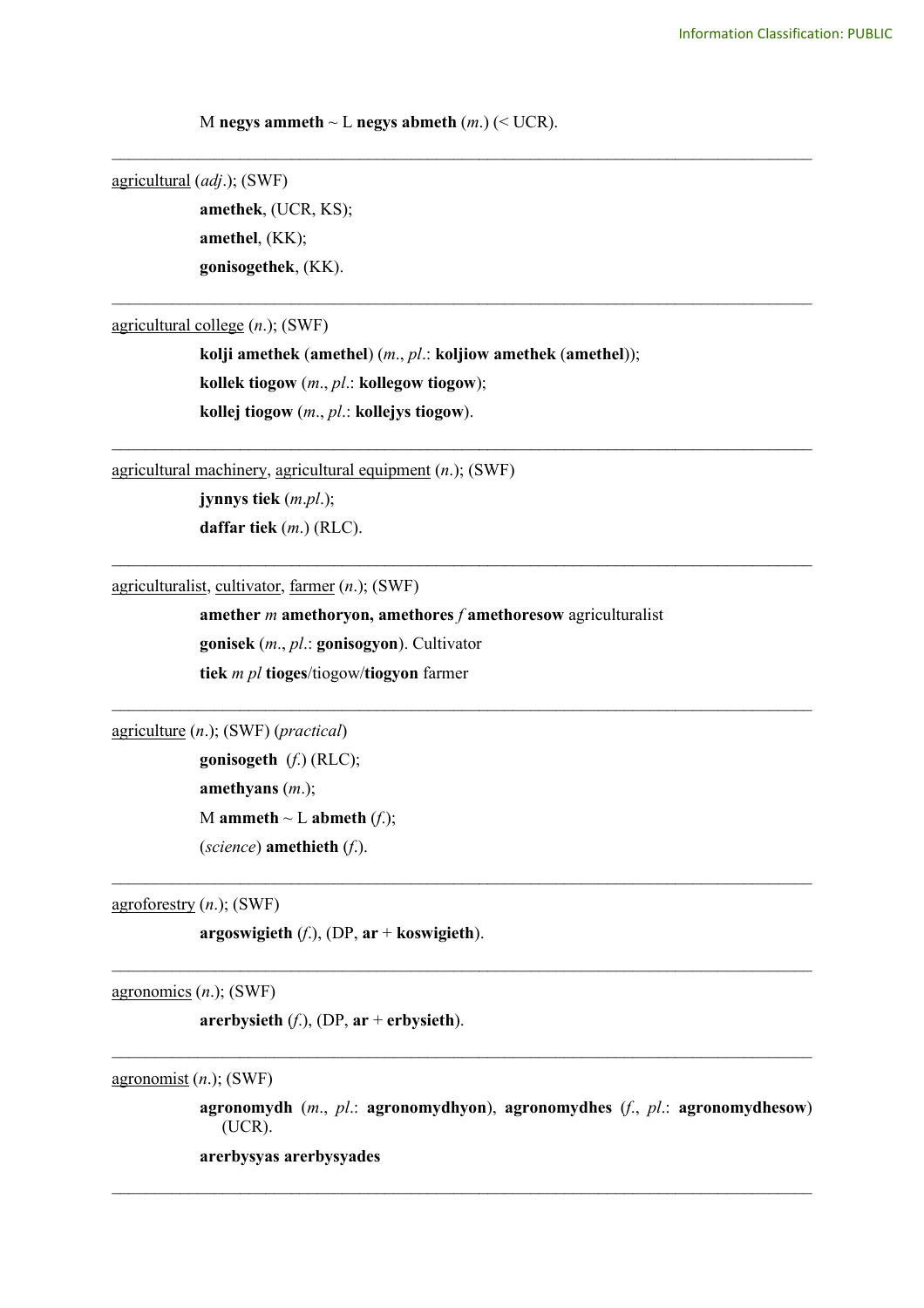M **negys ammeth** ~ L **negys abmeth** (*m.*) (< UCR).

---

agricultural (*adj*.); (SWF)

**amethek**, (UCR, KS);

**amethel**, (KK);

**gonisogethek**, (KK).

---

agricultural college (*n*.); (SWF)

**kolji amethek** (**amethel**) (*m.*, *pl.*: **koljiow amethek** (**amethel**));

**kollek tiogow** (*m.*, *pl.*: **kollegow tiogow**);

**kollej tiogow** (*m.*, *pl.*: **kollejys tiogow**).

---

agricultural machinery, agricultural equipment (*n*.); (SWF)

**jynnys tiek** (*m.pl.*);

**daffar tiek** (*m.*) (RLC).

---

agriculturalist, cultivator, farmer (*n*.); (SWF)

**amether** *m* **amethoryon, amethores** *f* **amethoresow** agriculturalist

**gonisek** (*m.*, *pl.*: **gonisogyon**). Cultivator

**tiek** *m pl* **tioges**/tiogow/**tiogyon** farmer

---

agriculture (*n*.); (SWF) (*practical*)

**gonisogeth** (*f.*) (RLC);

**amethyans** (*m.*);

M **ammeth** ~ L **abmeth** (*f.*);

(*science*) **amethieth** (*f.*).

---

agroforestry (*n*.); (SWF)

**argoswigieth** (*f.*), (DP, **ar** + **koswigieth**).

---

agronomics (*n*.); (SWF)

**arerbysieth** (*f.*), (DP, **ar** + **erbysieth**).

---

agronomist (*n*.); (SWF)

**agronomydh** (*m.*, *pl.*: **agronomydhyon**), **agronomydhes** (*f.*, *pl.*: **agronomydhesow**) (UCR).

**arerbysyas arerbysyades**

---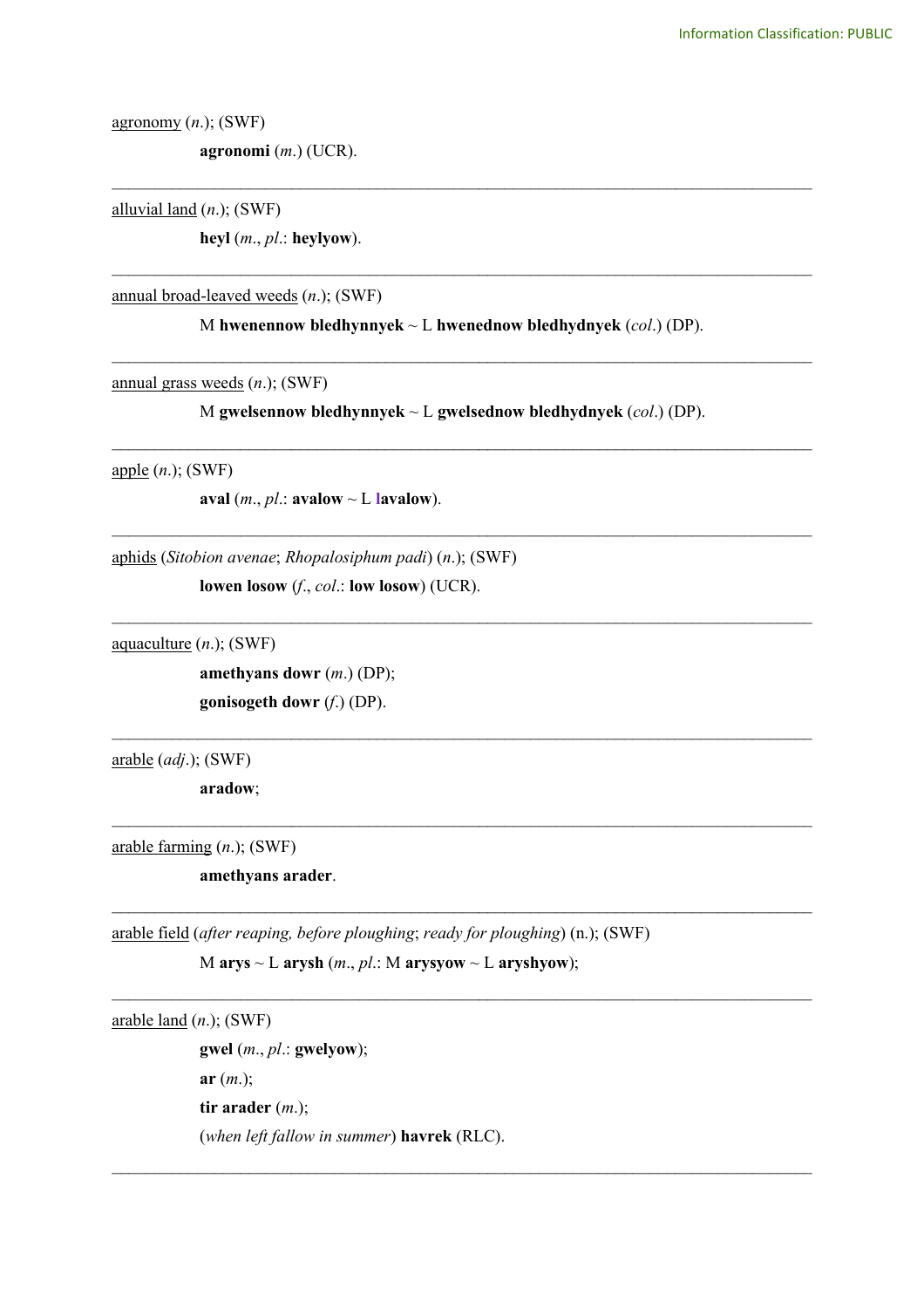agronomy (*n*.); (SWF)

**agronomi** (*m*.) (UCR).

---

alluvial land (*n*.); (SWF)

**heyl** (*m*., *pl*.: **heylyow**).

---

annual broad-leaved weeds (*n*.); (SWF)

M **hwenennow bledhynnyek** ~ L **hwenednow bledhydnyek** (*col*.) (DP).

---

annual grass weeds (*n*.); (SWF)

M **gwelsennow bledhynnyek** ~ L **gwelsednow bledhydnyek** (*col*.) (DP).

---

apple (*n*.); (SWF)

**aval** (*m*., *pl*.: **avalow** ~ L **lavalow**).

---

aphids (*Sitobion avenae*; *Rhopalosiphum padi*) (*n*.); (SWF)

**lowen losow** (*f*., *col*.: **low losow**) (UCR).

---

aquaculture (*n*.); (SWF)

**amethyans dowr** (*m*.) (DP);

**gonisogeth dowr** (*f*.) (DP).

---

arable (*adj*.); (SWF)

**aradow**;

---

arable farming (*n*.); (SWF)

**amethyans arader**.

---

arable field (*after reaping, before ploughing*; *ready for ploughing*) (n.); (SWF)

M **arys** ~ L **arysh** (*m*., *pl*.: M **arysyow** ~ L **aryshyow**);

---

arable land (*n*.); (SWF)

**gwel** (*m*., *pl*.: **gwelyow**);

**ar** (*m*.);

**tir arader** (*m*.);

(*when left fallow in summer*) **havrek** (RLC).

---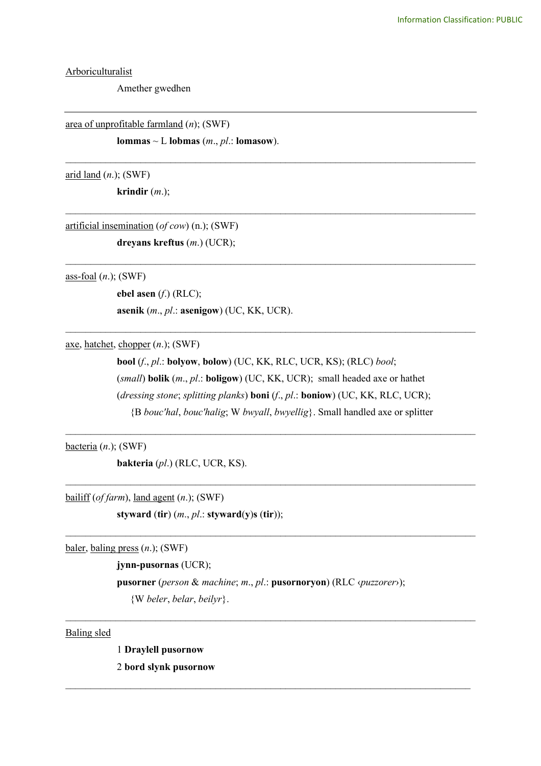Arboriculturalist

Amether gwedhen

---

area of unprofitable farmland (*n*); (SWF)

**lommas** ~ L **lobmas** (*m*., *pl*.: **lomasow**).

---

arid land (*n*.); (SWF)

**krindir** (*m*.);

---

artificial insemination (*of cow*) (n.); (SWF)

**dreyans kreftus** (*m*.) (UCR);

---

ass-foal (*n*.); (SWF)

**ebel asen** (*f*.) (RLC);

**asenik** (*m*., *pl*.: **asenigow**) (UC, KK, UCR).

---

axe, hatchet, chopper (*n*.); (SWF)

**bool** (*f*., *pl*.: **bolyow**, **bolow**) (UC, KK, RLC, UCR, KS); (RLC) *bool*;

(*small*) **bolik** (*m*., *pl*.: **boligow**) (UC, KK, UCR); small headed axe or hathet

(*dressing stone*; *splitting planks*) **boni** (*f*., *pl*.: **boniow**) (UC, KK, RLC, UCR);

{B *bouc'hal*, *bouc'halig*; W *bwyall*, *bwyellig*}. Small handled axe or splitter

---

bacteria (*n*.); (SWF)

**bakteria** (*pl*.) (RLC, UCR, KS).

---

bailiff (*of farm*), land agent (*n*.); (SWF)

**styward** (**tir**) (*m*., *pl*.: **styward**(**y**)**s** (**tir**));

---

baler, baling press (*n*.); (SWF)

**jynn-pusornas** (UCR);

**pusorner** (*person* & *machine*; *m*., *pl*.: **pusornoryon**) (RLC ‹*puzzorer*›);

{W *beler*, *belar*, *beilyr*}.

---

Baling sled

1 **Draylell pusornow**

2 **bord slynk pusornow**

---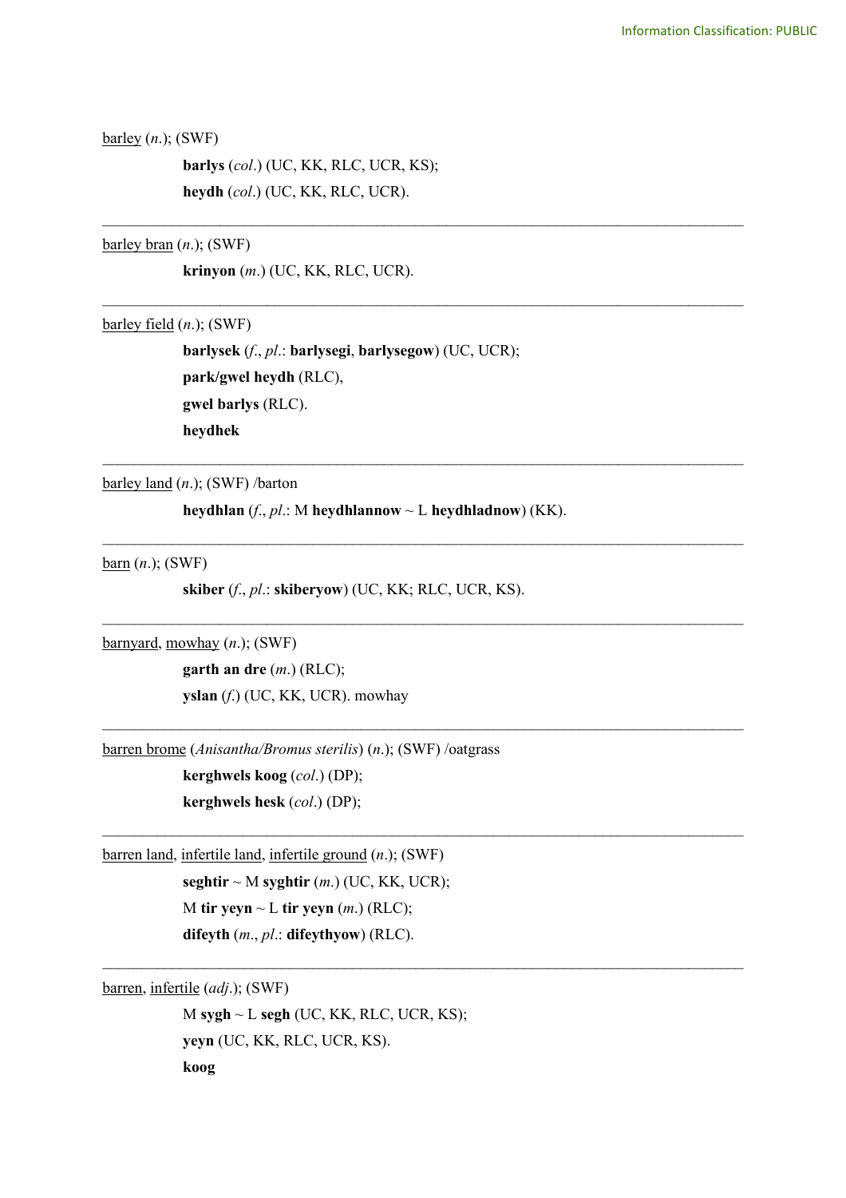barley (*n*.); (SWF)

**barlys** (*col*.) (UC, KK, RLC, UCR, KS);
**heydh** (*col*.) (UC, KK, RLC, UCR).

---

barley bran (*n*.); (SWF)

**krinyon** (*m*.) (UC, KK, RLC, UCR).

---

barley field (*n*.); (SWF)

**barlysek** (*f*., *pl*.: **barlysegi**, **barlysegow**) (UC, UCR);
**park/gwel heydh** (RLC),
**gwel barlys** (RLC).
**heydhek**

---

barley land (*n*.); (SWF) /barton

**heydhlan** (*f*., *pl*.: M **heydhlannow** ~ L **heydhladnow**) (KK).

---

barn (*n*.); (SWF)

**skiber** (*f*., *pl*.: **skiberyow**) (UC, KK; RLC, UCR, KS).

---

barnyard, mowhay (*n*.); (SWF)

**garth an dre** (*m*.) (RLC);
**yslan** (*f*.) (UC, KK, UCR). mowhay

---

barren brome (*Anisantha/Bromus sterilis*) (*n*.); (SWF) /oatgrass

**kerghwels koog** (*col*.) (DP);
**kerghwels hesk** (*col*.) (DP);

---

barren land, infertile land, infertile ground (*n*.); (SWF)

**seghtir** ~ M **syghtir** (*m*.) (UC, KK, UCR);
M **tir yeyn** ~ L **tir yeyn** (*m*.) (RLC);
**difeyth** (*m*., *pl*.: **difeythyow**) (RLC).

---

barren, infertile (*adj*.); (SWF)

M **sygh** ~ L **segh** (UC, KK, RLC, UCR, KS);
**yeyn** (UC, KK, RLC, UCR, KS).
**koog**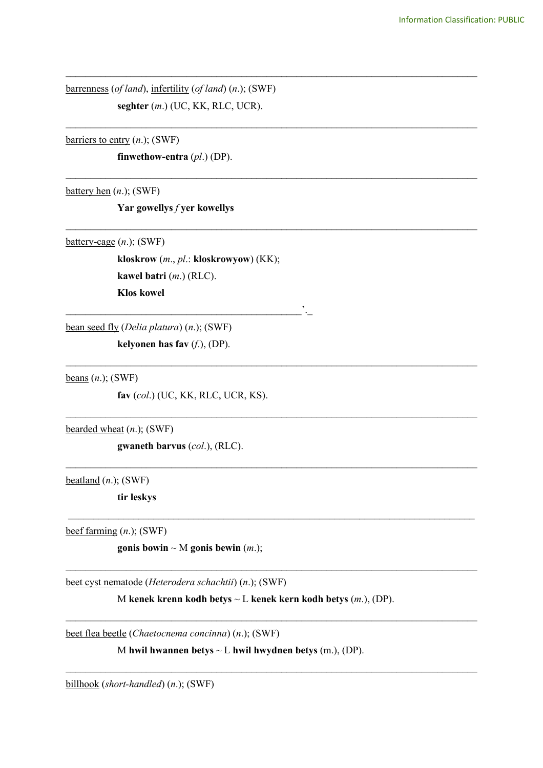---

barrenness (*of land*), infertility (*of land*) (*n*.); (SWF)

**seghter** (*m*.) (UC, KK, RLC, UCR).

---

barriers to entry (*n*.); (SWF)

**finwethow-entra** (*pl*.) (DP).

---

battery hen (*n*.); (SWF)

**Yar gowellys** *f* **yer kowellys**

---

battery-cage (*n*.); (SWF)

**kloskrow** (*m*., *pl*.: **kloskrowyow**) (KK);

**kawel batri** (*m*.) (RLC).

**Klos kowel**

---

bean seed fly (*Delia platura*) (*n*.); (SWF)

**kelyonen has fav** (*f*.), (DP).

---

beans (*n*.); (SWF)

**fav** (*col*.) (UC, KK, RLC, UCR, KS).

---

bearded wheat (*n*.); (SWF)

**gwaneth barvus** (*col*.), (RLC).

---

beatland (*n*.); (SWF)

**tir leskys**

---

beef farming (*n*.); (SWF)

**gonis bowin** ~ M **gonis bewin** (*m*.);

---

beet cyst nematode (*Heterodera schachtii*) (*n*.); (SWF)

M **kenek krenn kodh betys** ~ L **kenek kern kodh betys** (*m*.), (DP).

---

beet flea beetle (*Chaetocnema concinna*) (*n*.); (SWF)

M **hwil hwannen betys** ~ L **hwil hwydnen betys** (m.), (DP).

---

billhook (*short-handled*) (*n*.); (SWF)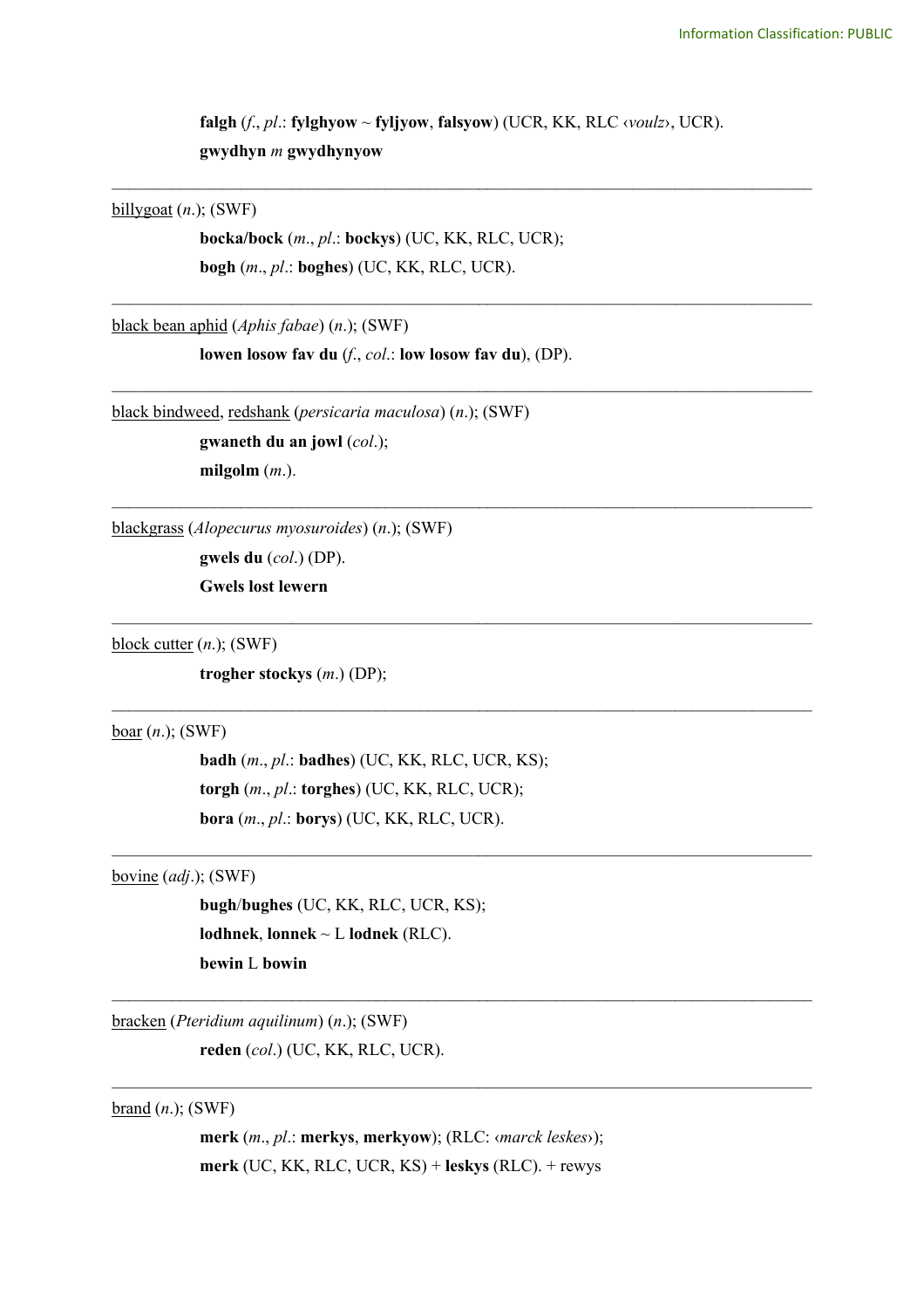**falgh** (*f*., *pl*.: **fylghyow** ~ **fyljyow**, **falsyow**) (UCR, KK, RLC ‹*voulz*›, UCR).

**gwydhyn** *m* **gwydhynyow**

---

<u>billygoat</u> (*n*.); (SWF)

**bocka/bock** (*m*., *pl*.: **bockys**) (UC, KK, RLC, UCR);

**bogh** (*m*., *pl*.: **boghes**) (UC, KK, RLC, UCR).

---

<u>black bean aphid</u> (*Aphis fabae*) (*n*.); (SWF)

**lowen losow fav du** (*f*., *col*.: **low losow fav du**), (DP).

---

<u>black bindweed</u>, <u>redshank</u> (*persicaria maculosa*) (*n*.); (SWF)

**gwaneth du an jowl** (*col*.);

**milgolm** (*m*.).

---

<u>blackgrass</u> (*Alopecurus myosuroides*) (*n*.); (SWF)

**gwels du** (*col*.) (DP).

**Gwels lost lewern**

---

<u>block cutter</u> (*n*.); (SWF)

**trogher stockys** (*m*.) (DP);

---

<u>boar</u> (*n*.); (SWF)

**badh** (*m*., *pl*.: **badhes**) (UC, KK, RLC, UCR, KS);

**torgh** (*m*., *pl*.: **torghes**) (UC, KK, RLC, UCR);

**bora** (*m*., *pl*.: **borys**) (UC, KK, RLC, UCR).

---

<u>bovine</u> (*adj*.); (SWF)

**bugh**/**bughes** (UC, KK, RLC, UCR, KS);

**lodhnek**, **lonnek** ~ L **lodnek** (RLC).

**bewin** L **bowin**

---

<u>bracken</u> (*Pteridium aquilinum*) (*n*.); (SWF)

**reden** (*col*.) (UC, KK, RLC, UCR).

---

<u>brand</u> (*n*.); (SWF)

**merk** (*m*., *pl*.: **merkys**, **merkyow**); (RLC: ‹*marck leskes*›);

**merk** (UC, KK, RLC, UCR, KS) + **leskys** (RLC). + rewys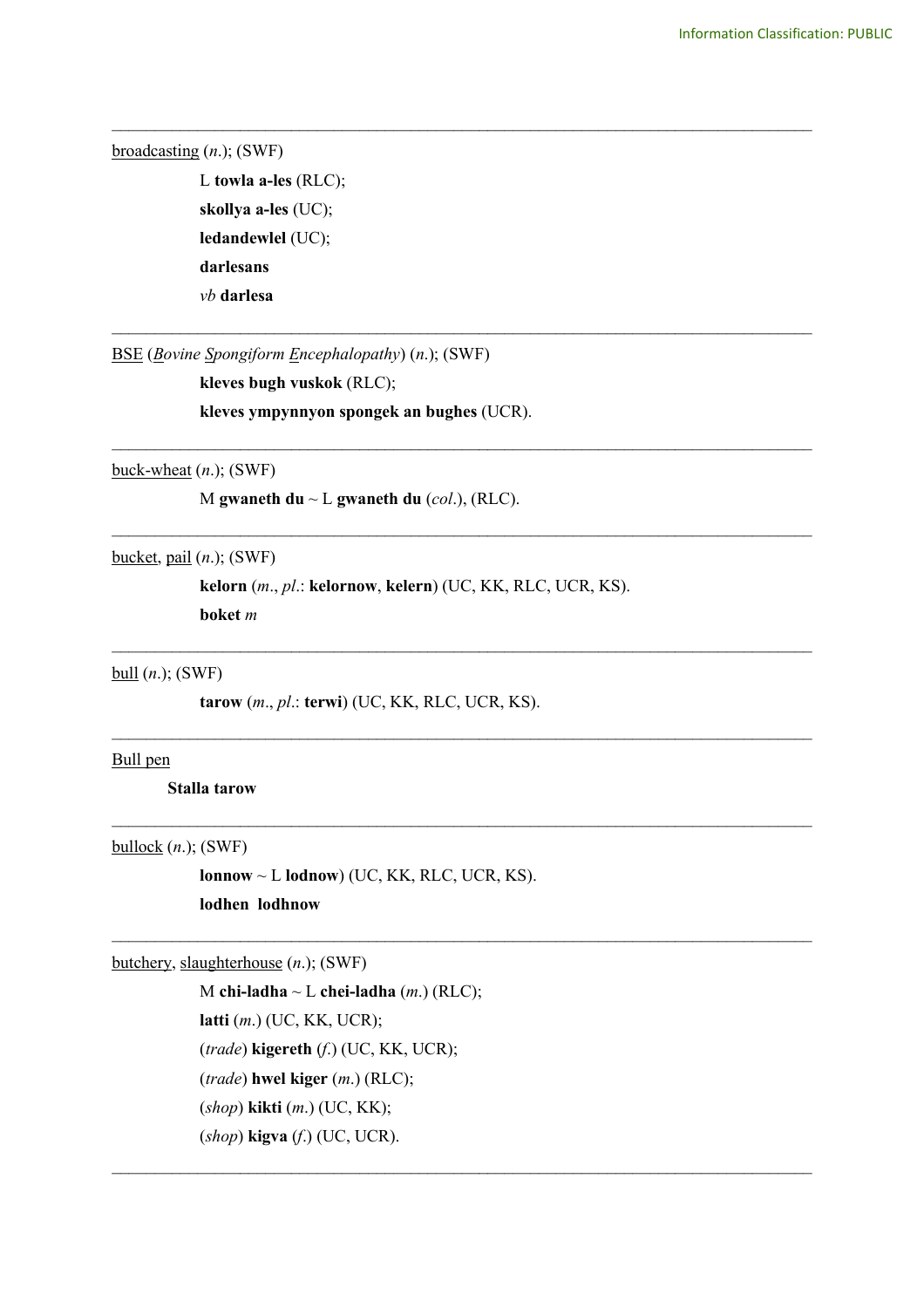---

<u>broadcasting</u> (*n.*); (SWF)

L **towla a-les** (RLC);
**skollya a-les** (UC);
**ledandewlel** (UC);
**darlesans**
*vb* **darlesa**

---

<u>BSE</u> (*<u>B</u>ovine <u>S</u>pongiform <u>E</u>ncephalopathy*) (*n.*); (SWF)

**kleves bugh vuskok** (RLC);
**kleves ympynnyon spongek an bughes** (UCR).

---

<u>buck-wheat</u> (*n.*); (SWF)

M **gwaneth du** ~ L **gwaneth du** (*col.*), (RLC).

---

<u>bucket</u>, <u>pail</u> (*n.*); (SWF)

**kelorn** (*m.*, *pl.*: **kelornow**, **kelern**) (UC, KK, RLC, UCR, KS).
**boket** *m*

---

<u>bull</u> (*n.*); (SWF)

**tarow** (*m.*, *pl.*: **terwi**) (UC, KK, RLC, UCR, KS).

---

<u>Bull pen</u>

**Stalla tarow**

---

<u>bullock</u> (*n.*); (SWF)

**lonnow** ~ L **lodnow**) (UC, KK, RLC, UCR, KS).
**lodhen lodhnow**

---

<u>butchery</u>, <u>slaughterhouse</u> (*n.*); (SWF)

M **chi-ladha** ~ L **chei-ladha** (*m.*) (RLC);
**latti** (*m.*) (UC, KK, UCR);
(*trade*) **kigereth** (*f.*) (UC, KK, UCR);
(*trade*) **hwel kiger** (*m.*) (RLC);
(*shop*) **kikti** (*m.*) (UC, KK);
(*shop*) **kigva** (*f.*) (UC, UCR).

---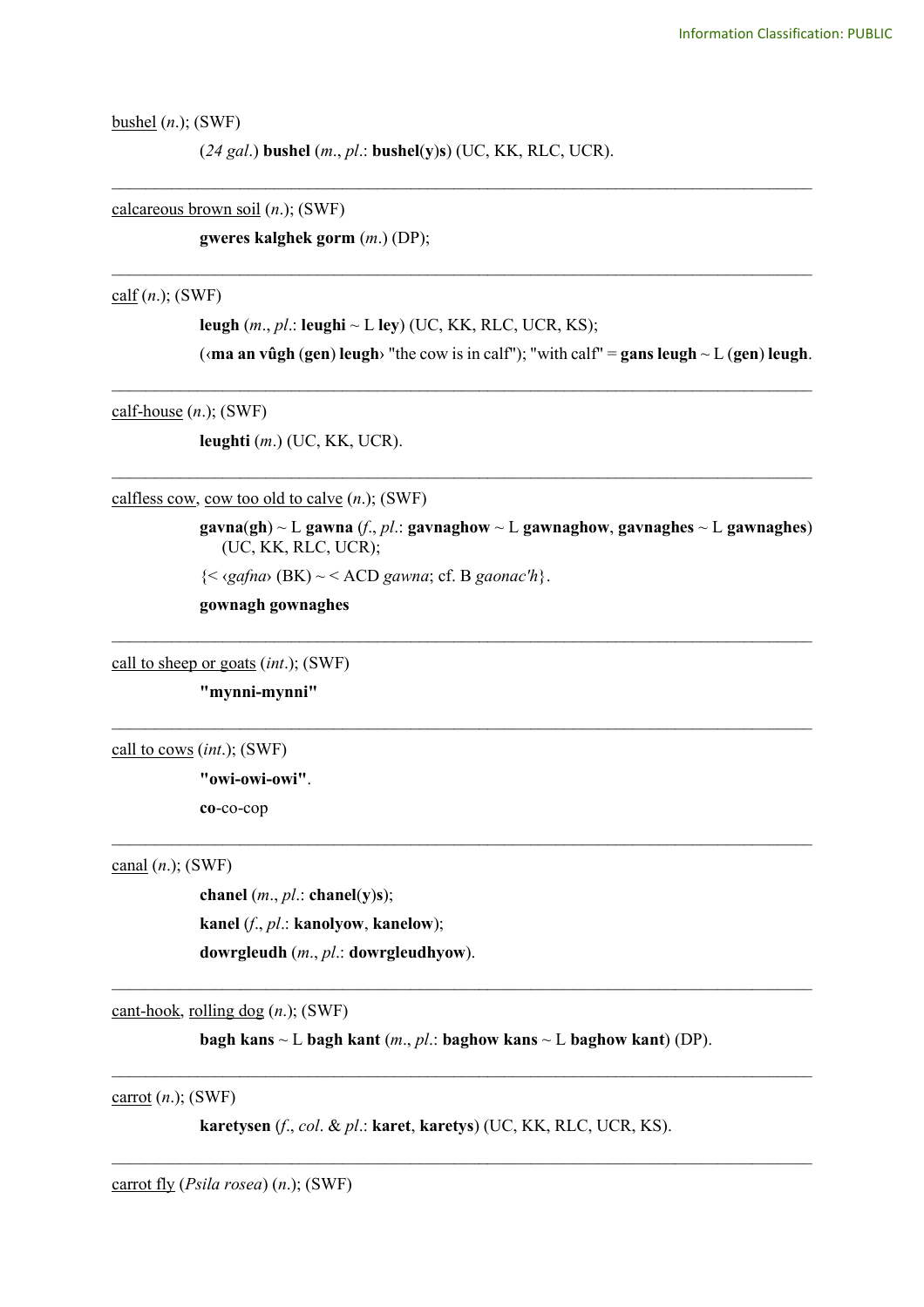<u>bushel</u> (*n*.); (SWF)

(*24 gal*.) **bushel** (*m*., *pl*.: **bushel**(**y**)**s**) (UC, KK, RLC, UCR).

---

<u>calcareous brown soil</u> (*n*.); (SWF)

**gweres kalghek gorm** (*m*.) (DP);

---

<u>calf</u> (*n*.); (SWF)

**leugh** (*m*., *pl*.: **leughi** ~ L **ley**) (UC, KK, RLC, UCR, KS);

(‹**ma an vûgh** (**gen**) **leugh**› "the cow is in calf"); "with calf" = **gans leugh** ~ L (**gen**) **leugh**.

---

<u>calf-house</u> (*n*.); (SWF)

**leughti** (*m*.) (UC, KK, UCR).

---

<u>calfless cow</u>, <u>cow too old to calve</u> (*n*.); (SWF)

**gavna**(**gh**) ~ L **gawna** (*f*., *pl*.: **gavnaghow** ~ L **gawnaghow**, **gavnaghes** ~ L **gawnaghes**) (UC, KK, RLC, UCR);

{< ‹*gafna*› (BK) ~ < ACD *gawna*; cf. B *gaonac'h*}.

**gownagh gownaghes**

---

<u>call to sheep or goats</u> (*int*.); (SWF)

**"mynni-mynni"**

---

<u>call to cows</u> (*int*.); (SWF)

**"owi-owi-owi"**.

**co**-co-cop

---

<u>canal</u> (*n*.); (SWF)

**chanel** (*m*., *pl*.: **chanel**(**y**)**s**);

**kanel** (*f*., *pl*.: **kanolyow**, **kanelow**);

**dowrgleudh** (*m*., *pl*.: **dowrgleudhyow**).

---

<u>cant-hook</u>, <u>rolling dog</u> (*n*.); (SWF)

**bagh kans** ~ L **bagh kant** (*m*., *pl*.: **baghow kans** ~ L **baghow kant**) (DP).

---

<u>carrot</u> (*n*.); (SWF)

**karetysen** (*f*., *col*. & *pl*.: **karet**, **karetys**) (UC, KK, RLC, UCR, KS).

---

<u>carrot fly</u> (*Psila rosea*) (*n*.); (SWF)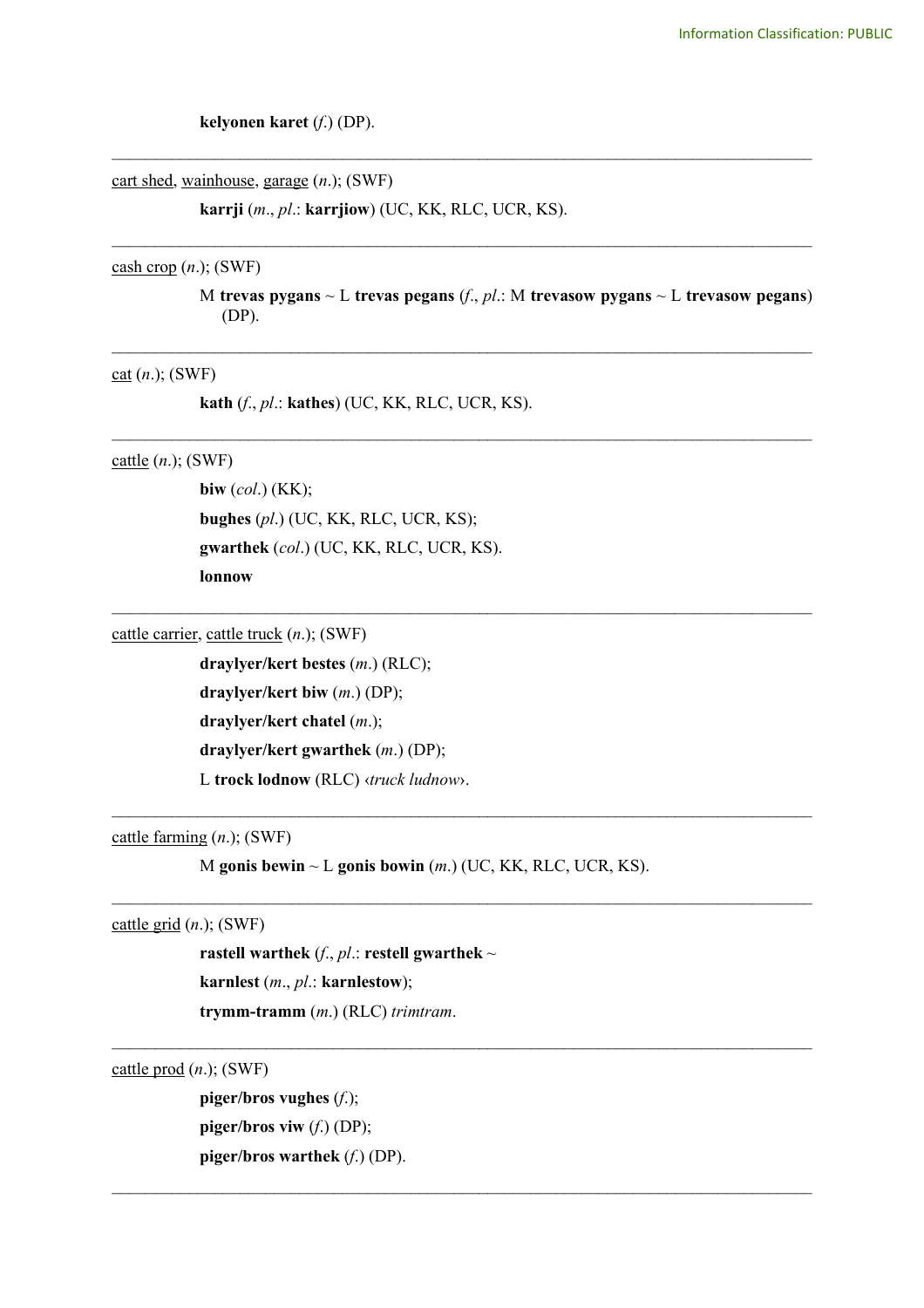**kelyonen karet** (*f*.) (DP).

---

<u>cart shed</u>, <u>wainhouse</u>, <u>garage</u> (*n*.); (SWF)

**karrji** (*m*., *pl*.: **karrjiow**) (UC, KK, RLC, UCR, KS).

---

<u>cash crop</u> (*n*.); (SWF)

M **trevas pygans** ~ L **trevas pegans** (*f*., *pl*.: M **trevasow pygans** ~ L **trevasow pegans**) (DP).

---

<u>cat</u> (*n*.); (SWF)

**kath** (*f*., *pl*.: **kathes**) (UC, KK, RLC, UCR, KS).

---

<u>cattle</u> (*n*.); (SWF)

**biw** (*col*.) (KK);

**bughes** (*pl*.) (UC, KK, RLC, UCR, KS);

**gwarthek** (*col*.) (UC, KK, RLC, UCR, KS).

**lonnow**

---

<u>cattle carrier</u>, <u>cattle truck</u> (*n*.); (SWF)

**draylyer/kert bestes** (*m*.) (RLC);

**draylyer/kert biw** (*m*.) (DP);

**draylyer/kert chatel** (*m*.);

**draylyer/kert gwarthek** (*m*.) (DP);

L **trock lodnow** (RLC) ‹*truck ludnow*›.

---

<u>cattle farming</u> (*n*.); (SWF)

M **gonis bewin** ~ L **gonis bowin** (*m*.) (UC, KK, RLC, UCR, KS).

---

<u>cattle grid</u> (*n*.); (SWF)

**rastell warthek** (*f*., *pl*.: **restell gwarthek** ~

**karnlest** (*m*., *pl*.: **karnlestow**);

**trymm-tramm** (*m*.) (RLC) *trimtram*.

---

<u>cattle prod</u> (*n*.); (SWF)

**piger/bros vughes** (*f*.);

**piger/bros viw** (*f*.) (DP);

**piger/bros warthek** (*f*.) (DP).

---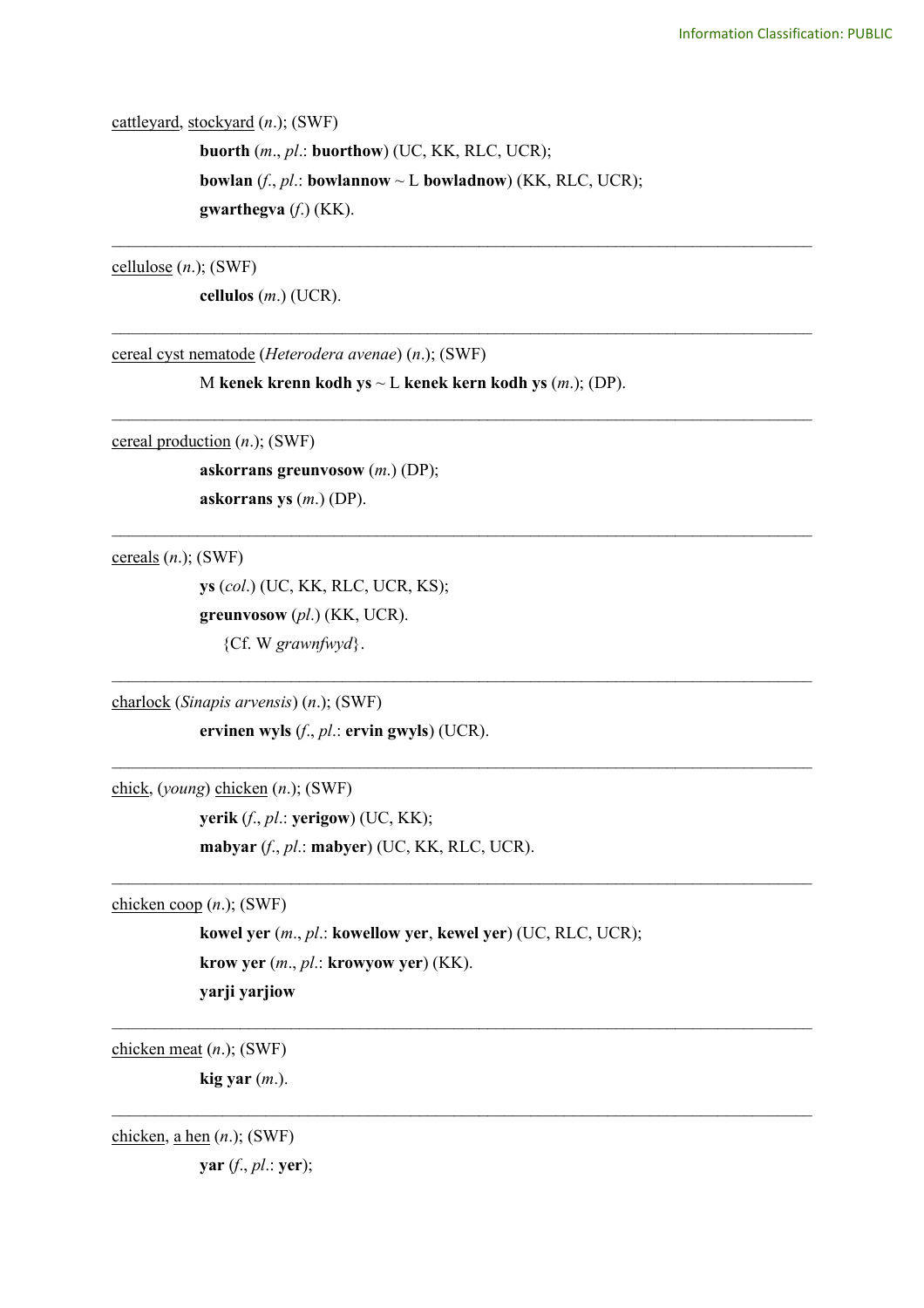<u>cattleyard</u>, <u>stockyard</u> (*n*.); (SWF)

**buorth** (*m*., *pl*.: **buorthow**) (UC, KK, RLC, UCR);
**bowlan** (*f*., *pl*.: **bowlannow** ~ L **bowladnow**) (KK, RLC, UCR);
**gwarthegva** (*f*.) (KK).

---

<u>cellulose</u> (*n*.); (SWF)

**cellulos** (*m*.) (UCR).

---

<u>cereal cyst nematode</u> (*Heterodera avenae*) (*n*.); (SWF)

M **kenek krenn kodh ys** ~ L **kenek kern kodh ys** (*m*.); (DP).

---

<u>cereal production</u> (*n*.); (SWF)

**askorrans greunvosow** (*m*.) (DP);
**askorrans ys** (*m*.) (DP).

---

<u>cereals</u> (*n*.); (SWF)

**ys** (*col*.) (UC, KK, RLC, UCR, KS);
**greunvosow** (*pl*.) (KK, UCR).
{Cf. W *grawnfwyd*}.

---

<u>charlock</u> (*Sinapis arvensis*) (*n*.); (SWF)

**ervinen wyls** (*f*., *pl*.: **ervin gwyls**) (UCR).

---

<u>chick</u>, (*young*) <u>chicken</u> (*n*.); (SWF)

**yerik** (*f*., *pl*.: **yerigow**) (UC, KK);
**mabyar** (*f*., *pl*.: **mabyer**) (UC, KK, RLC, UCR).

---

<u>chicken coop</u> (*n*.); (SWF)

**kowel yer** (*m*., *pl*.: **kowellow yer**, **kewel yer**) (UC, RLC, UCR);
**krow yer** (*m*., *pl*.: **krowyow yer**) (KK).
**yarji yarjiow**

---

<u>chicken meat</u> (*n*.); (SWF)

**kig yar** (*m*.).

---

<u>chicken</u>, <u>a hen</u> (*n*.); (SWF)

**yar** (*f*., *pl*.: **yer**);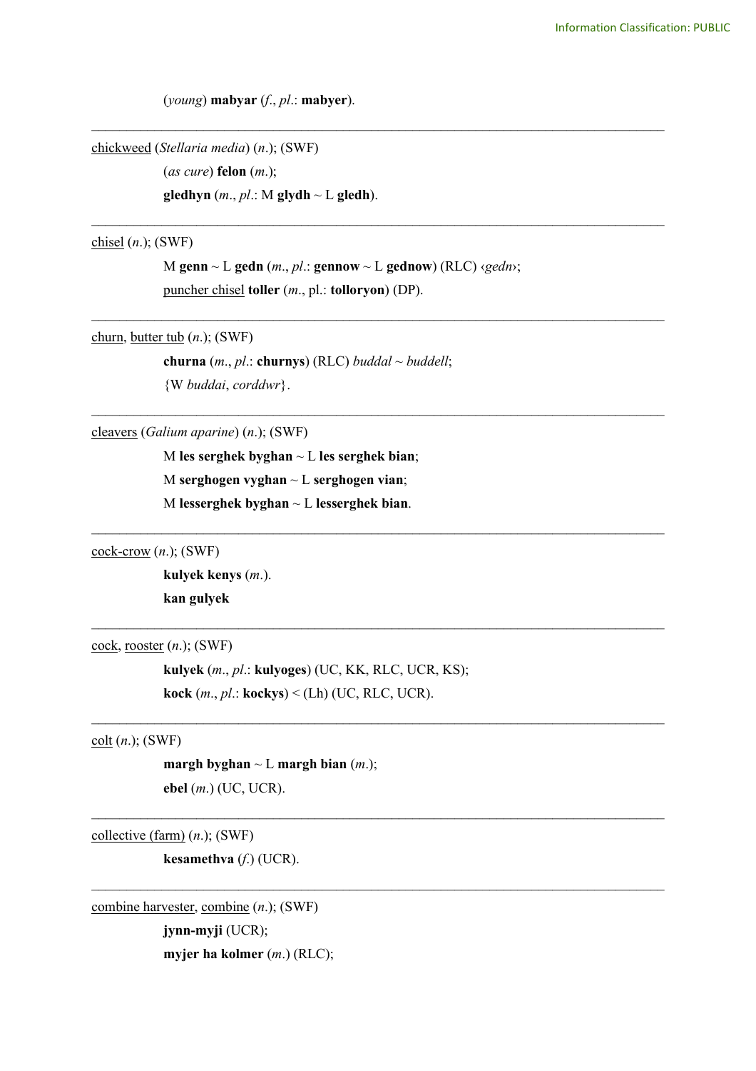(*young*) **mabyar** (*f*., *pl*.: **mabyer**).

---

<u>chickweed</u> (*Stellaria media*) (*n*.); (SWF)

(*as cure*) **felon** (*m*.);

**gledhyn** (*m*., *pl*.: M **glydh** ~ L **gledh**).

---

<u>chisel</u> (*n*.); (SWF)

M **genn** ~ L **gedn** (*m*., *pl*.: **gennow** ~ L **gednow**) (RLC) ‹*gedn*›;

<u>puncher chisel</u> **toller** (*m*., pl.: **tolloryon**) (DP).

---

<u>churn</u>, <u>butter tub</u> (*n*.); (SWF)

**churna** (*m*., *pl*.: **churnys**) (RLC) *buddal* ~ *buddell*;

{W *buddai*, *corddwr*}.

---

<u>cleavers</u> (*Galium aparine*) (*n*.); (SWF)

M **les serghek byghan** ~ L **les serghek bian**;

M **serghogen vyghan** ~ L **serghogen vian**;

M **lesserghek byghan** ~ L **lesserghek bian**.

---

<u>cock-crow</u> (*n*.); (SWF)

**kulyek kenys** (*m*.).

**kan gulyek**

---

<u>cock</u>, <u>rooster</u> (*n*.); (SWF)

**kulyek** (*m*., *pl*.: **kulyoges**) (UC, KK, RLC, UCR, KS);

**kock** (*m*., *pl*.: **kockys**) < (Lh) (UC, RLC, UCR).

---

<u>colt</u> (*n*.); (SWF)

**margh byghan** ~ L **margh bian** (*m*.);

**ebel** (*m*.) (UC, UCR).

---

<u>collective (farm)</u> (*n*.); (SWF)

**kesamethva** (*f*.) (UCR).

---

<u>combine harvester</u>, <u>combine</u> (*n*.); (SWF)

**jynn-myji** (UCR);

**myjer ha kolmer** (*m*.) (RLC);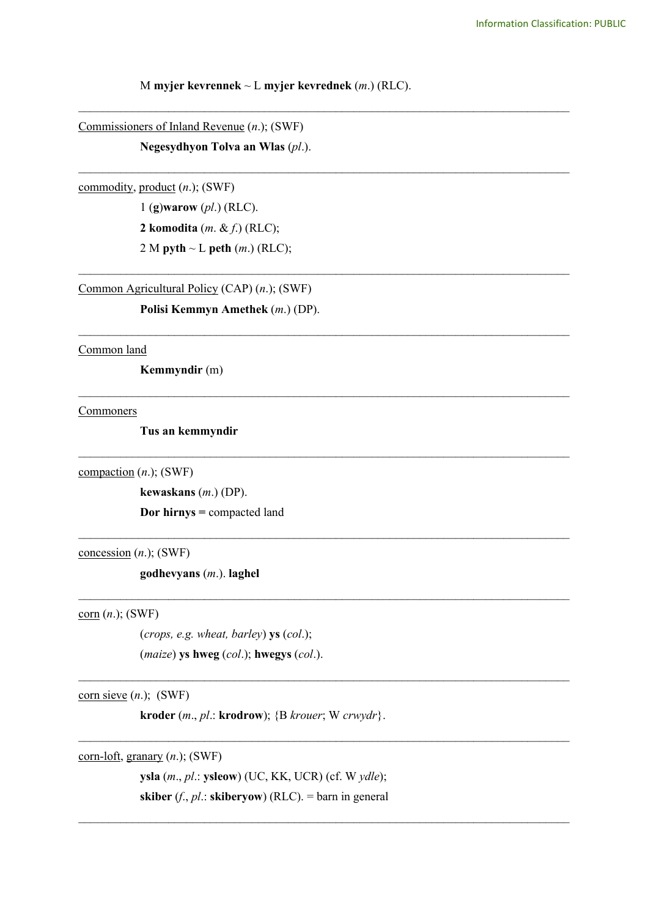M **myjer kevrennek** ~ L **myjer kevrednek** (*m*.) (RLC).

---

<u>Commissioners of Inland Revenue</u> (*n*.); (SWF)

**Negesydhyon Tolva an Wlas** (*pl*.).

---

<u>commodity</u>, <u>product</u> (*n*.); (SWF)

1 (**g**)**warow** (*pl*.) (RLC).

**2 komodita** (*m*. & *f*.) (RLC);

2 M **pyth** ~ L **peth** (*m*.) (RLC);

---

<u>Common Agricultural Policy</u> (CAP) (*n*.); (SWF)

**Polisi Kemmyn Amethek** (*m*.) (DP).

---

<u>Common land</u>

**Kemmyndir** (m)

---

<u>Commoners</u>

**Tus an kemmyndir**

---

<u>compaction</u> (*n*.); (SWF)

**kewaskans** (*m*.) (DP).

**Dor hirnys =** compacted land

---

<u>concession</u> (*n*.); (SWF)

**godhevyans** (*m*.). **laghel**

---

<u>corn</u> (*n*.); (SWF)

(*crops, e.g. wheat, barley*) **ys** (*col*.);

(*maize*) **ys hweg** (*col*.); **hwegys** (*col*.).

---

<u>corn sieve</u> (*n*.); (SWF)

**kroder** (*m*., *pl*.: **krodrow**); {B *krouer*; W *crwydr*}.

---

<u>corn-loft</u>, <u>granary</u> (*n*.); (SWF)

**ysla** (*m*., *pl*.: **ysleow**) (UC, KK, UCR) (cf. W *ydle*);

**skiber** (*f*., *pl*.: **skiberyow**) (RLC). = barn in general

---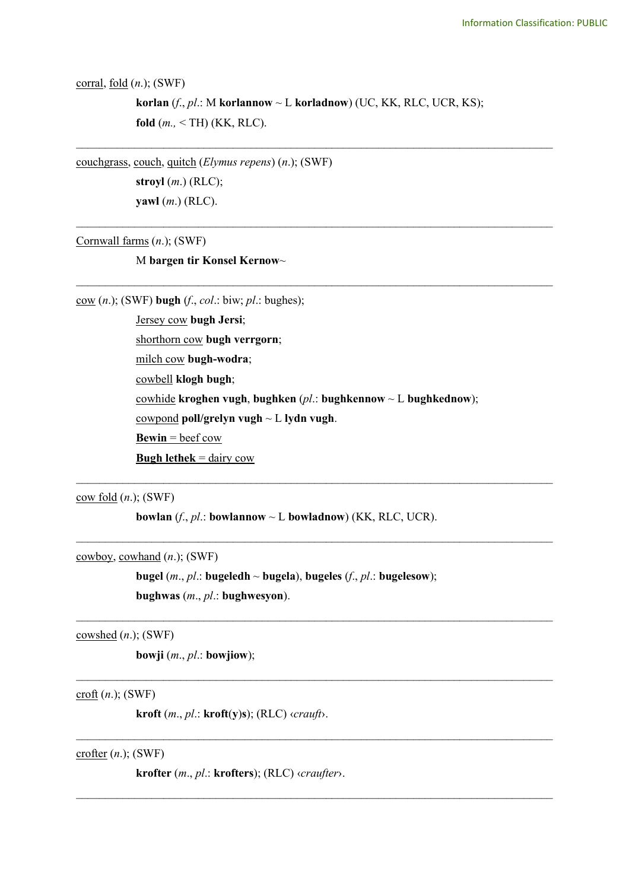corral, fold (*n.*); (SWF)

> **korlan** (*f.*, *pl.*: M **korlannow** ~ L **korladnow**) (UC, KK, RLC, UCR, KS);
> **fold** (*m.,* < TH) (KK, RLC).

---

couchgrass, couch, quitch (*Elymus repens*) (*n.*); (SWF)

> **stroyl** (*m.*) (RLC);
> **yawl** (*m.*) (RLC).

---

Cornwall farms (*n.*); (SWF)

> M **bargen tir Konsel Kernow**~

---

cow (*n.*); (SWF) **bugh** (*f.*, *col.*: biw; *pl.*: bughes);

> Jersey cow **bugh Jersi**;
> shorthorn cow **bugh verrgorn**;
> milch cow **bugh-wodra**;
> cowbell **klogh bugh**;
> cowhide **kroghen vugh**, **bughken** (*pl.*: **bughkennow** ~ L **bughkednow**);
> cowpond **poll/grelyn vugh** ~ L **lydn vugh**.
> **Bewin** = beef cow
> **Bugh lethek** = dairy cow

---

cow fold (*n.*); (SWF)

> **bowlan** (*f.*, *pl.*: **bowlannow** ~ L **bowladnow**) (KK, RLC, UCR).

---

cowboy, cowhand (*n.*); (SWF)

> **bugel** (*m.*, *pl.*: **bugeledh** ~ **bugela**), **bugeles** (*f.*, *pl.*: **bugelesow**);
> **bughwas** (*m.*, *pl.*: **bughwesyon**).

---

cowshed (*n.*); (SWF)

> **bowji** (*m.*, *pl.*: **bowjiow**);

---

croft (*n.*); (SWF)

> **kroft** (*m.*, *pl.*: **kroft(y)s**); (RLC) ‹*crauft*›.

---

crofter (*n.*); (SWF)

> **krofter** (*m.*, *pl.*: **krofters**); (RLC) ‹*craufter*›.

---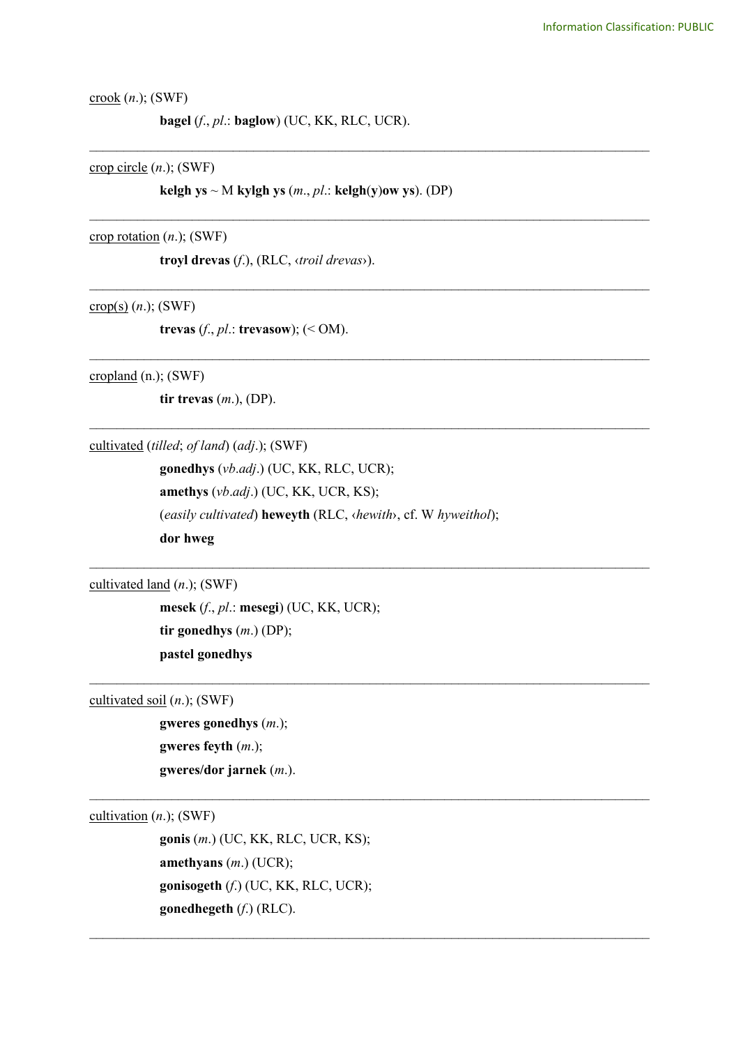<u>crook</u> (*n.*); (SWF)

**bagel** (*f.*, *pl.*: **baglow**) (UC, KK, RLC, UCR).

---

<u>crop circle</u> (*n.*); (SWF)

**kelgh ys** ~ M **kylgh ys** (*m.*, *pl.*: **kelgh(y)ow ys**). (DP)

---

<u>crop rotation</u> (*n.*); (SWF)

**troyl drevas** (*f.*), (RLC, ‹*troil drevas*›).

---

<u>crop(s)</u> (*n.*); (SWF)

**trevas** (*f.*, *pl.*: **trevasow**); (< OM).

---

<u>cropland</u> (n.); (SWF)

**tir trevas** (*m.*), (DP).

---

<u>cultivated</u> (*tilled*; *of land*) (*adj.*); (SWF)

**gonedhys** (*vb.adj.*) (UC, KK, RLC, UCR);
**amethys** (*vb.adj.*) (UC, KK, UCR, KS);
(*easily cultivated*) **heweyth** (RLC, ‹*hewith*›, cf. W *hyweithol*);
**dor hweg**

---

<u>cultivated land</u> (*n.*); (SWF)

**mesek** (*f.*, *pl.*: **mesegi**) (UC, KK, UCR);
**tir gonedhys** (*m.*) (DP);
**pastel gonedhys**

---

<u>cultivated soil</u> (*n.*); (SWF)

**gweres gonedhys** (*m.*);
**gweres feyth** (*m.*);
**gweres/dor jarnek** (*m.*).

---

<u>cultivation</u> (*n.*); (SWF)

**gonis** (*m.*) (UC, KK, RLC, UCR, KS);
**amethyans** (*m.*) (UCR);
**gonisogeth** (*f.*) (UC, KK, RLC, UCR);
**gonedhegeth** (*f.*) (RLC).

---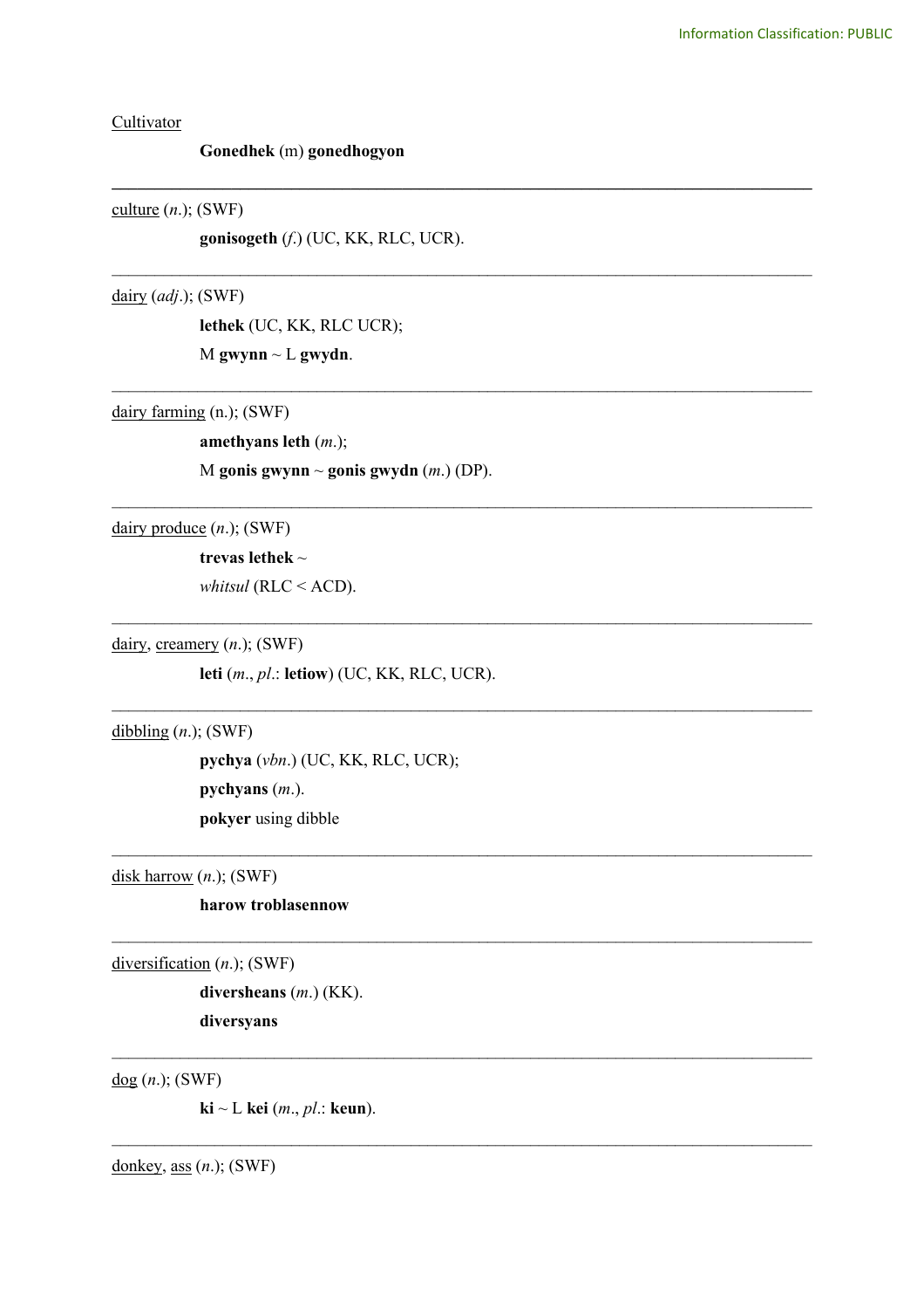Cultivator

**Gonedhek** (m) **gonedhogyon**

---

culture (*n*.); (SWF)

**gonisogeth** (*f*.) (UC, KK, RLC, UCR).

---

dairy (*adj*.); (SWF)

**lethek** (UC, KK, RLC UCR);

M **gwynn** ~ L **gwydn**.

---

dairy farming (n.); (SWF)

**amethyans leth** (*m*.);

M **gonis gwynn** ~ **gonis gwydn** (*m*.) (DP).

---

dairy produce (*n*.); (SWF)

**trevas lethek** ~

*whitsul* (RLC < ACD).

---

dairy, creamery (*n*.); (SWF)

**leti** (*m*., *pl*.: **letiow**) (UC, KK, RLC, UCR).

---

dibbling (*n*.); (SWF)

**pychya** (*vbn*.) (UC, KK, RLC, UCR);

**pychyans** (*m*.).

**pokyer** using dibble

---

disk harrow (*n*.); (SWF)

**harow troblasennow**

---

diversification (*n*.); (SWF)

**diversheans** (*m*.) (KK).

**diversyans**

---

dog (*n*.); (SWF)

**ki** ~ L **kei** (*m*., *pl*.: **keun**).

---

donkey, ass (*n*.); (SWF)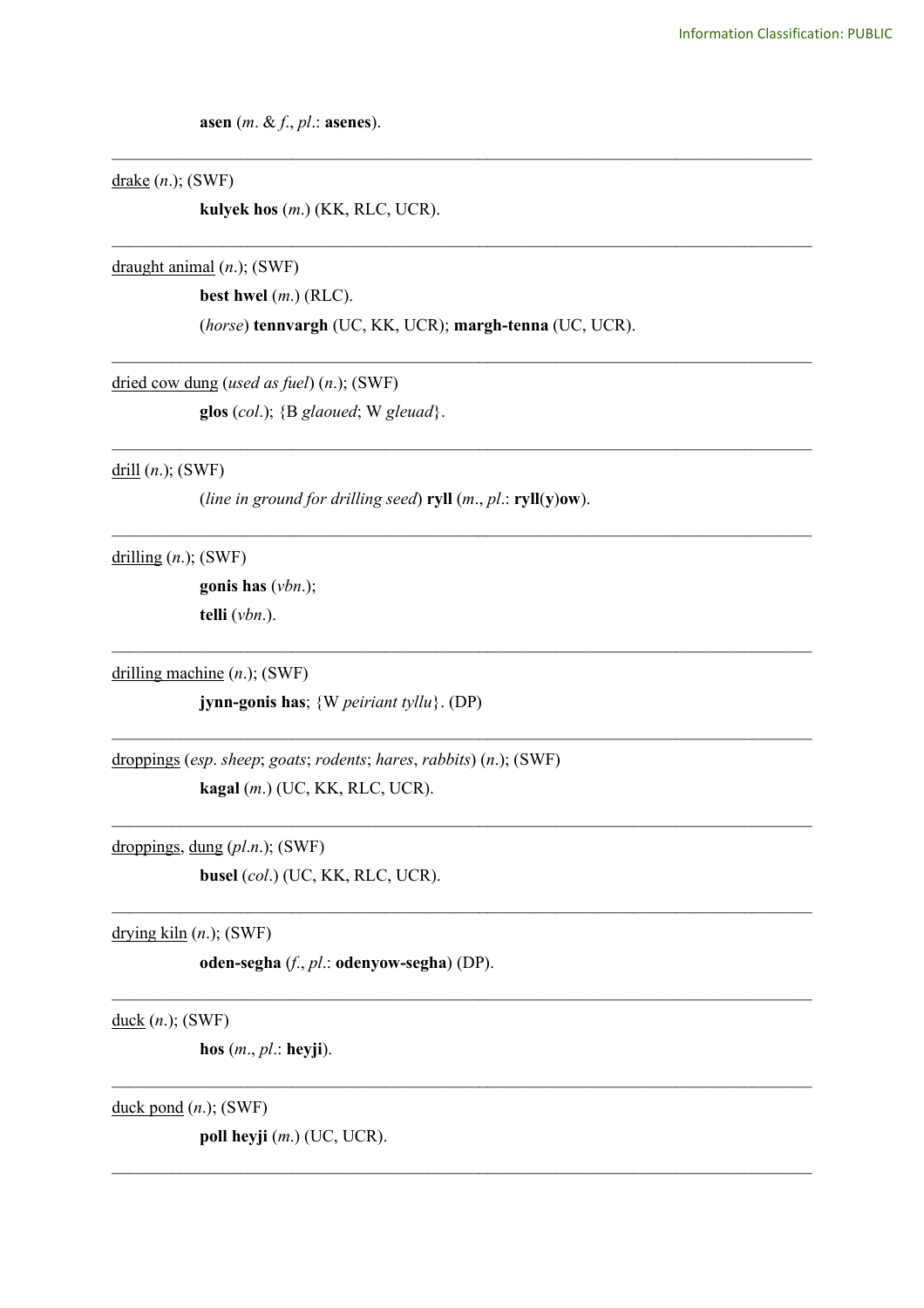**asen** (*m*. & *f*., *pl*.: **asenes**).

---

<u>drake</u> (*n*.); (SWF)

**kulyek hos** (*m*.) (KK, RLC, UCR).

---

<u>draught animal</u> (*n*.); (SWF)

**best hwel** (*m*.) (RLC).

(*horse*) **tennvargh** (UC, KK, UCR); **margh-tenna** (UC, UCR).

---

<u>dried cow dung</u> (*used as fuel*) (*n*.); (SWF)

**glos** (*col*.); {B *glaoued*; W *gleuad*}.

---

<u>drill</u> (*n*.); (SWF)

(*line in ground for drilling seed*) **ryll** (*m*., *pl*.: **ryll(y)ow**).

---

<u>drilling</u> (*n*.); (SWF)

**gonis has** (*vbn*.);

**telli** (*vbn*.).

---

<u>drilling machine</u> (*n*.); (SWF)

**jynn-gonis has**; {W *peiriant tyllu*}. (DP)

---

<u>droppings</u> (*esp*. *sheep*; *goats*; *rodents*; *hares*, *rabbits*) (*n*.); (SWF)

**kagal** (*m*.) (UC, KK, RLC, UCR).

---

<u>droppings</u>, <u>dung</u> (*pl*.*n*.); (SWF)

**busel** (*col*.) (UC, KK, RLC, UCR).

---

<u>drying kiln</u> (*n*.); (SWF)

**oden-segha** (*f*., *pl*.: **odenyow-segha**) (DP).

---

<u>duck</u> (*n*.); (SWF)

**hos** (*m*., *pl*.: **heyji**).

---

<u>duck pond</u> (*n*.); (SWF)

**poll heyji** (*m*.) (UC, UCR).

---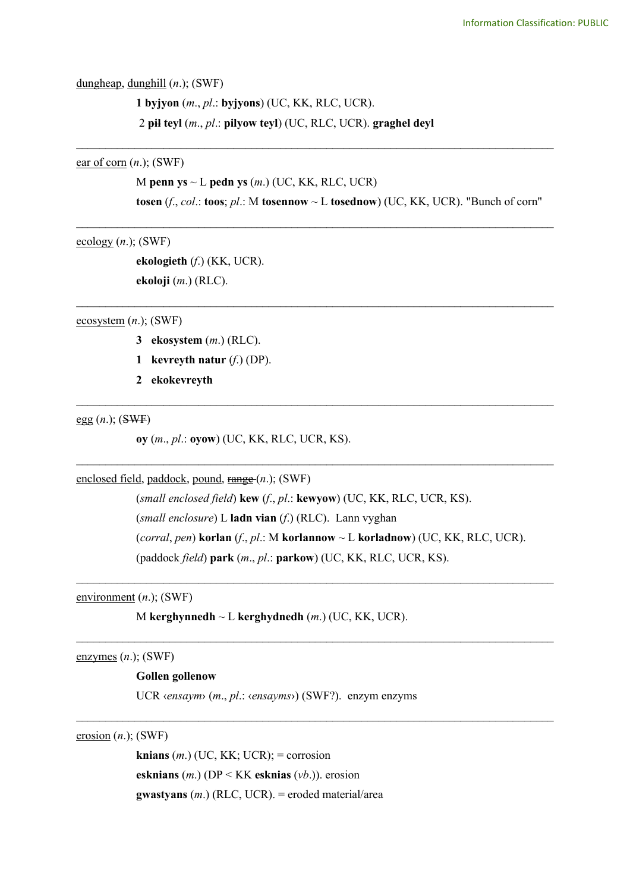dungheap, dunghill (*n*.); (SWF)

**1 byjyon** (*m*., *pl*.: **byjyons**) (UC, KK, RLC, UCR).

2 ~~**pil**~~ **teyl** (*m*., *pl*.: **pilyow teyl**) (UC, RLC, UCR). **graghel deyl**

---

ear of corn (*n*.); (SWF)

M **penn ys** ~ L **pedn ys** (*m*.) (UC, KK, RLC, UCR)

**tosen** (*f*., *col*.: **toos**; *pl*.: M **tosennow** ~ L **tosednow**) (UC, KK, UCR). "Bunch of corn"

---

ecology (*n*.); (SWF)

**ekologieth** (*f*.) (KK, UCR).

**ekoloji** (*m*.) (RLC).

---

ecosystem (*n*.); (SWF)

**3 ekosystem** (*m*.) (RLC).

**1 kevreyth natur** (*f*.) (DP).

**2 ekokevreyth**

---

egg (*n*.); (~~SWF~~)

**oy** (*m*., *pl*.: **oyow**) (UC, KK, RLC, UCR, KS).

---

enclosed field, paddock, pound, ~~range~~ (*n*.); (SWF)

(*small enclosed field*) **kew** (*f*., *pl*.: **kewyow**) (UC, KK, RLC, UCR, KS).

(*small enclosure*) L **ladn vian** (*f*.) (RLC). Lann vyghan

(*corral*, *pen*) **korlan** (*f*., *pl*.: M **korlannow** ~ L **korladnow**) (UC, KK, RLC, UCR).

(paddock *field*) **park** (*m*., *pl*.: **parkow**) (UC, KK, RLC, UCR, KS).

---

environment (*n*.); (SWF)

M **kerghynnedh** ~ L **kerghydnedh** (*m*.) (UC, KK, UCR).

---

enzymes (*n*.); (SWF)

**Gollen gollenow**

UCR ‹*ensaym*› (*m*., *pl*.: ‹*ensayms*›) (SWF?). enzym enzyms

---

erosion (*n*.); (SWF)

**knians** (*m*.) (UC, KK; UCR); = corrosion

**esknians** (*m*.) (DP < KK **esknias** (*vb*.)). erosion

**gwastyans** (*m*.) (RLC, UCR). = eroded material/area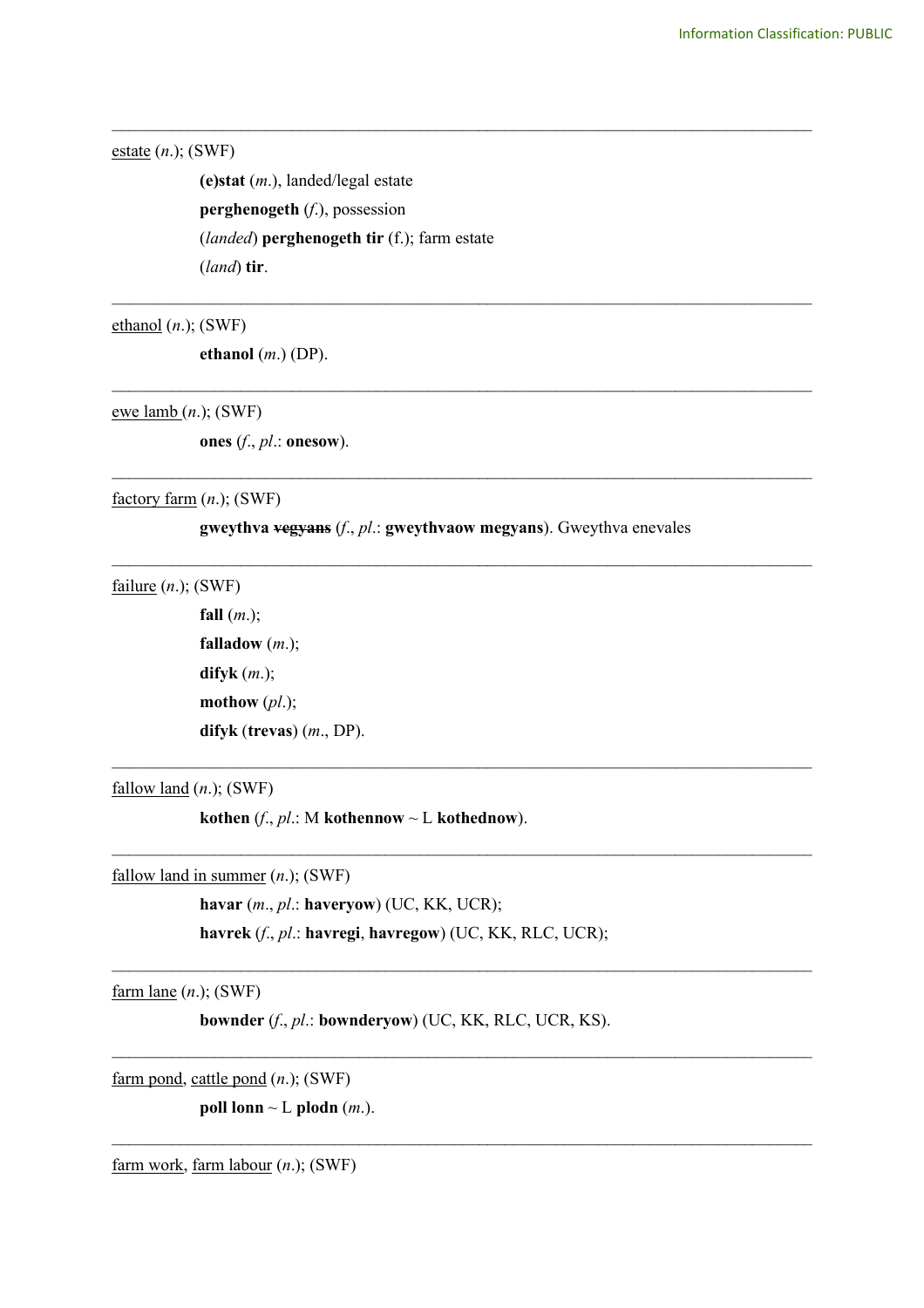---

<u>estate</u> (*n.*); (SWF)

> **(e)stat** (*m.*), landed/legal estate
>
> **perghenogeth** (*f.*), possession
>
> (*landed*) **perghenogeth tir** (f.); farm estate
>
> (*land*) **tir**.

---

<u>ethanol</u> (*n.*); (SWF)

> **ethanol** (*m.*) (DP).

---

<u>ewe lamb</u> (*n.*); (SWF)

> **ones** (*f.*, *pl.*: **onesow**).

---

<u>factory farm</u> (*n.*); (SWF)

> **gweythva** ~~**vegyans**~~ (*f.*, *pl.*: **gweythvaow megyans**). Gweythva enevales

---

<u>failure</u> (*n.*); (SWF)

> **fall** (*m.*);
>
> **falladow** (*m.*);
>
> **difyk** (*m.*);
>
> **mothow** (*pl.*);
>
> **difyk** (**trevas**) (*m.*, DP).

---

<u>fallow land</u> (*n.*); (SWF)

> **kothen** (*f.*, *pl.*: M **kothennow** ~ L **kothednow**).

---

<u>fallow land in summer</u> (*n.*); (SWF)

> **havar** (*m.*, *pl.*: **haveryow**) (UC, KK, UCR);
>
> **havrek** (*f.*, *pl.*: **havregi**, **havregow**) (UC, KK, RLC, UCR);

---

<u>farm lane</u> (*n.*); (SWF)

> **bownder** (*f.*, *pl.*: **bownderyow**) (UC, KK, RLC, UCR, KS).

---

<u>farm pond</u>, <u>cattle pond</u> (*n.*); (SWF)

> **poll lonn** ~ L **plodn** (*m.*).

---

<u>farm work</u>, <u>farm labour</u> (*n.*); (SWF)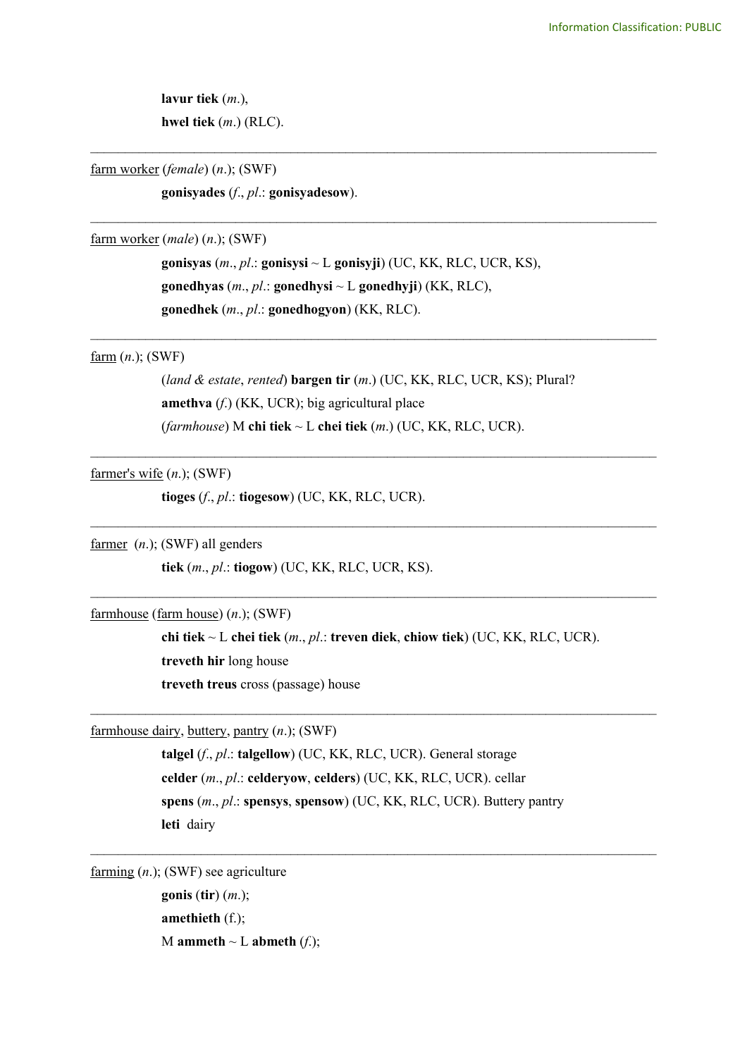**lavur tiek** (*m.*),

**hwel tiek** (*m.*) (RLC).

---

<u>farm worker</u> (*female*) (*n.*); (SWF)

**gonisyades** (*f.*, *pl.*: **gonisyadesow**).

---

<u>farm worker</u> (*male*) (*n.*); (SWF)

**gonisyas** (*m.*, *pl.*: **gonisysi** ~ L **gonisyji**) (UC, KK, RLC, UCR, KS),

**gonedhyas** (*m.*, *pl.*: **gonedhysi** ~ L **gonedhyji**) (KK, RLC),

**gonedhek** (*m.*, *pl.*: **gonedhogyon**) (KK, RLC).

---

<u>farm</u> (*n.*); (SWF)

(*land & estate*, *rented*) **bargen tir** (*m.*) (UC, KK, RLC, UCR, KS); Plural?

**amethva** (*f.*) (KK, UCR); big agricultural place

(*farmhouse*) M **chi tiek** ~ L **chei tiek** (*m.*) (UC, KK, RLC, UCR).

---

<u>farmer's wife</u> (*n.*); (SWF)

**tioges** (*f.*, *pl.*: **tiogesow**) (UC, KK, RLC, UCR).

---

<u>farmer</u> (*n.*); (SWF) all genders

**tiek** (*m.*, *pl.*: **tiogow**) (UC, KK, RLC, UCR, KS).

---

<u>farmhouse</u> (<u>farm house</u>) (*n.*); (SWF)

**chi tiek** ~ L **chei tiek** (*m.*, *pl.*: **treven diek**, **chiow tiek**) (UC, KK, RLC, UCR).

**treveth hir** long house

**treveth treus** cross (passage) house

---

<u>farmhouse dairy</u>, <u>buttery</u>, <u>pantry</u> (*n.*); (SWF)

**talgel** (*f.*, *pl.*: **talgellow**) (UC, KK, RLC, UCR). General storage

**celder** (*m.*, *pl.*: **celderyow**, **celders**) (UC, KK, RLC, UCR). cellar

**spens** (*m.*, *pl.*: **spensys**, **spensow**) (UC, KK, RLC, UCR). Buttery pantry

**leti** dairy

---

<u>farming</u> (*n.*); (SWF) see agriculture

**gonis** (**tir**) (*m.*);

**amethieth** (f.);

M **ammeth** ~ L **abmeth** (*f.*);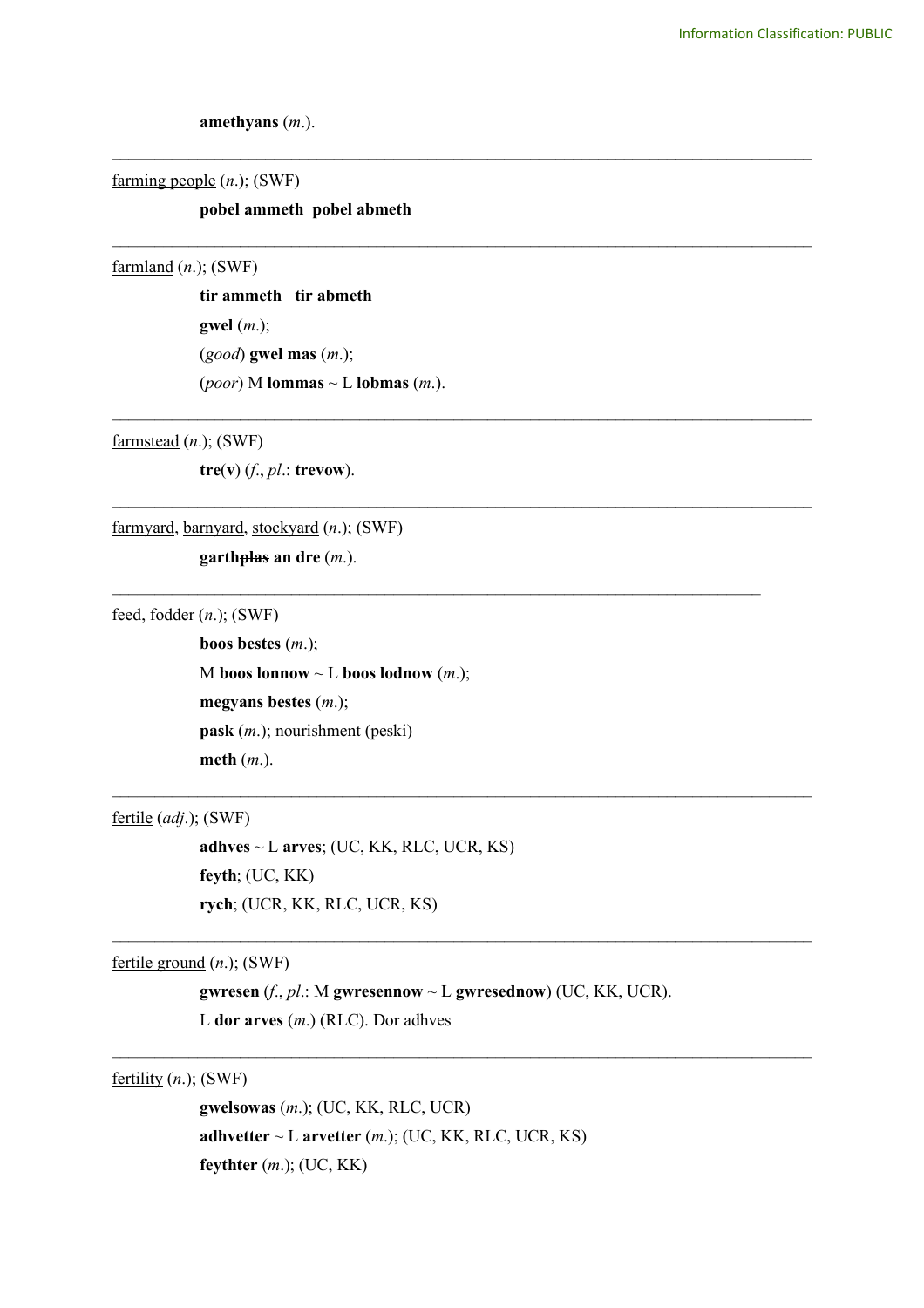**amethyans** (*m*.).

---

<u>farming people</u> (*n*.); (SWF)

**pobel ammeth  pobel abmeth**

---

<u>farmland</u> (*n*.); (SWF)

**tir ammeth   tir abmeth**

**gwel** (*m*.);

(*good*) **gwel mas** (*m*.);

(*poor*) M **lommas** ~ L **lobmas** (*m*.).

---

<u>farmstead</u> (*n*.); (SWF)

**tre**(**v**) (*f*., *pl*.: **trevow**).

---

<u>farmyard</u>, <u>barnyard</u>, <u>stockyard</u> (*n*.); (SWF)

**garth~~plas~~ an dre** (*m*.).

---

<u>feed</u>, <u>fodder</u> (*n*.); (SWF)

**boos bestes** (*m*.);

M **boos lonnow** ~ L **boos lodnow** (*m*.);

**megyans bestes** (*m*.);

**pask** (*m*.); nourishment (peski)

**meth** (*m*.).

---

<u>fertile</u> (*adj*.); (SWF)

**adhves** ~ L **arves**; (UC, KK, RLC, UCR, KS)

**feyth**; (UC, KK)

**rych**; (UCR, KK, RLC, UCR, KS)

---

<u>fertile ground</u> (*n*.); (SWF)

**gwresen** (*f*., *pl*.: M **gwresennow** ~ L **gwresednow**) (UC, KK, UCR).

L **dor arves** (*m*.) (RLC). Dor adhves

---

<u>fertility</u> (*n*.); (SWF)

**gwelsowas** (*m*.); (UC, KK, RLC, UCR)

**adhvetter** ~ L **arvetter** (*m*.); (UC, KK, RLC, UCR, KS)

**feythter** (*m*.); (UC, KK)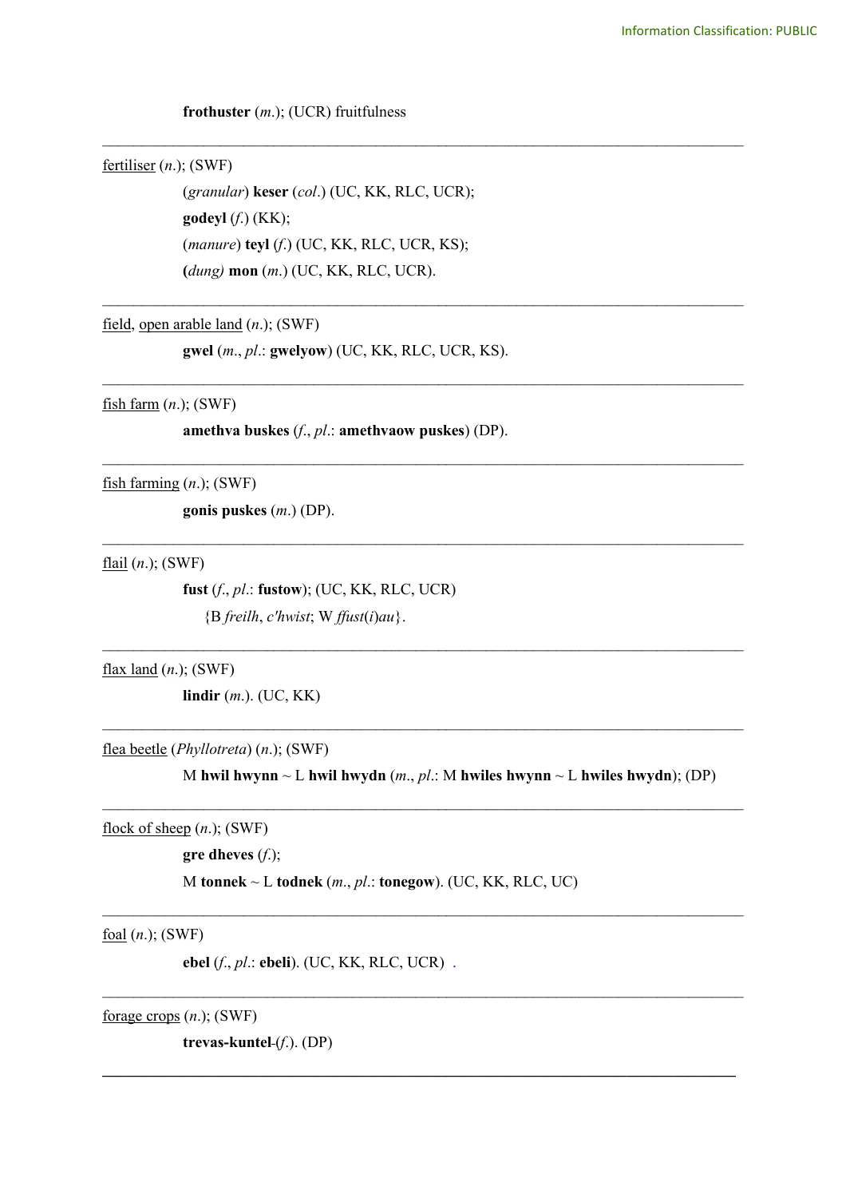**frothuster** (*m.*); (UCR) fruitfulness

---

<u>fertiliser</u> (*n.*); (SWF)

(*granular*) **keser** (*col.*) (UC, KK, RLC, UCR);
**godeyl** (*f.*) (KK);
(*manure*) **teyl** (*f.*) (UC, KK, RLC, UCR, KS);
(*dung*) **mon** (*m.*) (UC, KK, RLC, UCR).

---

<u>field</u>, <u>open arable land</u> (*n.*); (SWF)

**gwel** (*m.*, *pl.*: **gwelyow**) (UC, KK, RLC, UCR, KS).

---

<u>fish farm</u> (*n.*); (SWF)

**amethva buskes** (*f.*, *pl.*: **amethvaow puskes**) (DP).

---

<u>fish farming</u> (*n.*); (SWF)

**gonis puskes** (*m.*) (DP).

---

<u>flail</u> (*n.*); (SWF)

**fust** (*f.*, *pl.*: **fustow**); (UC, KK, RLC, UCR)
{B *freilh*, *c'hwist*; W *ffust*(*i*)*au*}.

---

<u>flax land</u> (*n.*); (SWF)

**lindir** (*m.*). (UC, KK)

---

<u>flea beetle</u> (*Phyllotreta*) (*n.*); (SWF)

M **hwil hwynn** ~ L **hwil hwydn** (*m.*, *pl.*: M **hwiles hwynn** ~ L **hwiles hwydn**); (DP)

---

<u>flock of sheep</u> (*n.*); (SWF)

**gre dheves** (*f.*);
M **tonnek** ~ L **todnek** (*m.*, *pl.*: **tonegow**). (UC, KK, RLC, UC)

---

<u>foal</u> (*n.*); (SWF)

**ebel** (*f.*, *pl.*: **ebeli**). (UC, KK, RLC, UCR) .

---

<u>forage crops</u> (*n.*); (SWF)

**trevas-kuntel**-(*f.*). (DP)

---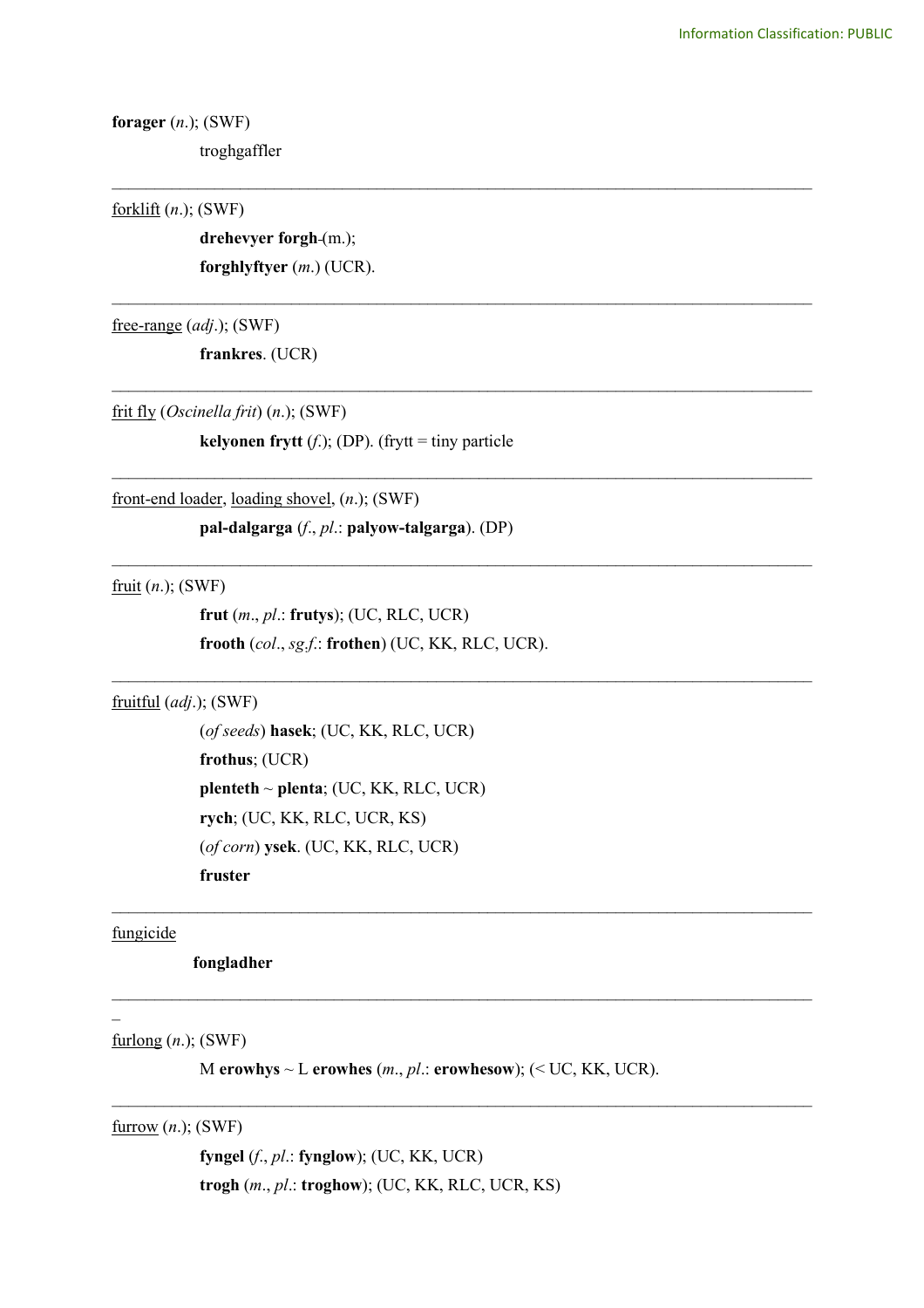**forager** (*n.*); (SWF)

troghgaffler

---

<u>forklift</u> (*n.*); (SWF)

**drehevyer forgh**-(m.);

**forghlyftyer** (*m.*) (UCR).

---

<u>free-range</u> (*adj.*); (SWF)

**frankres**. (UCR)

---

<u>frit fly</u> (*Oscinella frit*) (*n.*); (SWF)

**kelyonen frytt** (*f.*); (DP). (frytt = tiny particle

---

<u>front-end loader</u>, <u>loading shovel</u>, (*n.*); (SWF)

**pal-dalgarga** (*f.*, *pl.*: **palyow-talgarga**). (DP)

---

<u>fruit</u> (*n.*); (SWF)

**frut** (*m.*, *pl.*: **frutys**); (UC, RLC, UCR)

**frooth** (*col.*, *sg.f.*: **frothen**) (UC, KK, RLC, UCR).

---

<u>fruitful</u> (*adj.*); (SWF)

(*of seeds*) **hasek**; (UC, KK, RLC, UCR)

**frothus**; (UCR)

**plenteth** ~ **plenta**; (UC, KK, RLC, UCR)

**rych**; (UC, KK, RLC, UCR, KS)

(*of corn*) **ysek**. (UC, KK, RLC, UCR)

**fruster**

---

<u>fungicide</u>

**fongladher**

---

–

<u>furlong</u> (*n.*); (SWF)

M **erowhys** ~ L **erowhes** (*m.*, *pl.*: **erowhesow**); (< UC, KK, UCR).

---

<u>furrow</u> (*n.*); (SWF)

**fyngel** (*f.*, *pl.*: **fynglow**); (UC, KK, UCR)

**trogh** (*m.*, *pl.*: **troghow**); (UC, KK, RLC, UCR, KS)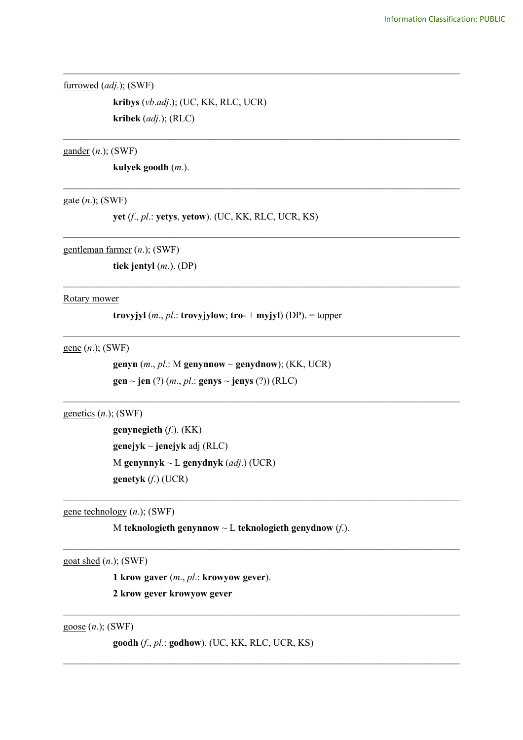---

<u>furrowed</u> (*adj.*); (SWF)

> **kribys** (*vb.adj.*); (UC, KK, RLC, UCR)
>
> **kribek** (*adj.*); (RLC)

---

<u>gander</u> (*n.*); (SWF)

> **kulyek goodh** (*m.*).

---

<u>gate</u> (*n.*); (SWF)

> **yet** (*f.*, *pl.*: **yetys**, **yetow**). (UC, KK, RLC, UCR, KS)

---

<u>gentleman farmer</u> (*n.*); (SWF)

> **tiek jentyl** (*m.*). (DP)

---

<u>Rotary mower</u>

> **trovyjyl** (*m.*, *pl.*: **trovyjylow**; **tro-** + **myjyl**) (DP). = topper

---

<u>gene</u> (*n.*); (SWF)

> **genyn** (*m.*, *pl.*: M **genynnow** ~ **genydnow**); (KK, UCR)
>
> **gen** ~ **jen** (?) (*m.*, *pl.*: **genys** ~ **jenys** (?)) (RLC)

---

<u>genetics</u> (*n.*); (SWF)

> **genynegieth** (*f.*). (KK)
>
> **genejyk** ~ **jenejyk** adj (RLC)
>
> M **genynnyk** ~ L **genydnyk** (*adj.*) (UCR)
>
> **genetyk** (*f.*) (UCR)

---

<u>gene technology</u> (*n.*); (SWF)

> M **teknologieth genynnow** ~ L **teknologieth genydnow** (*f.*).

---

<u>goat shed</u> (*n.*); (SWF)

> **1 krow gaver** (*m.*, *pl.*: **krowyow gever**).
>
> **2 krow gever krowyow gever**

---

<u>goose</u> (*n.*); (SWF)

> **goodh** (*f.*, *pl.*: **godhow**). (UC, KK, RLC, UCR, KS)

---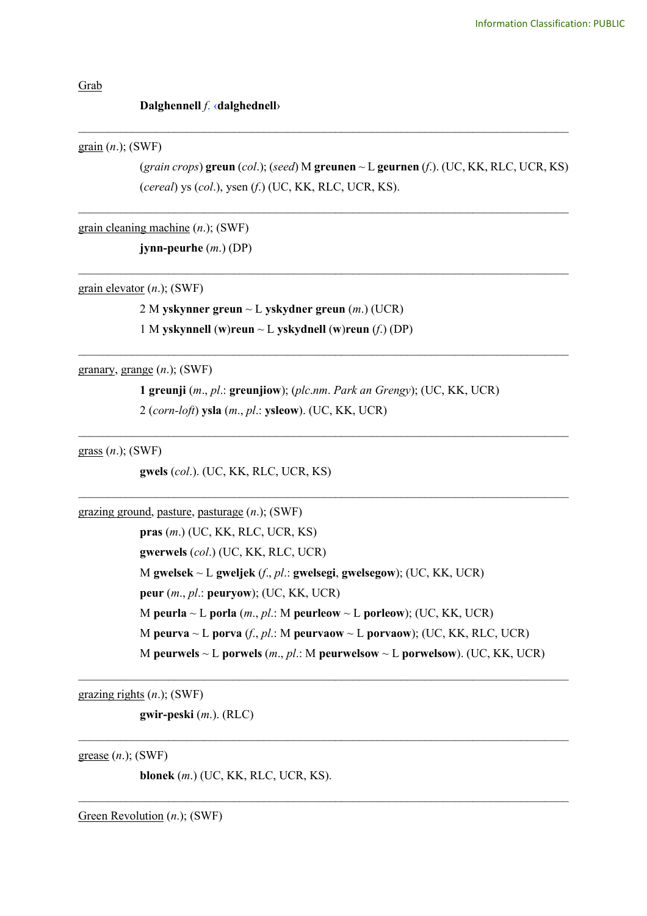Grab

**Dalghennell** *f.* ‹**dalghednell**›

---

grain (*n.*); (SWF)

(*grain crops*) **greun** (*col.*); (*seed*) M **greunen** ~ L **geurnen** (*f.*). (UC, KK, RLC, UCR, KS)

(*cereal*) ys (*col.*), ysen (*f.*) (UC, KK, RLC, UCR, KS).

---

grain cleaning machine (*n.*); (SWF)

**jynn-peurhe** (*m.*) (DP)

---

grain elevator (*n.*); (SWF)

2 M **yskynner greun** ~ L **yskydner greun** (*m.*) (UCR)

1 M **yskynnell (w)reun** ~ L **yskydnell (w)reun** (*f.*) (DP)

---

granary, grange (*n.*); (SWF)

**1 greunji** (*m.*, *pl.*: **greunjiow**); (*plc.nm. Park an Grengy*); (UC, KK, UCR)

2 (*corn-loft*) **ysla** (*m.*, *pl.*: **ysleow**). (UC, KK, UCR)

---

grass (*n.*); (SWF)

**gwels** (*col.*). (UC, KK, RLC, UCR, KS)

---

grazing ground, pasture, pasturage (*n.*); (SWF)

**pras** (*m.*) (UC, KK, RLC, UCR, KS)

**gwerwels** (*col.*) (UC, KK, RLC, UCR)

M **gwelsek** ~ L **gweljek** (*f.*, *pl.*: **gwelsegi**, **gwelsegow**); (UC, KK, UCR)

**peur** (*m.*, *pl.*: **peuryow**); (UC, KK, UCR)

M **peurla** ~ L **porla** (*m.*, *pl.*: M **peurleow** ~ L **porleow**); (UC, KK, UCR)

M **peurva** ~ L **porva** (*f.*, *pl.*: M **peurvaow** ~ L **porvaow**); (UC, KK, RLC, UCR)

M **peurwels** ~ L **porwels** (*m.*, *pl.*: M **peurwelsow** ~ L **porwelsow**). (UC, KK, UCR)

---

grazing rights (*n.*); (SWF)

**gwir-peski** (*m.*). (RLC)

---

grease (*n.*); (SWF)

**blonek** (*m.*) (UC, KK, RLC, UCR, KS).

---

Green Revolution (*n.*); (SWF)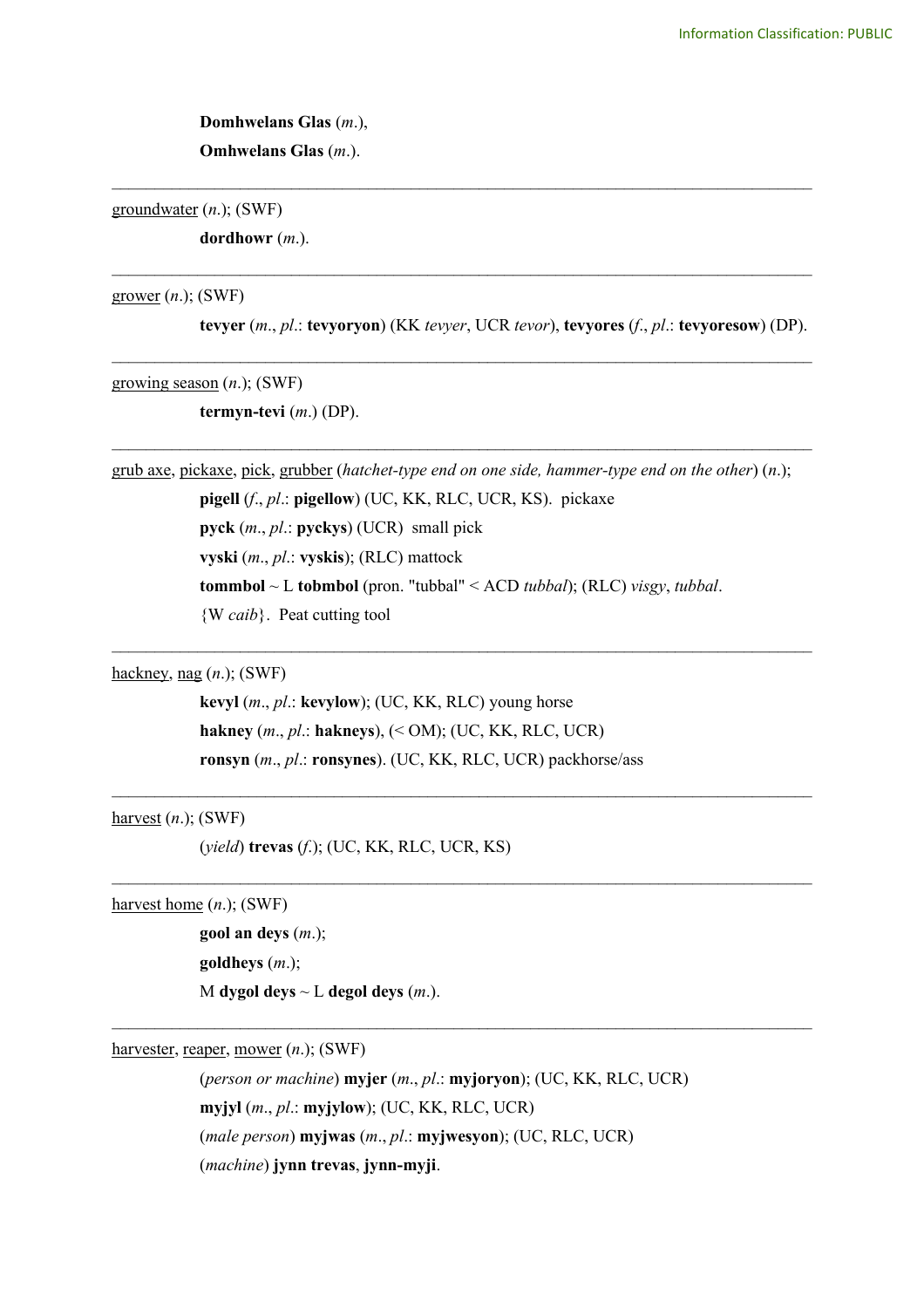**Domhwelans Glas** (*m*.),

**Omhwelans Glas** (*m*.).

---

<u>groundwater</u> (*n*.); (SWF)

**dordhowr** (*m*.).

---

<u>grower</u> (*n*.); (SWF)

**tevyer** (*m*., *pl*.: **tevyoryon**) (KK *tevyer*, UCR *tevor*), **tevyores** (*f*., *pl*.: **tevyoresow**) (DP).

---

<u>growing season</u> (*n*.); (SWF)

**termyn-tevi** (*m*.) (DP).

---

<u>grub axe</u>, <u>pickaxe</u>, <u>pick</u>, <u>grubber</u> (*hatchet-type end on one side, hammer-type end on the other*) (*n*.);

**pigell** (*f*., *pl*.: **pigellow**) (UC, KK, RLC, UCR, KS). pickaxe

**pyck** (*m*., *pl*.: **pyckys**) (UCR) small pick

**vyski** (*m*., *pl*.: **vyskis**); (RLC) mattock

**tommbol** ~ L **tobmbol** (pron. "tubbal" < ACD *tubbal*); (RLC) *visgy*, *tubbal*.

{W *caib*}. Peat cutting tool

---

<u>hackney</u>, <u>nag</u> (*n*.); (SWF)

**kevyl** (*m*., *pl*.: **kevylow**); (UC, KK, RLC) young horse

**hakney** (*m*., *pl*.: **hakneys**), (< OM); (UC, KK, RLC, UCR)

**ronsyn** (*m*., *pl*.: **ronsynes**). (UC, KK, RLC, UCR) packhorse/ass

---

<u>harvest</u> (*n*.); (SWF)

(*yield*) **trevas** (*f*.); (UC, KK, RLC, UCR, KS)

---

<u>harvest home</u> (*n*.); (SWF)

**gool an deys** (*m*.);

**goldheys** (*m*.);

M **dygol deys** ~ L **degol deys** (*m*.).

---

<u>harvester</u>, <u>reaper</u>, <u>mower</u> (*n*.); (SWF)

(*person or machine*) **myjer** (*m*., *pl*.: **myjoryon**); (UC, KK, RLC, UCR)

**myjyl** (*m*., *pl*.: **myjylow**); (UC, KK, RLC, UCR)

(*male person*) **myjwas** (*m*., *pl*.: **myjwesyon**); (UC, RLC, UCR)

(*machine*) **jynn trevas**, **jynn-myji**.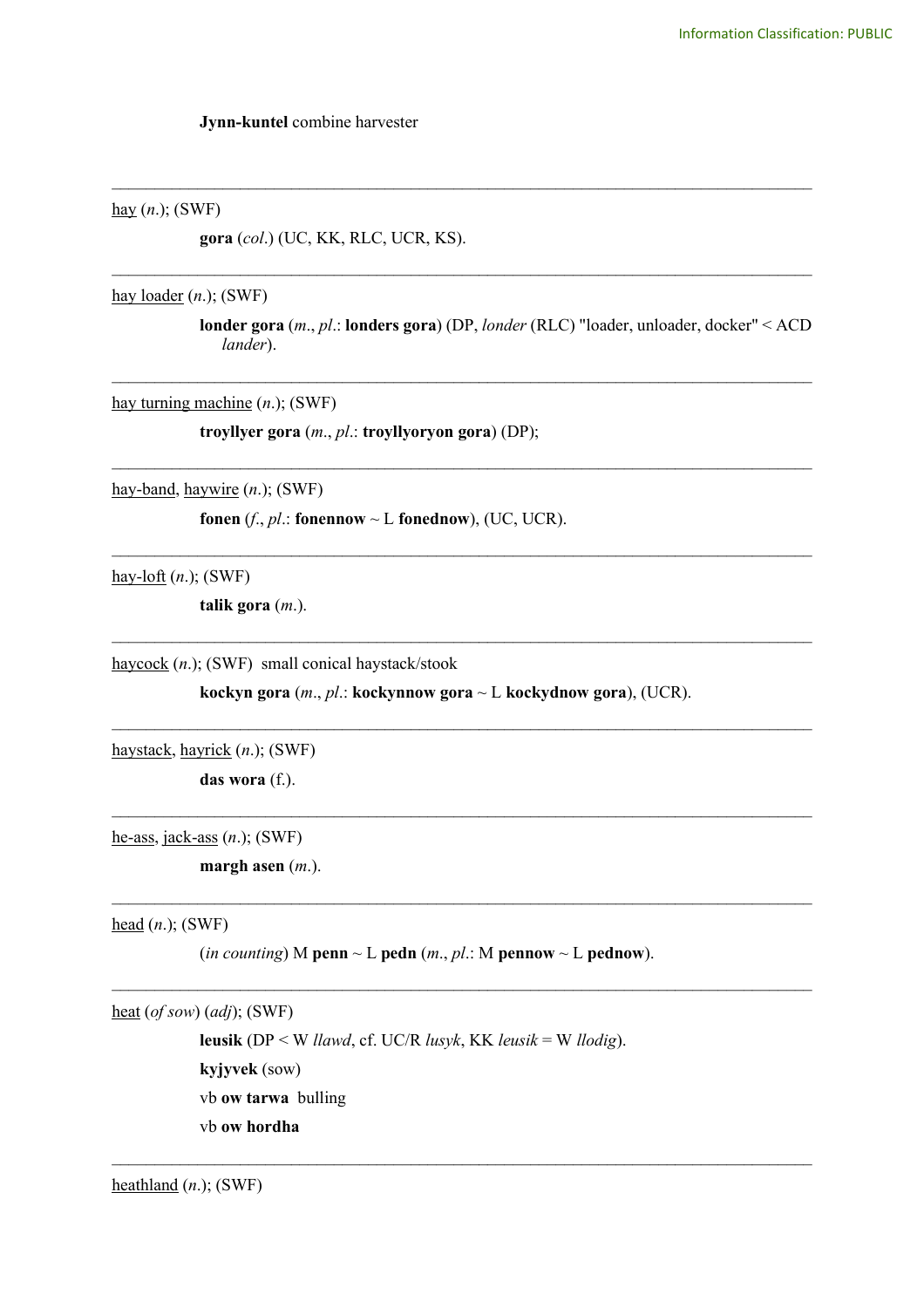**Jynn-kuntel** combine harvester

---

<u>hay</u> (*n*.); (SWF)

**gora** (*col*.) (UC, KK, RLC, UCR, KS).

---

<u>hay loader</u> (*n*.); (SWF)

**londer gora** (*m*., *pl*.: **londers gora**) (DP, *londer* (RLC) "loader, unloader, docker" < ACD *lander*).

---

<u>hay turning machine</u> (*n*.); (SWF)

**troyllyer gora** (*m*., *pl*.: **troyllyoryon gora**) (DP);

---

<u>hay-band</u>, <u>haywire</u> (*n*.); (SWF)

**fonen** (*f*., *pl*.: **fonennow** ~ L **fonednow**), (UC, UCR).

---

<u>hay-loft</u> (*n*.); (SWF)

**talik gora** (*m*.).

---

<u>haycock</u> (*n*.); (SWF) small conical haystack/stook

**kockyn gora** (*m*., *pl*.: **kockynnow gora** ~ L **kockydnow gora**), (UCR).

---

<u>haystack</u>, <u>hayrick</u> (*n*.); (SWF)

**das wora** (f.).

---

<u>he-ass</u>, <u>jack-ass</u> (*n*.); (SWF)

**margh asen** (*m*.).

---

<u>head</u> (*n*.); (SWF)

(*in counting*) M **penn** ~ L **pedn** (*m*., *pl*.: M **pennow** ~ L **pednow**).

---

<u>heat</u> (*of sow*) (*adj*); (SWF)

**leusik** (DP < W *llawd*, cf. UC/R *lusyk*, KK *leusik* = W *llodig*).

**kyjyvek** (sow)

vb **ow tarwa** bulling

vb **ow hordha**

---

<u>heathland</u> (*n*.); (SWF)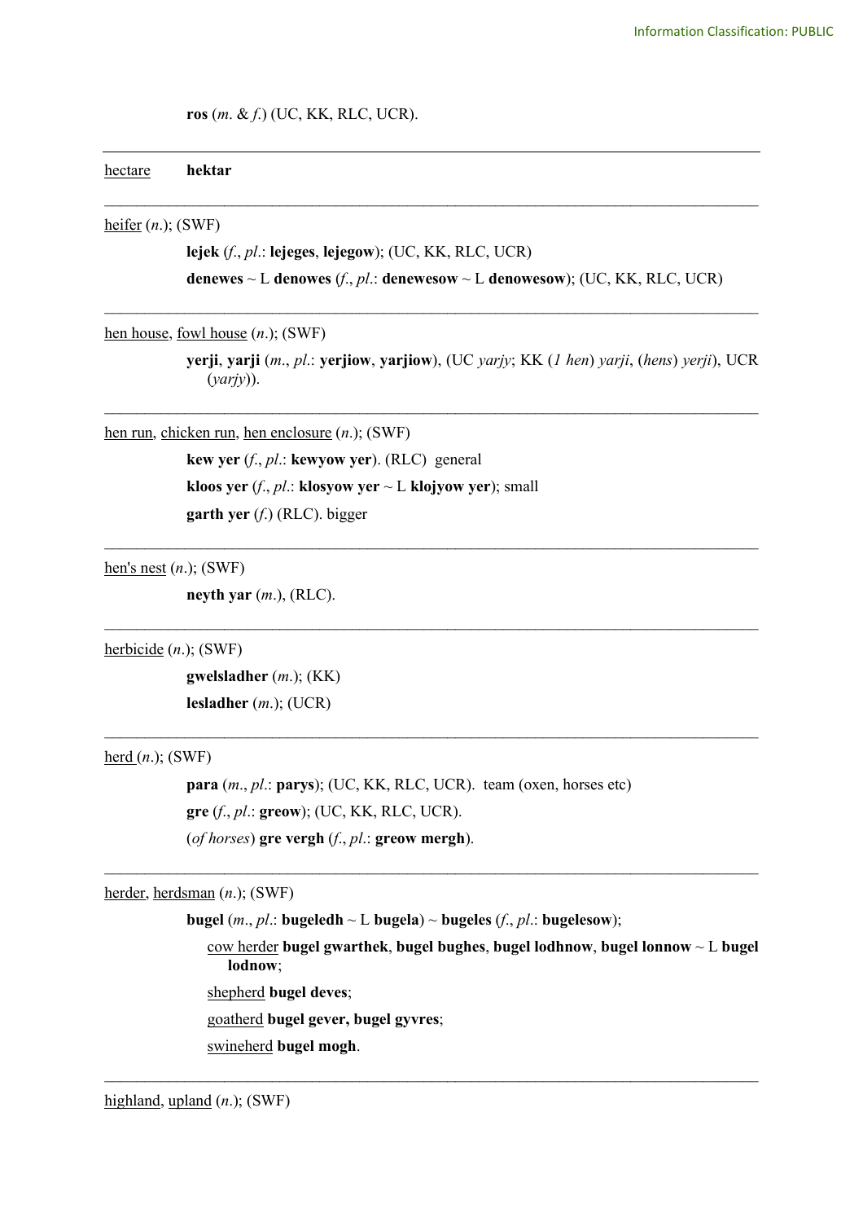**ros** (*m*. & *f*.) (UC, KK, RLC, UCR).

---

hectare **hektar**

---

heifer (*n*.); (SWF)

**lejek** (*f*., *pl*.: **lejeges**, **lejegow**); (UC, KK, RLC, UCR)

**denewes** ~ L **denowes** (*f*., *pl*.: **denewesow** ~ L **denowesow**); (UC, KK, RLC, UCR)

---

hen house, fowl house (*n*.); (SWF)

**yerji**, **yarji** (*m*., *pl*.: **yerjiow**, **yarjiow**), (UC *yarjy*; KK (*1 hen*) *yarji*, (*hens*) *yerji*), UCR (*yarjy*)).

---

hen run, chicken run, hen enclosure (*n*.); (SWF)

**kew yer** (*f*., *pl*.: **kewyow yer**). (RLC) general

**kloos yer** (*f*., *pl*.: **klosyow yer** ~ L **klojyow yer**); small

**garth yer** (*f*.) (RLC). bigger

---

hen's nest (*n*.); (SWF)

**neyth yar** (*m*.), (RLC).

---

herbicide (*n*.); (SWF)

**gwelsladher** (*m*.); (KK)

**lesladher** (*m*.); (UCR)

---

herd (*n*.); (SWF)

**para** (*m*., *pl*.: **parys**); (UC, KK, RLC, UCR). team (oxen, horses etc)

**gre** (*f*., *pl*.: **greow**); (UC, KK, RLC, UCR).

(*of horses*) **gre vergh** (*f*., *pl*.: **greow mergh**).

---

herder, herdsman (*n*.); (SWF)

**bugel** (*m*., *pl*.: **bugeledh** ~ L **bugela**) ~ **bugeles** (*f*., *pl*.: **bugelesow**);

cow herder **bugel gwarthek**, **bugel bughes**, **bugel lodhnow**, **bugel lonnow** ~ L **bugel lodnow**;

shepherd **bugel deves**;

goatherd **bugel gever, bugel gyvres**;

swineherd **bugel mogh**.

---

highland, upland (*n*.); (SWF)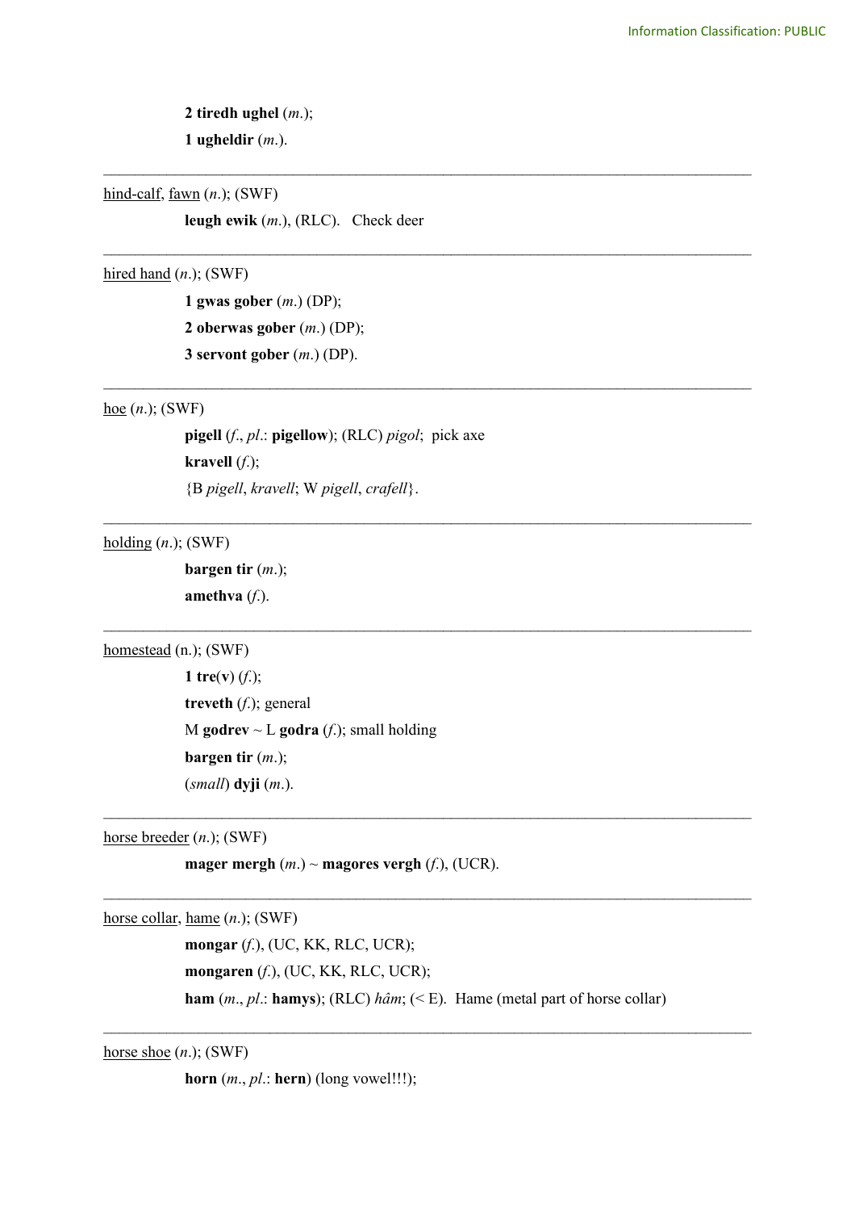**2 tiredh ughel** (*m.*);

**1 ugheldir** (*m.*).

---

<u>hind-calf</u>, <u>fawn</u> (*n.*); (SWF)

**leugh ewik** (*m.*), (RLC). Check deer

---

<u>hired hand</u> (*n.*); (SWF)

**1 gwas gober** (*m.*) (DP);

**2 oberwas gober** (*m.*) (DP);

**3 servont gober** (*m.*) (DP).

---

<u>hoe</u> (*n.*); (SWF)

**pigell** (*f.*, *pl.*: **pigellow**); (RLC) *pigol*; pick axe

**kravell** (*f.*);

{B *pigell*, *kravell*; W *pigell*, *crafell*}.

---

<u>holding</u> (*n.*); (SWF)

**bargen tir** (*m.*);

**amethva** (*f.*).

---

<u>homestead</u> (n.); (SWF)

**1 tre(v)** (*f.*);

**treveth** (*f.*); general

M **godrev** ~ L **godra** (*f.*); small holding

**bargen tir** (*m.*);

(*small*) **dyji** (*m.*).

---

<u>horse breeder</u> (*n.*); (SWF)

**mager mergh** (*m.*) ~ **magores vergh** (*f.*), (UCR).

---

<u>horse collar</u>, <u>hame</u> (*n.*); (SWF)

**mongar** (*f.*), (UC, KK, RLC, UCR);

**mongaren** (*f.*), (UC, KK, RLC, UCR);

**ham** (*m.*, *pl.*: **hamys**); (RLC) *hâm*; (< E). Hame (metal part of horse collar)

---

<u>horse shoe</u> (*n.*); (SWF)

**horn** (*m.*, *pl.*: **hern**) (long vowel!!!);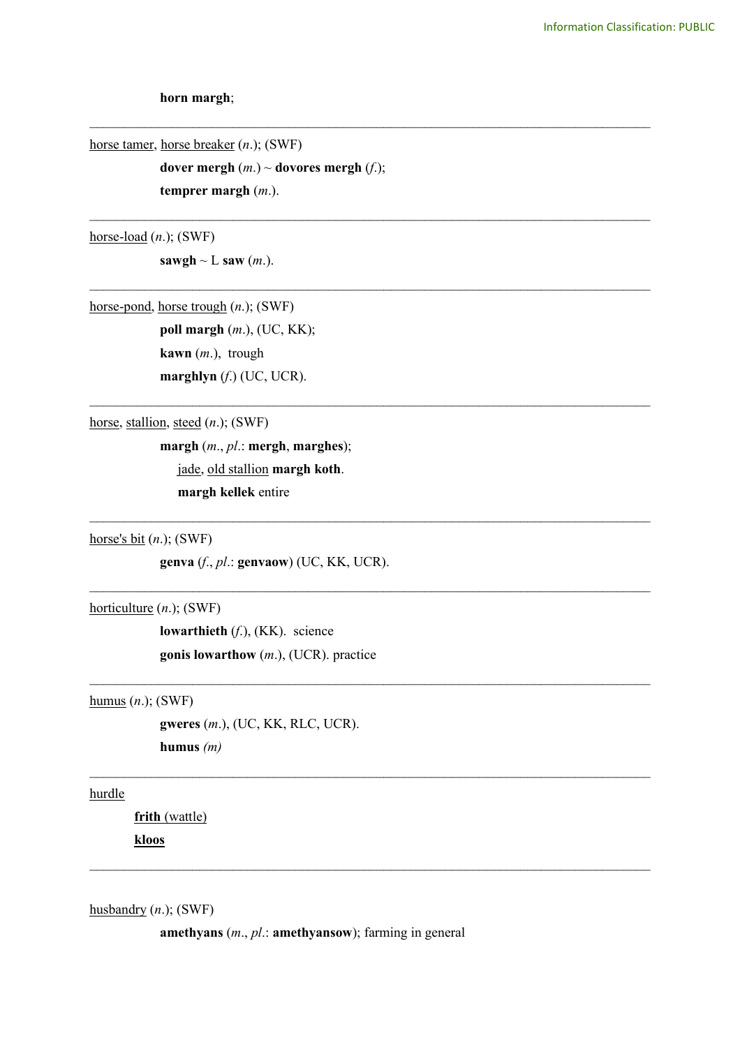**horn margh**;

---

horse tamer, horse breaker (*n.*); (SWF)

**dover mergh** (*m.*) ~ **dovores mergh** (*f.*);

**temprer margh** (*m.*).

---

horse-load (*n.*); (SWF)

**sawgh** ~ L **saw** (*m.*).

---

horse-pond, horse trough (*n.*); (SWF)

**poll margh** (*m.*), (UC, KK);

**kawn** (*m.*), trough

**marghlyn** (*f.*) (UC, UCR).

---

horse, stallion, steed (*n.*); (SWF)

**margh** (*m.*, *pl.*: **mergh**, **marghes**);

jade, old stallion **margh koth**.

**margh kellek** entire

---

horse's bit (*n.*); (SWF)

**genva** (*f.*, *pl.*: **genvaow**) (UC, KK, UCR).

---

horticulture (*n.*); (SWF)

**lowarthieth** (*f.*), (KK). science

**gonis lowarthow** (*m.*), (UCR). practice

---

humus (*n.*); (SWF)

**gweres** (*m.*), (UC, KK, RLC, UCR).

**humus** *(m)*

---

hurdle

**frith** (wattle)

**kloos**

---

husbandry (*n.*); (SWF)

**amethyans** (*m.*, *pl.*: **amethyansow**); farming in general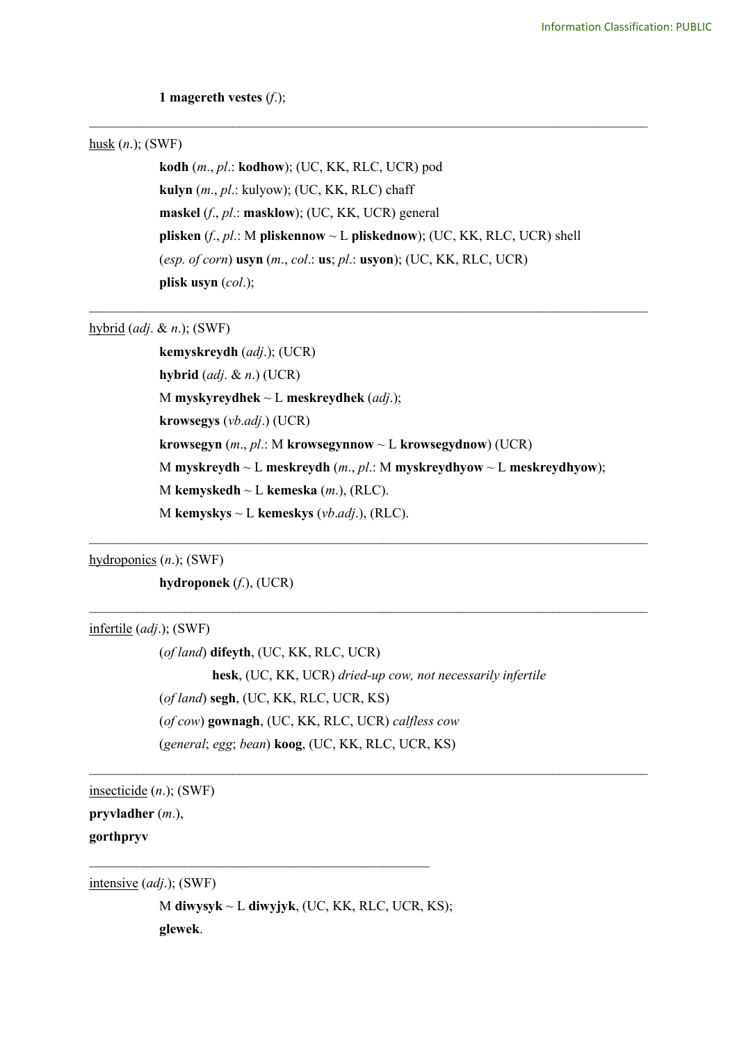**1 magereth vestes** (*f*.);

---

<u>husk</u> (*n*.); (SWF)

**kodh** (*m*., *pl*.: **kodhow**); (UC, KK, RLC, UCR) pod

**kulyn** (*m*., *pl*.: kulyow); (UC, KK, RLC) chaff

**maskel** (*f*., *pl*.: **masklow**); (UC, KK, UCR) general

**plisken** (*f*., *pl*.: M **pliskennow** ~ L **pliskednow**); (UC, KK, RLC, UCR) shell

(*esp. of corn*) **usyn** (*m*., *col*.: **us**; *pl*.: **usyon**); (UC, KK, RLC, UCR)

**plisk usyn** (*col*.);

---

<u>hybrid</u> (*adj*. & *n*.); (SWF)

**kemyskreydh** (*adj*.); (UCR)

**hybrid** (*adj*. & *n*.) (UCR)

M **myskyreydhek** ~ L **meskreydhek** (*adj*.);

**krowsegys** (*vb.adj*.) (UCR)

**krowsegyn** (*m*., *pl*.: M **krowsegynnow** ~ L **krowsegydnow**) (UCR)

M **myskreydh** ~ L **meskreydh** (*m*., *pl*.: M **myskreydhyow** ~ L **meskreydhyow**);

M **kemyskedh** ~ L **kemeska** (*m*.), (RLC).

M **kemyskys** ~ L **kemeskys** (*vb.adj*.), (RLC).

---

<u>hydroponics</u> (*n*.); (SWF)

**hydroponek** (*f*.), (UCR)

---

<u>infertile</u> (*adj*.); (SWF)

(*of land*) **difeyth**, (UC, KK, RLC, UCR)

**hesk**, (UC, KK, UCR) *dried-up cow, not necessarily infertile*

(*of land*) **segh**, (UC, KK, RLC, UCR, KS)

(*of cow*) **gownagh**, (UC, KK, RLC, UCR) *calfless cow*

(*general*; *egg*; *bean*) **koog**, (UC, KK, RLC, UCR, KS)

---

<u>insecticide</u> (*n*.); (SWF)

**pryvladher** (*m*.),

**gorthpryv**

---

<u>intensive</u> (*adj*.); (SWF)

M **diwysyk** ~ L **diwyjyk**, (UC, KK, RLC, UCR, KS);

**glewek**.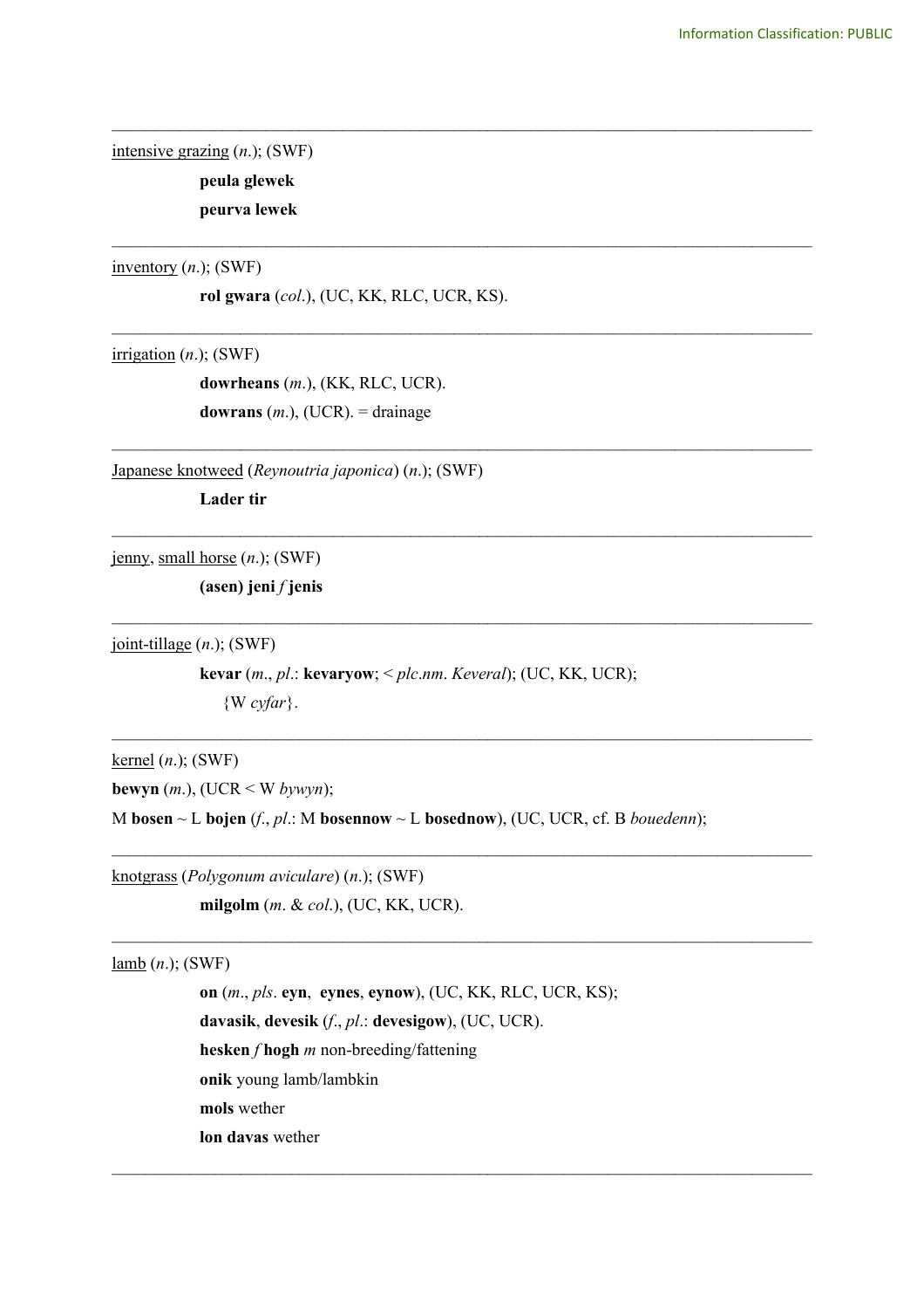---

<u>intensive grazing</u> (*n.*); (SWF)

**peula glewek**

**peurva lewek**

---

<u>inventory</u> (*n.*); (SWF)

**rol gwara** (*col.*), (UC, KK, RLC, UCR, KS).

---

<u>irrigation</u> (*n.*); (SWF)

**dowrheans** (*m.*), (KK, RLC, UCR).

**dowrans** (*m.*), (UCR). = drainage

---

<u>Japanese knotweed</u> (*Reynoutria japonica*) (*n.*); (SWF)

**Lader tir**

---

<u>jenny</u>, <u>small horse</u> (*n.*); (SWF)

**(asen) jeni** *f* **jenis**

---

<u>joint-tillage</u> (*n.*); (SWF)

**kevar** (*m.*, *pl.*: **kevaryow**; < *plc.nm. Keveral*); (UC, KK, UCR);
{W *cyfar*}.

---

<u>kernel</u> (*n.*); (SWF)

**bewyn** (*m.*), (UCR < W *bywyn*);

M **bosen** ~ L **bojen** (*f.*, *pl.*: M **bosennow** ~ L **bosednow**), (UC, UCR, cf. B *bouedenn*);

---

<u>knotgrass</u> (*Polygonum aviculare*) (*n.*); (SWF)

**milgolm** (*m.* & *col.*), (UC, KK, UCR).

---

<u>lamb</u> (*n.*); (SWF)

**on** (*m.*, *pls*. **eyn**, **eynes**, **eynow**), (UC, KK, RLC, UCR, KS);

**davasik**, **devesik** (*f.*, *pl.*: **devesigow**), (UC, UCR).

**hesken** *f* **hogh** *m* non-breeding/fattening

**onik** young lamb/lambkin

**mols** wether

**lon davas** wether

---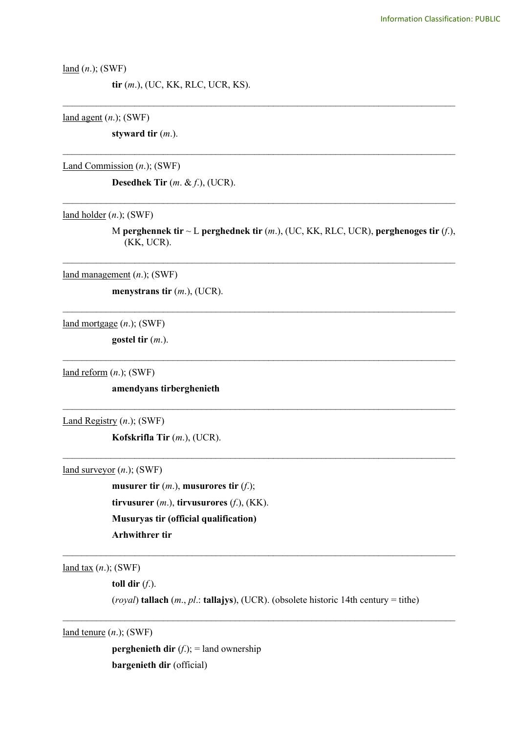<u>land</u> (*n.*); (SWF)

**tir** (*m.*), (UC, KK, RLC, UCR, KS).

---

<u>land agent</u> (*n.*); (SWF)

**styward tir** (*m.*).

---

<u>Land Commission</u> (*n.*); (SWF)

**Desedhek Tir** (*m.* & *f.*), (UCR).

---

<u>land holder</u> (*n.*); (SWF)

M **perghennek tir** ~ L **perghednek tir** (*m.*), (UC, KK, RLC, UCR), **perghenoges tir** (*f.*), (KK, UCR).

---

<u>land management</u> (*n.*); (SWF)

**menystrans tir** (*m.*), (UCR).

---

<u>land mortgage</u> (*n.*); (SWF)

**gostel tir** (*m.*).

---

<u>land reform</u> (*n.*); (SWF)

**amendyans tirberghenieth**

---

<u>Land Registry</u> (*n.*); (SWF)

**Kofskrifla Tir** (*m.*), (UCR).

---

<u>land surveyor</u> (*n.*); (SWF)

**musurer tir** (*m.*), **musurores tir** (*f.*);

**tirvusurer** (*m.*), **tirvusurores** (*f.*), (KK).

**Musuryas tir (official qualification)**

**Arhwithrer tir**

---

<u>land tax</u> (*n.*); (SWF)

**toll dir** (*f.*).

(*royal*) **tallach** (*m.*, *pl.*: **tallajys**), (UCR). (obsolete historic 14th century = tithe)

---

<u>land tenure</u> (*n.*); (SWF)

**perghenieth dir** (*f.*); = land ownership

**bargenieth dir** (official)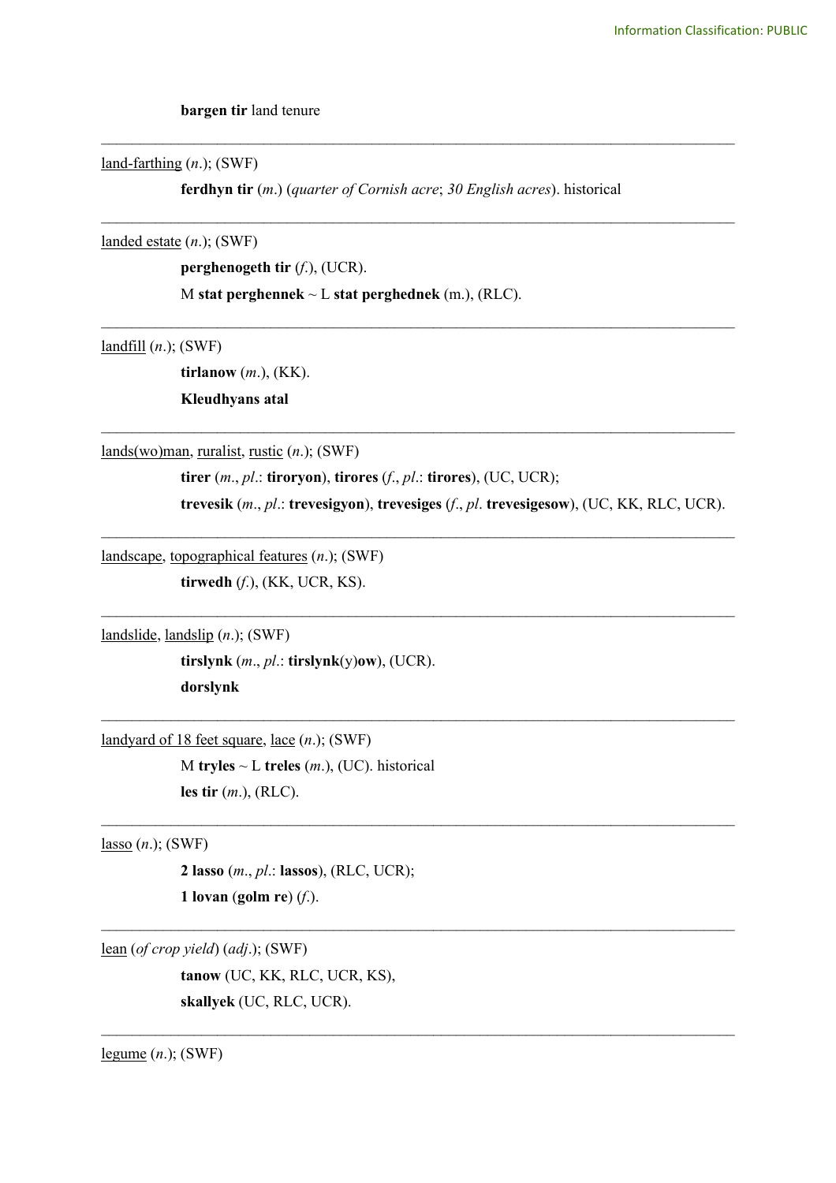**bargen tir** land tenure

---

<u>land-farthing</u> (*n*.); (SWF)

**ferdhyn tir** (*m*.) (*quarter of Cornish acre*; *30 English acres*). historical

---

<u>landed estate</u> (*n*.); (SWF)

**perghenogeth tir** (*f*.), (UCR).

M **stat perghennek** ~ L **stat perghednek** (m.), (RLC).

---

<u>landfill</u> (*n*.); (SWF)

**tirlanow** (*m*.), (KK).

**Kleudhyans atal**

---

<u>lands(wo)man</u>, <u>ruralist</u>, <u>rustic</u> (*n*.); (SWF)

**tirer** (*m*., *pl*.: **tiroryon**), **tirores** (*f*., *pl*.: **tirores**), (UC, UCR);

**trevesik** (*m*., *pl*.: **trevesigyon**), **trevesiges** (*f*., *pl*. **trevesigesow**), (UC, KK, RLC, UCR).

---

<u>landscape</u>, <u>topographical features</u> (*n*.); (SWF)

**tirwedh** (*f*.), (KK, UCR, KS).

---

<u>landslide</u>, <u>landslip</u> (*n*.); (SWF)

**tirslynk** (*m*., *pl*.: **tirslynk**(y)**ow**), (UCR).

**dorslynk**

---

<u>landyard of 18 feet square</u>, <u>lace</u> (*n*.); (SWF)

M **tryles** ~ L **treles** (*m*.), (UC). historical

**les tir** (*m*.), (RLC).

---

<u>lasso</u> (*n*.); (SWF)

**2 lasso** (*m*., *pl*.: **lassos**), (RLC, UCR);

**1 lovan** (**golm re**) (*f*.).

---

<u>lean</u> (*of crop yield*) (*adj*.); (SWF)

**tanow** (UC, KK, RLC, UCR, KS),

**skallyek** (UC, RLC, UCR).

---

<u>legume</u> (*n*.); (SWF)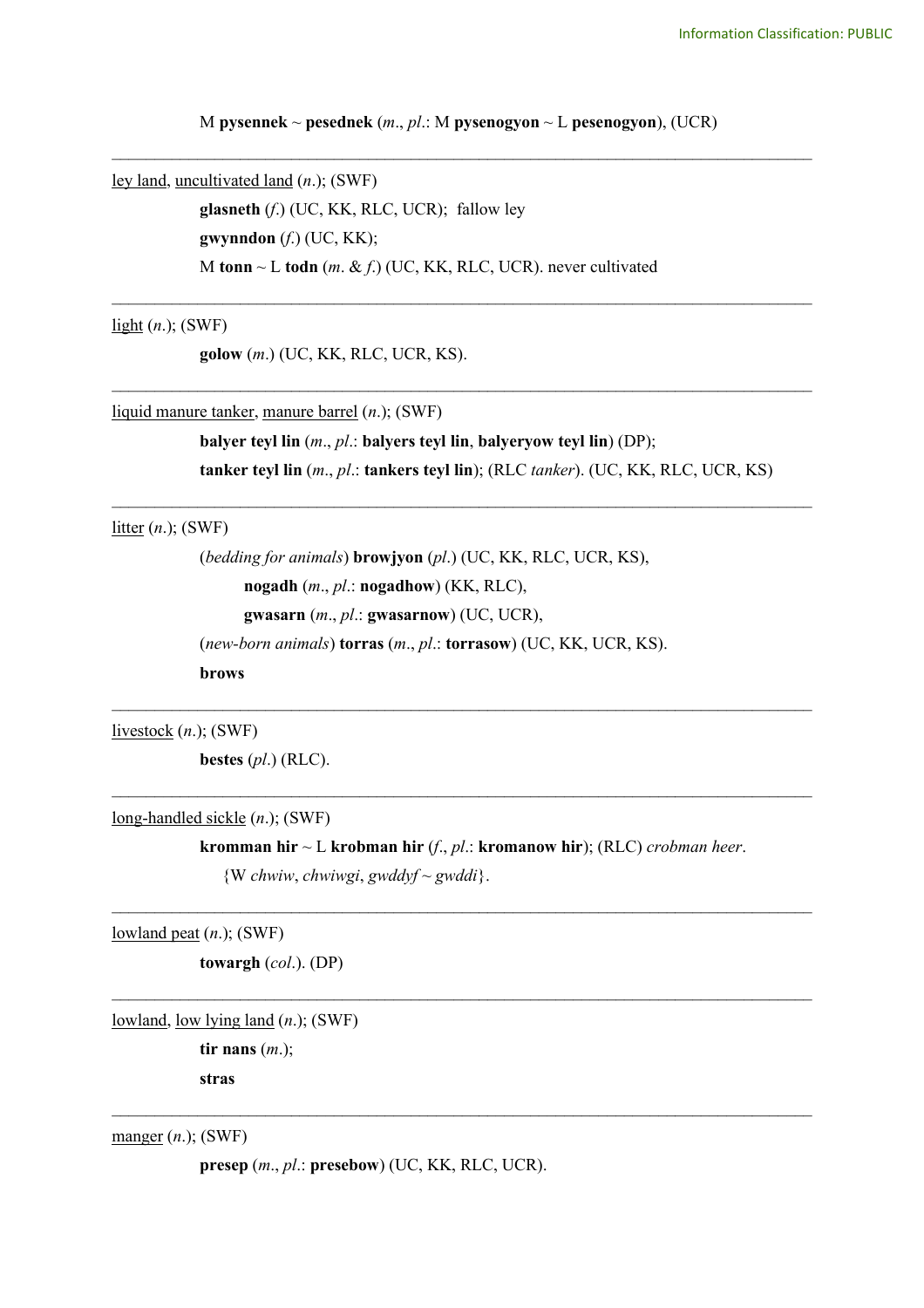M **pysennek** ~ **pesednek** (*m*., *pl*.: M **pysenogyon** ~ L **pesenogyon**), (UCR)

---

<u>ley land</u>, <u>uncultivated land</u> (*n*.); (SWF)

**glasneth** (*f*.) (UC, KK, RLC, UCR); fallow ley

**gwynndon** (*f*.) (UC, KK);

M **tonn** ~ L **todn** (*m*. & *f*.) (UC, KK, RLC, UCR). never cultivated

---

<u>light</u> (*n*.); (SWF)

**golow** (*m*.) (UC, KK, RLC, UCR, KS).

---

<u>liquid manure tanker</u>, <u>manure barrel</u> (*n*.); (SWF)

**balyer teyl lin** (*m*., *pl*.: **balyers teyl lin**, **balyeryow teyl lin**) (DP);

**tanker teyl lin** (*m*., *pl*.: **tankers teyl lin**); (RLC *tanker*). (UC, KK, RLC, UCR, KS)

---

<u>litter</u> (*n*.); (SWF)

(*bedding for animals*) **browjyon** (*pl*.) (UC, KK, RLC, UCR, KS),

**nogadh** (*m*., *pl*.: **nogadhow**) (KK, RLC),

**gwasarn** (*m*., *pl*.: **gwasarnow**) (UC, UCR),

(*new-born animals*) **torras** (*m*., *pl*.: **torrasow**) (UC, KK, UCR, KS).

**brows**

---

<u>livestock</u> (*n*.); (SWF)

**bestes** (*pl*.) (RLC).

---

<u>long-handled sickle</u> (*n*.); (SWF)

**kromman hir** ~ L **krobman hir** (*f*., *pl*.: **kromanow hir**); (RLC) *crobman heer*.

{W *chwiw*, *chwiwgi*, *gwddyf* ~ *gwddi*}.

---

<u>lowland peat</u> (*n*.); (SWF)

**towargh** (*col*.). (DP)

---

<u>lowland</u>, <u>low lying land</u> (*n*.); (SWF)

**tir nans** (*m*.);

**stras**

---

<u>manger</u> (*n*.); (SWF)

**presep** (*m*., *pl*.: **presebow**) (UC, KK, RLC, UCR).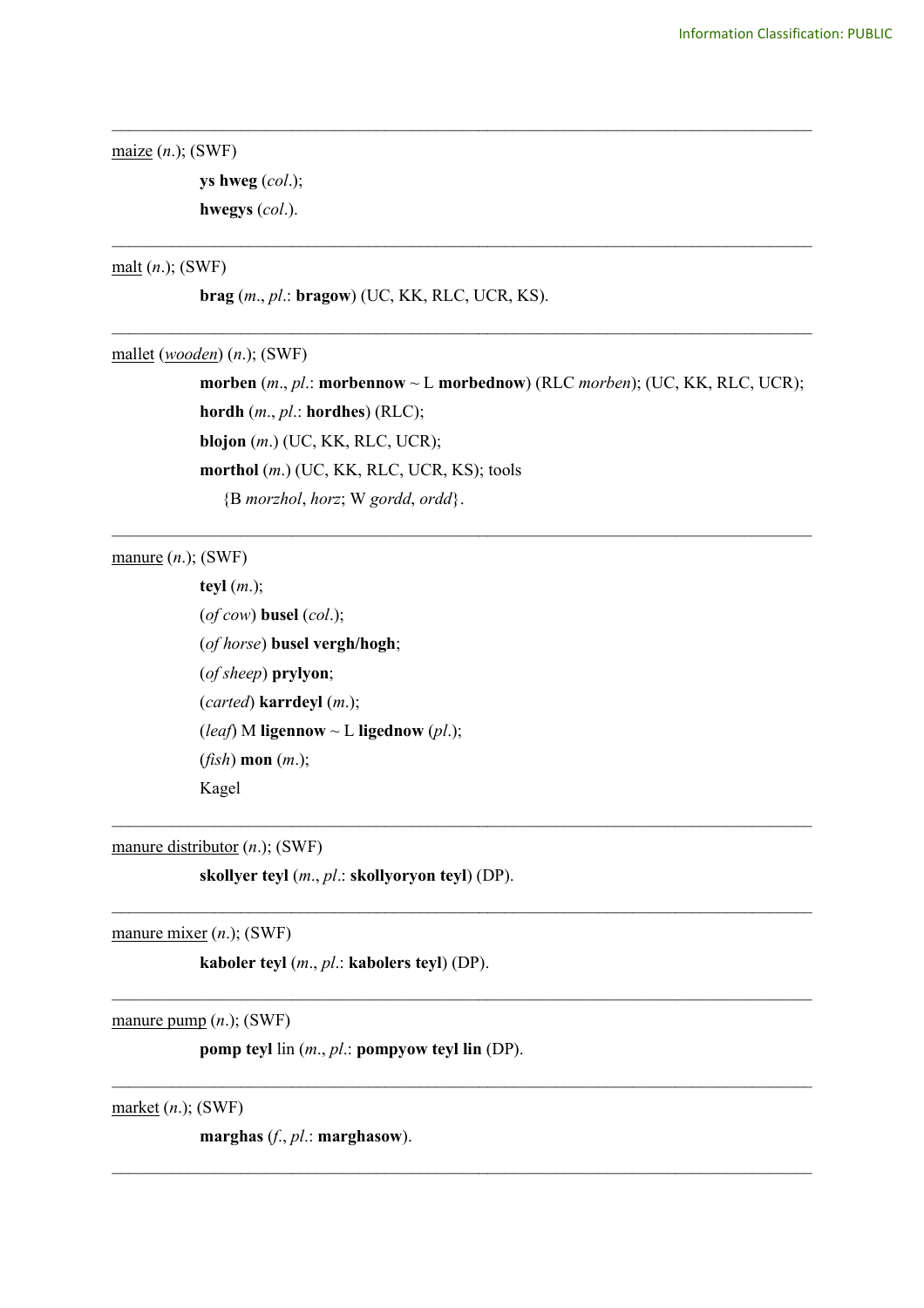---

maize (*n.*); (SWF)

**ys hweg** (*col.*);

**hwegys** (*col.*).

---

malt (*n.*); (SWF)

**brag** (*m.*, *pl.*: **bragow**) (UC, KK, RLC, UCR, KS).

---

mallet (*wooden*) (*n.*); (SWF)

**morben** (*m.*, *pl.*: **morbennow** ~ L **morbednow**) (RLC *morben*); (UC, KK, RLC, UCR);

**hordh** (*m.*, *pl.*: **hordhes**) (RLC);

**blojon** (*m.*) (UC, KK, RLC, UCR);

**morthol** (*m.*) (UC, KK, RLC, UCR, KS); tools

{B *morzhol*, *horz*; W *gordd*, *ordd*}.

---

manure (*n.*); (SWF)

**teyl** (*m.*);

(*of cow*) **busel** (*col.*);

(*of horse*) **busel vergh/hogh**;

(*of sheep*) **prylyon**;

(*carted*) **karrdeyl** (*m.*);

(*leaf*) M **ligennow** ~ L **ligednow** (*pl.*);

(*fish*) **mon** (*m.*);

Kagel

---

manure distributor (*n.*); (SWF)

**skollyer teyl** (*m.*, *pl.*: **skollyoryon teyl**) (DP).

---

manure mixer (*n.*); (SWF)

**kaboler teyl** (*m.*, *pl.*: **kabolers teyl**) (DP).

---

manure pump (*n.*); (SWF)

**pomp teyl** lin (*m.*, *pl.*: **pompyow teyl lin** (DP).

---

market (*n.*); (SWF)

**marghas** (*f.*, *pl.*: **marghasow**).

---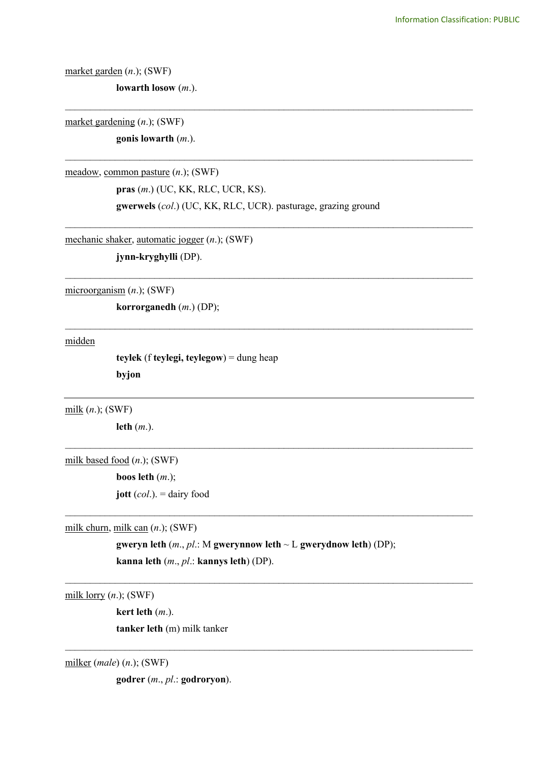market garden (*n.*); (SWF)

**lowarth losow** (*m.*).

---

market gardening (*n.*); (SWF)

**gonis lowarth** (*m.*).

---

meadow, common pasture (*n.*); (SWF)

**pras** (*m.*) (UC, KK, RLC, UCR, KS).

**gwerwels** (*col.*) (UC, KK, RLC, UCR). pasturage, grazing ground

---

mechanic shaker, automatic jogger (*n.*); (SWF)

**jynn-kryghylli** (DP).

---

microorganism (*n.*); (SWF)

**korrorganedh** (*m.*) (DP);

---

midden

**teylek** (f **teylegi, teylegow**) = dung heap

**byjon**

---

milk (*n.*); (SWF)

**leth** (*m.*).

---

milk based food (*n.*); (SWF)

**boos leth** (*m.*);

**jott** (*col.*). = dairy food

---

milk churn, milk can (*n.*); (SWF)

**gweryn leth** (*m.*, *pl.*: M **gwerynnow leth** ~ L **gwerydnow leth**) (DP);

**kanna leth** (*m.*, *pl.*: **kannys leth**) (DP).

---

milk lorry (*n.*); (SWF)

**kert leth** (*m.*).

**tanker leth** (m) milk tanker

---

milker (*male*) (*n.*); (SWF)

**godrer** (*m.*, *pl.*: **godroryon**).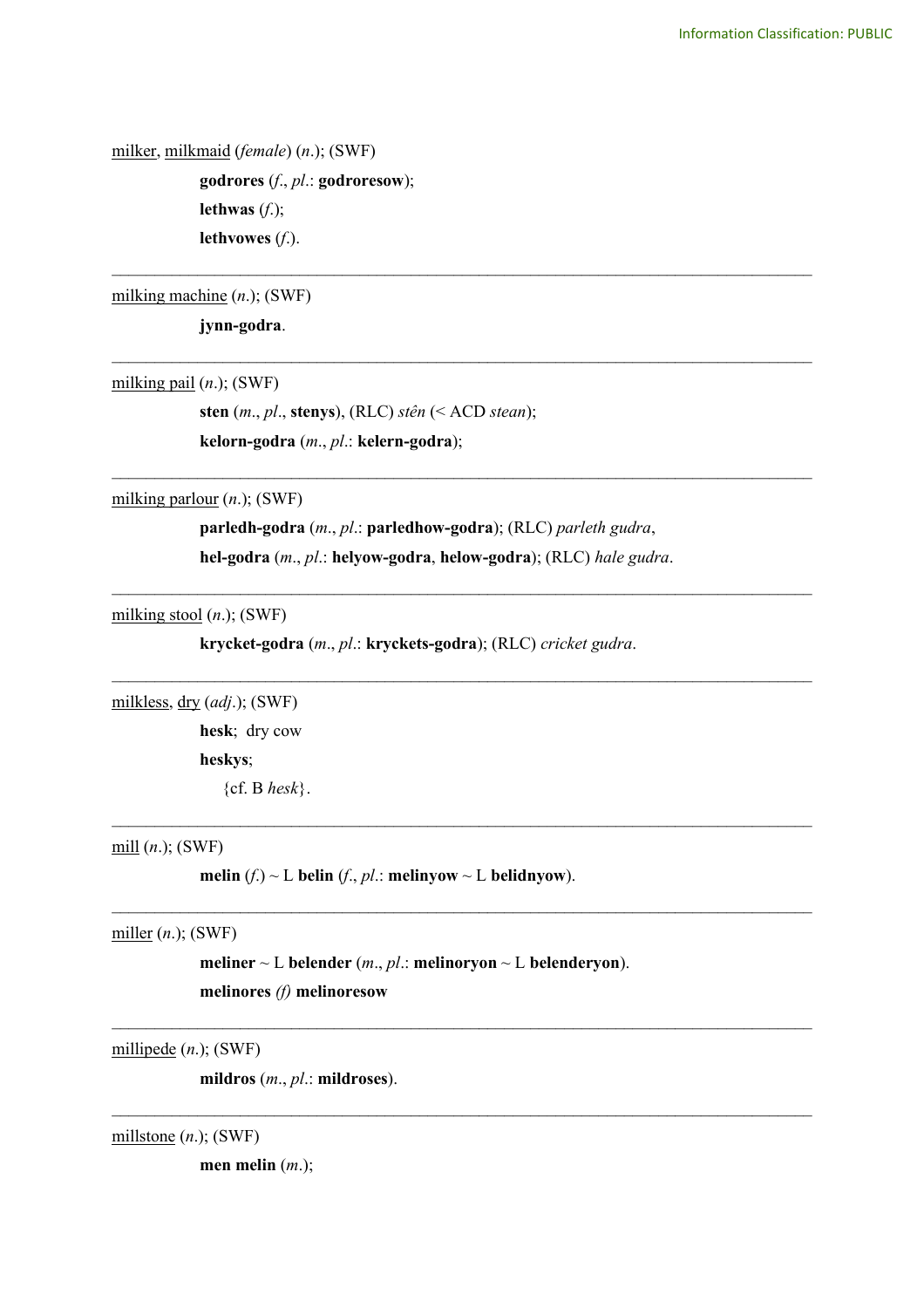<u>milker</u>, <u>milkmaid</u> (*female*) (*n*.); (SWF)

**godrores** (*f*., *pl*.: **godroresow**);
**lethwas** (*f*.);
**lethvowes** (*f*.).

---

<u>milking machine</u> (*n*.); (SWF)

**jynn-godra**.

---

<u>milking pail</u> (*n*.); (SWF)

**sten** (*m*., *pl*., **stenys**), (RLC) *stên* (< ACD *stean*);
**kelorn-godra** (*m*., *pl*.: **kelern-godra**);

---

<u>milking parlour</u> (*n*.); (SWF)

**parledh-godra** (*m*., *pl*.: **parledhow-godra**); (RLC) *parleth gudra*,
**hel-godra** (*m*., *pl*.: **helyow-godra**, **helow-godra**); (RLC) *hale gudra*.

---

<u>milking stool</u> (*n*.); (SWF)

**krycket-godra** (*m*., *pl*.: **kryckets-godra**); (RLC) *cricket gudra*.

---

<u>milkless</u>, <u>dry</u> (*adj*.); (SWF)

**hesk**; dry cow
**heskys**;
{cf. B *hesk*}.

---

<u>mill</u> (*n*.); (SWF)

**melin** (*f*.) ~ L **belin** (*f*., *pl*.: **melinyow** ~ L **belidnyow**).

---

<u>miller</u> (*n*.); (SWF)

**meliner** ~ L **belender** (*m*., *pl*.: **melinoryon** ~ L **belenderyon**).
**melinores** *(f)* **melinoresow**

---

<u>millipede</u> (*n*.); (SWF)

**mildros** (*m*., *pl*.: **mildroses**).

---

<u>millstone</u> (*n*.); (SWF)

**men melin** (*m*.);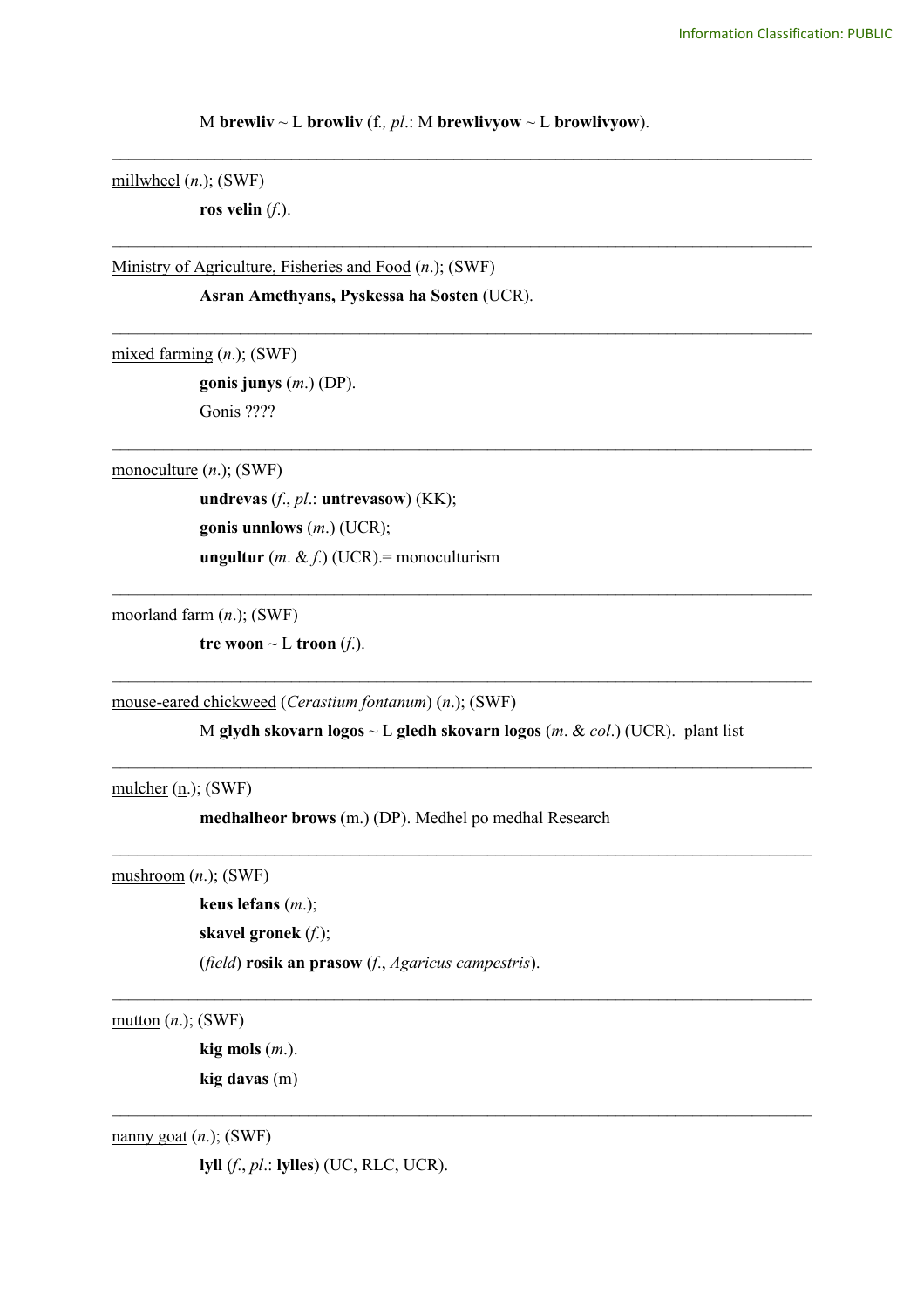M **brewliv** ~ L **browliv** (f., *pl*.: M **brewlivyow** ~ L **browlivyow**).

---

millwheel (*n*.); (SWF)

**ros velin** (*f*.).

---

Ministry of Agriculture, Fisheries and Food (*n*.); (SWF)

**Asran Amethyans, Pyskessa ha Sosten** (UCR).

---

mixed farming (*n*.); (SWF)

**gonis junys** (*m*.) (DP).

Gonis ????

---

monoculture (*n*.); (SWF)

**undrevas** (*f*., *pl*.: **untrevasow**) (KK);

**gonis unnlows** (*m*.) (UCR);

**ungultur** (*m*. & *f*.) (UCR).= monoculturism

---

moorland farm (*n*.); (SWF)

**tre woon** ~ L **troon** (*f*.).

---

mouse-eared chickweed (*Cerastium fontanum*) (*n*.); (SWF)

M **glydh skovarn logos** ~ L **gledh skovarn logos** (*m*. & *col*.) (UCR). plant list

---

mulcher (n.); (SWF)

**medhalheor brows** (m.) (DP). Medhel po medhal Research

---

mushroom (*n*.); (SWF)

**keus lefans** (*m*.);

**skavel gronek** (*f*.);

(*field*) **rosik an prasow** (*f*., *Agaricus campestris*).

---

mutton (*n*.); (SWF)

**kig mols** (*m*.).

**kig davas** (m)

---

nanny goat (*n*.); (SWF)

**lyll** (*f*., *pl*.: **lylles**) (UC, RLC, UCR).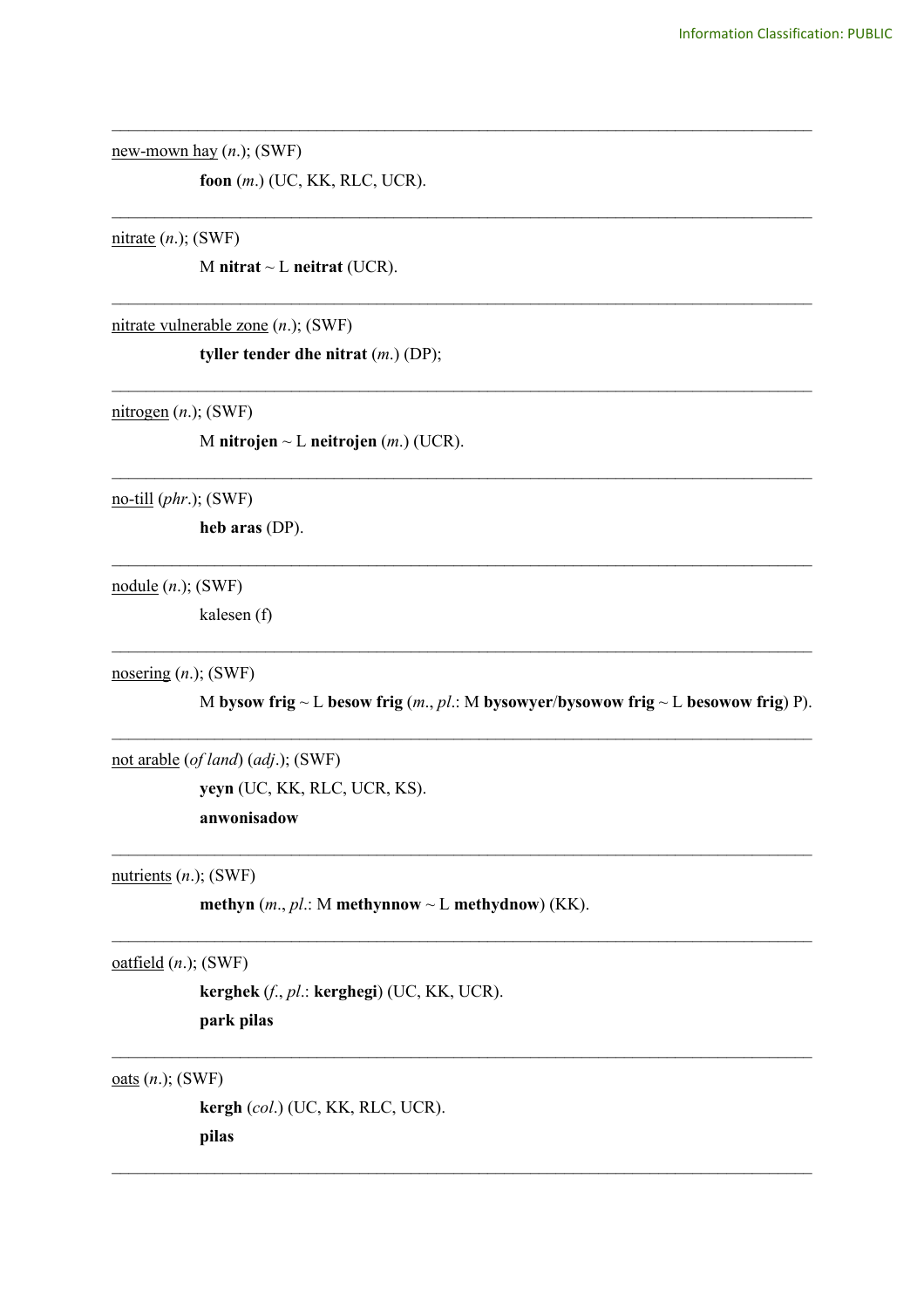---

new-mown hay (*n.*); (SWF)

  **foon** (*m.*) (UC, KK, RLC, UCR).

---

nitrate (*n.*); (SWF)

  M **nitrat** ~ L **neitrat** (UCR).

---

nitrate vulnerable zone (*n.*); (SWF)

  **tyller tender dhe nitrat** (*m.*) (DP);

---

nitrogen (*n.*); (SWF)

  M **nitrojen** ~ L **neitrojen** (*m.*) (UCR).

---

no-till (*phr.*); (SWF)

  **heb aras** (DP).

---

nodule (*n.*); (SWF)

  kalesen (f)

---

nosering (*n.*); (SWF)

  M **bysow frig** ~ L **besow frig** (*m.*, *pl.*: M **bysowyer**/**bysowow frig** ~ L **besowow frig**) P).

---

not arable (*of land*) (*adj.*); (SWF)

  **yeyn** (UC, KK, RLC, UCR, KS).

  **anwonisadow**

---

nutrients (*n.*); (SWF)

  **methyn** (*m.*, *pl.*: M **methynnow** ~ L **methydnow**) (KK).

---

oatfield (*n.*); (SWF)

  **kerghek** (*f.*, *pl.*: **kerghegi**) (UC, KK, UCR).

  **park pilas**

---

oats (*n.*); (SWF)

  **kergh** (*col.*) (UC, KK, RLC, UCR).

  **pilas**

---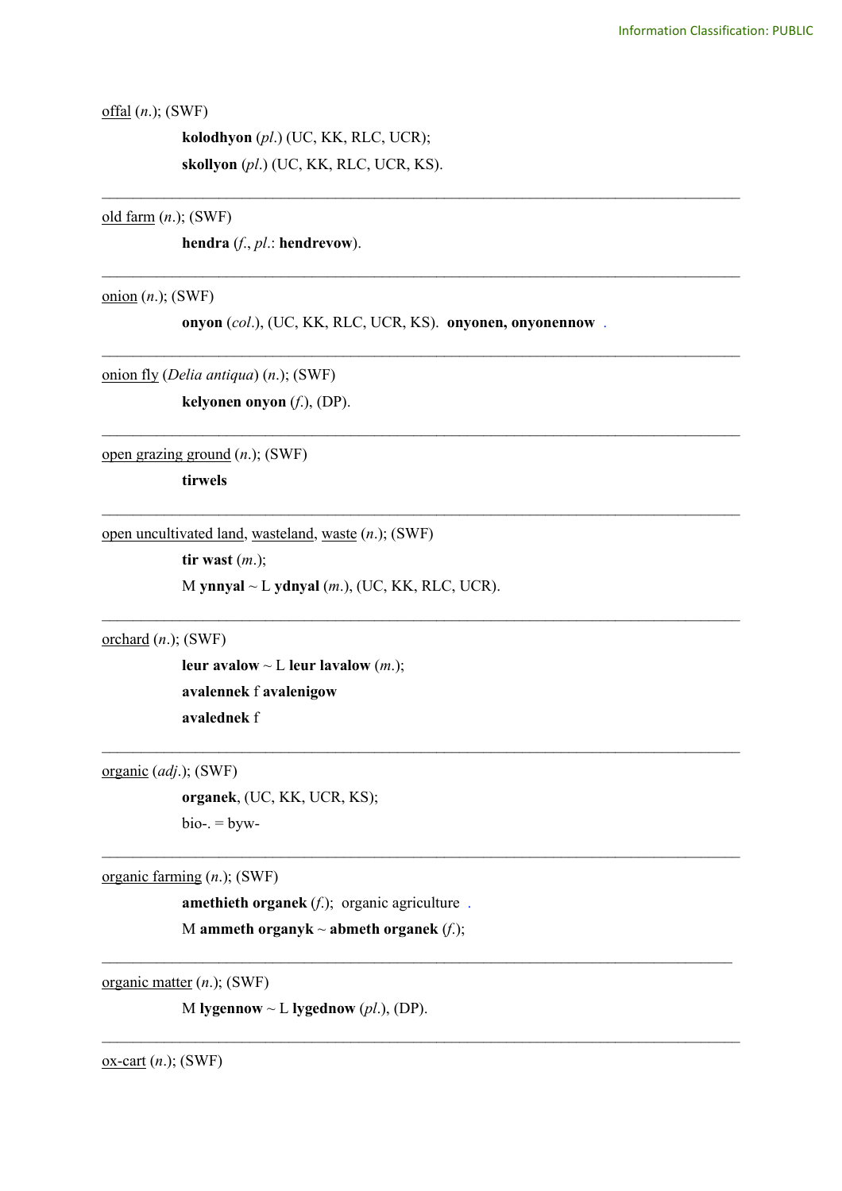<u>offal</u> (*n*.); (SWF)

> **kolodhyon** (*pl*.) (UC, KK, RLC, UCR);
>
> **skollyon** (*pl*.) (UC, KK, RLC, UCR, KS).

---

<u>old farm</u> (*n*.); (SWF)

> **hendra** (*f*., *pl*.: **hendrevow**).

---

<u>onion</u> (*n*.); (SWF)

> **onyon** (*col*.), (UC, KK, RLC, UCR, KS). **onyonen, onyonennow** .

---

<u>onion fly</u> (*Delia antiqua*) (*n*.); (SWF)

> **kelyonen onyon** (*f*.), (DP).

---

<u>open grazing ground</u> (*n*.); (SWF)

> **tirwels**

---

<u>open uncultivated land</u>, <u>wasteland</u>, <u>waste</u> (*n*.); (SWF)

> **tir wast** (*m*.);
>
> M **ynnyal** ~ L **ydnyal** (*m*.), (UC, KK, RLC, UCR).

---

<u>orchard</u> (*n*.); (SWF)

> **leur avalow** ~ L **leur lavalow** (*m*.);
>
> **avalennek** f **avalenigow**
>
> **avalednek** f

---

<u>organic</u> (*adj*.); (SWF)

> **organek**, (UC, KK, UCR, KS);
>
> bio-. = byw-

---

<u>organic farming</u> (*n*.); (SWF)

> **amethieth organek** (*f*.); organic agriculture .
>
> M **ammeth organyk** ~ **abmeth organek** (*f*.);

---

<u>organic matter</u> (*n*.); (SWF)

> M **lygennow** ~ L **lygednow** (*pl*.), (DP).

---

<u>ox-cart</u> (*n*.); (SWF)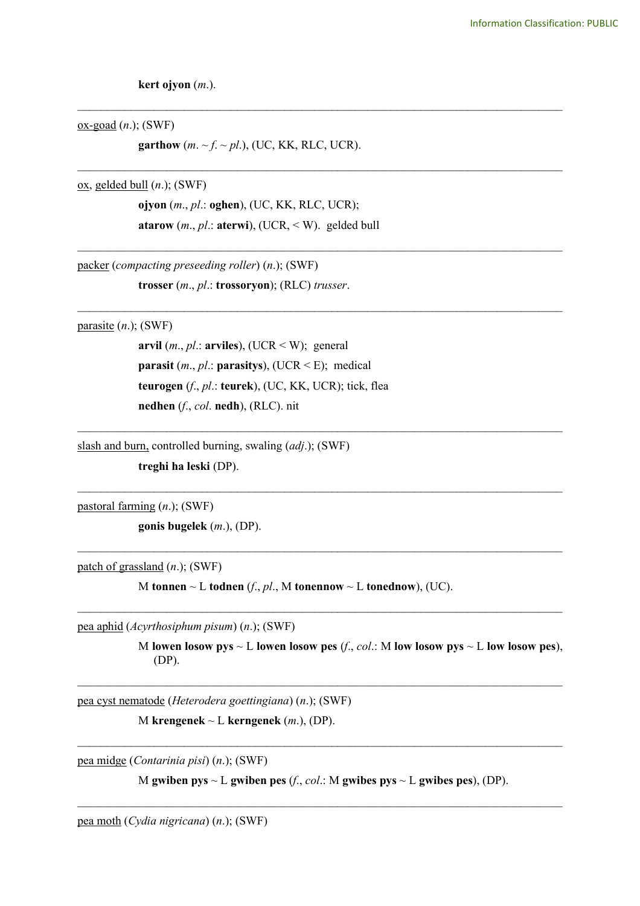**kert ojyon** (*m.*).

---

ox-goad (*n.*); (SWF)

**garthow** (*m.* ~ *f.* ~ *pl.*), (UC, KK, RLC, UCR).

---

ox, gelded bull (*n.*); (SWF)

**ojyon** (*m.*, *pl.*: **oghen**), (UC, KK, RLC, UCR);

**atarow** (*m.*, *pl.*: **aterwi**), (UCR, < W). gelded bull

---

packer (*compacting preseeding roller*) (*n.*); (SWF)

**trosser** (*m.*, *pl.*: **trossoryon**); (RLC) *trusser*.

---

parasite (*n.*); (SWF)

**arvil** (*m.*, *pl.*: **arviles**), (UCR < W); general

**parasit** (*m.*, *pl.*: **parasitys**), (UCR < E); medical

**teurogen** (*f.*, *pl.*: **teurek**), (UC, KK, UCR); tick, flea

**nedhen** (*f.*, *col.* **nedh**), (RLC). nit

---

slash and burn, controlled burning, swaling (*adj.*); (SWF)

**treghi ha leski** (DP).

---

pastoral farming (*n.*); (SWF)

**gonis bugelek** (*m.*), (DP).

---

patch of grassland (*n.*); (SWF)

M **tonnen** ~ L **todnen** (*f.*, *pl.*, M **tonennow** ~ L **tonednow**), (UC).

---

pea aphid (*Acyrthosiphum pisum*) (*n.*); (SWF)

M **lowen losow pys** ~ L **lowen losow pes** (*f.*, *col.*: M **low losow pys** ~ L **low losow pes**), (DP).

---

pea cyst nematode (*Heterodera goettingiana*) (*n.*); (SWF)

M **krengenek** ~ L **kerngenek** (*m.*), (DP).

---

pea midge (*Contarinia pisi*) (*n.*); (SWF)

M **gwiben pys** ~ L **gwiben pes** (*f.*, *col.*: M **gwibes pys** ~ L **gwibes pes**), (DP).

---

pea moth (*Cydia nigricana*) (*n.*); (SWF)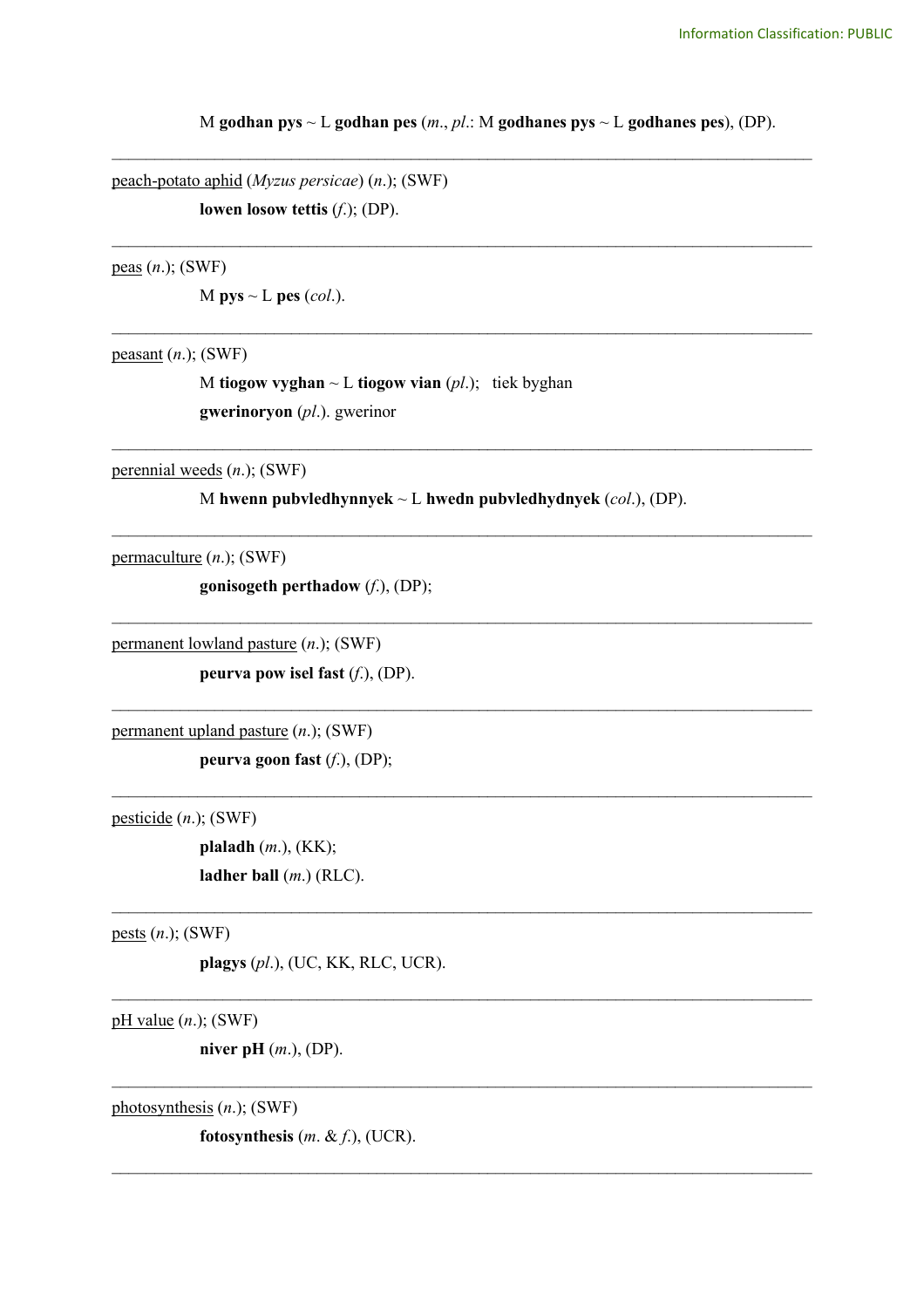M **godhan pys** ~ L **godhan pes** (*m*., *pl*.: M **godhanes pys** ~ L **godhanes pes**), (DP).

---

peach-potato aphid (*Myzus persicae*) (*n*.); (SWF)

**lowen losow tettis** (*f*.); (DP).

---

peas (*n*.); (SWF)

M **pys** ~ L **pes** (*col*.).

---

peasant (*n*.); (SWF)

M **tiogow vyghan** ~ L **tiogow vian** (*pl*.); tiek byghan

**gwerinoryon** (*pl*.). gwerinor

---

perennial weeds (*n*.); (SWF)

M **hwenn pubvledhynnyek** ~ L **hwedn pubvledhydnyek** (*col*.), (DP).

---

permaculture (*n*.); (SWF)

**gonisogeth perthadow** (*f*.), (DP);

---

permanent lowland pasture (*n*.); (SWF)

**peurva pow isel fast** (*f*.), (DP).

---

permanent upland pasture (*n*.); (SWF)

**peurva goon fast** (*f*.), (DP);

---

pesticide (*n*.); (SWF)

**plaladh** (*m*.), (KK);

**ladher ball** (*m*.) (RLC).

---

pests (*n*.); (SWF)

**plagys** (*pl*.), (UC, KK, RLC, UCR).

---

pH value (*n*.); (SWF)

**niver pH** (*m*.), (DP).

---

photosynthesis (*n*.); (SWF)

**fotosynthesis** (*m*. & *f*.), (UCR).

---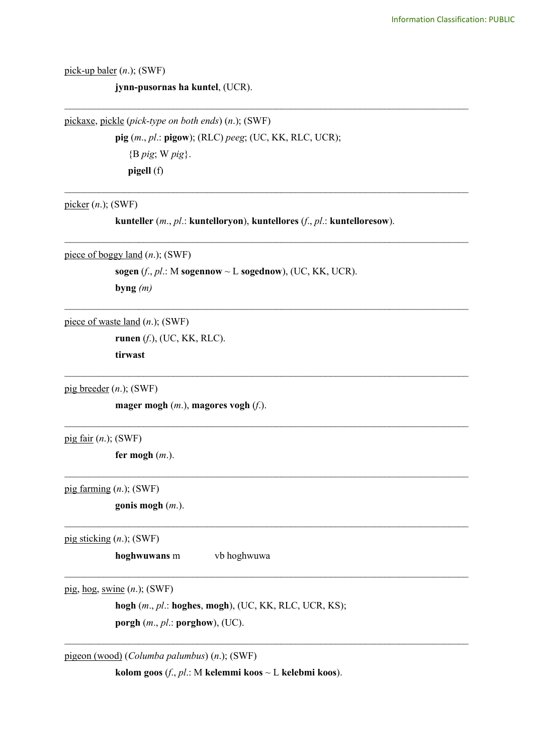<u>pick-up baler</u> (*n*.); (SWF)

**jynn-pusornas ha kuntel**, (UCR).

---

<u>pickaxe</u>, <u>pickle</u> (*pick-type on both ends*) (*n*.); (SWF)

**pig** (*m*., *pl*.: **pigow**); (RLC) *peeg*; (UC, KK, RLC, UCR);
{B *pig*; W *pig*}.
**pigell** (f)

---

<u>picker</u> (*n*.); (SWF)

**kunteller** (*m*., *pl*.: **kuntelloryon**), **kuntellores** (*f*., *pl*.: **kuntelloresow**).

---

<u>piece of boggy land</u> (*n*.); (SWF)

**sogen** (*f*., *pl*.: M **sogennow** ~ L **sogednow**), (UC, KK, UCR).
**byng** *(m)*

---

<u>piece of waste land</u> (*n*.); (SWF)

**runen** (*f*.), (UC, KK, RLC).
**tirwast**

---

<u>pig breeder</u> (*n*.); (SWF)

**mager mogh** (*m*.), **magores vogh** (*f*.).

---

<u>pig fair</u> (*n*.); (SWF)

**fer mogh** (*m*.).

---

<u>pig farming</u> (*n*.); (SWF)

**gonis mogh** (*m*.).

---

<u>pig sticking</u> (*n*.); (SWF)

**hoghwuwans** m  vb hoghwuwa

---

<u>pig</u>, <u>hog</u>, <u>swine</u> (*n*.); (SWF)

**hogh** (*m*., *pl*.: **hoghes**, **mogh**), (UC, KK, RLC, UCR, KS);
**porgh** (*m*., *pl*.: **porghow**), (UC).

---

<u>pigeon (wood)</u> (*Columba palumbus*) (*n*.); (SWF)

**kolom goos** (*f*., *pl*.: M **kelemmi koos** ~ L **kelebmi koos**).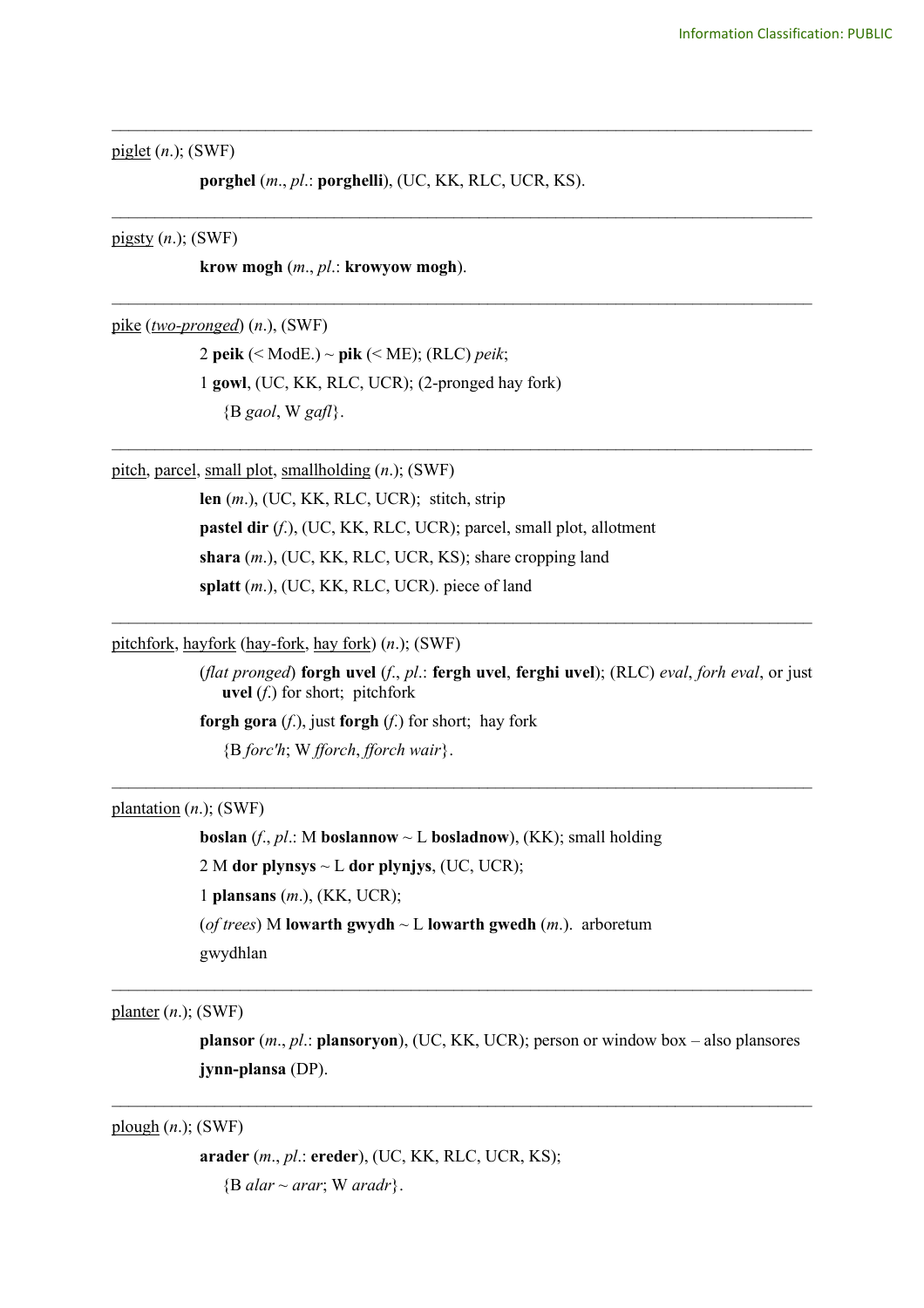---

<u>piglet</u> (*n*.); (SWF)

**porghel** (*m*., *pl*.: **porghelli**), (UC, KK, RLC, UCR, KS).

---

<u>pigsty</u> (*n*.); (SWF)

**krow mogh** (*m*., *pl*.: **krowyow mogh**).

---

<u>pike</u> (*<u>two-pronged</u>*) (*n*.), (SWF)

2 **peik** (< ModE.) ~ **pik** (< ME); (RLC) *peik*;

1 **gowl**, (UC, KK, RLC, UCR); (2-pronged hay fork)

{B *gaol*, W *gafl*}.

---

<u>pitch</u>, <u>parcel</u>, <u>small plot</u>, <u>smallholding</u> (*n*.); (SWF)

**len** (*m*.), (UC, KK, RLC, UCR); stitch, strip

**pastel dir** (*f*.), (UC, KK, RLC, UCR); parcel, small plot, allotment

**shara** (*m*.), (UC, KK, RLC, UCR, KS); share cropping land

**splatt** (*m*.), (UC, KK, RLC, UCR). piece of land

---

<u>pitchfork</u>, <u>hayfork</u> (<u>hay-fork</u>, <u>hay fork</u>) (*n*.); (SWF)

(*flat pronged*) **forgh uvel** (*f*., *pl*.: **fergh uvel**, **ferghi uvel**); (RLC) *eval*, *forh eval*, or just **uvel** (*f*.) for short; pitchfork

**forgh gora** (*f*.), just **forgh** (*f*.) for short; hay fork

{B *forc'h*; W *fforch*, *fforch wair*}.

---

<u>plantation</u> (*n*.); (SWF)

**boslan** (*f*., *pl*.: M **boslannow** ~ L **bosladnow**), (KK); small holding

2 M **dor plynsys** ~ L **dor plynjys**, (UC, UCR);

1 **plansans** (*m*.), (KK, UCR);

(*of trees*) M **lowarth gwydh** ~ L **lowarth gwedh** (*m*.). arboretum

gwydhlan

---

<u>planter</u> (*n*.); (SWF)

**plansor** (*m*., *pl*.: **plansoryon**), (UC, KK, UCR); person or window box – also plansores

**jynn-plansa** (DP).

---

<u>plough</u> (*n*.); (SWF)

**arader** (*m*., *pl*.: **ereder**), (UC, KK, RLC, UCR, KS);

{B *alar* ~ *arar*; W *aradr*}.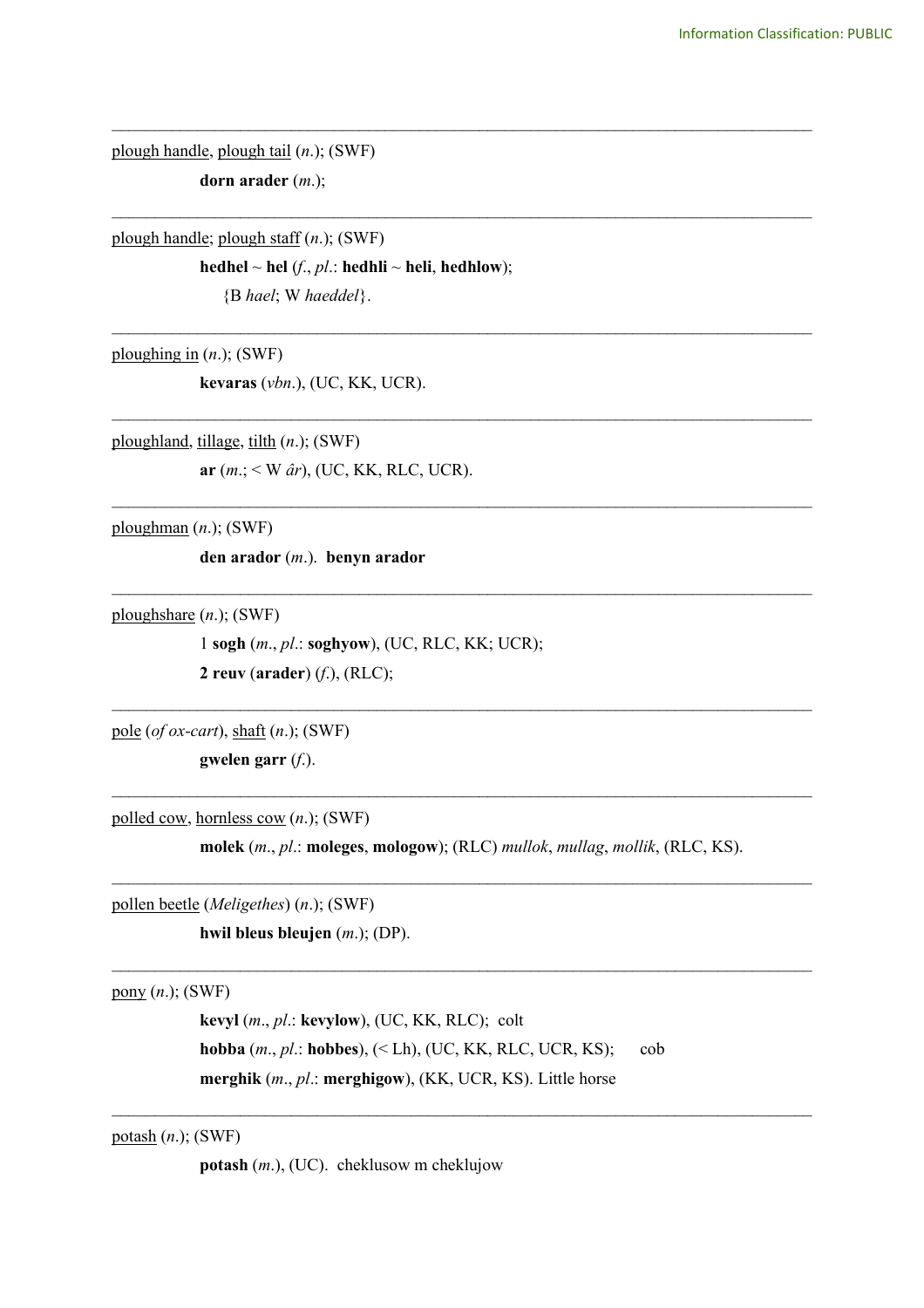---

plough handle, plough tail (*n.*); (SWF)

**dorn arader** (*m.*);

---

plough handle; plough staff (*n.*); (SWF)

**hedhel** ~ **hel** (*f.*, *pl.*: **hedhli** ~ **heli**, **hedhlow**);

{B *hael*; W *haeddel*}.

---

ploughing in (*n.*); (SWF)

**kevaras** (*vbn.*), (UC, KK, UCR).

---

ploughland, tillage, tilth (*n.*); (SWF)

**ar** (*m.*; < W *âr*), (UC, KK, RLC, UCR).

---

ploughman (*n.*); (SWF)

**den arador** (*m.*). **benyn arador**

---

ploughshare (*n.*); (SWF)

1 **sogh** (*m.*, *pl.*: **soghyow**), (UC, RLC, KK; UCR);

**2 reuv** (**arader**) (*f.*), (RLC);

---

pole (*of ox-cart*), shaft (*n.*); (SWF)

**gwelen garr** (*f.*).

---

polled cow, hornless cow (*n.*); (SWF)

**molek** (*m.*, *pl.*: **moleges**, **mologow**); (RLC) *mullok*, *mullag*, *mollik*, (RLC, KS).

---

pollen beetle (*Meligethes*) (*n.*); (SWF)

**hwil bleus bleujen** (*m.*); (DP).

---

pony (*n.*); (SWF)

**kevyl** (*m.*, *pl.*: **kevylow**), (UC, KK, RLC); colt

**hobba** (*m.*, *pl.*: **hobbes**), (< Lh), (UC, KK, RLC, UCR, KS); cob

**merghik** (*m.*, *pl.*: **merghigow**), (KK, UCR, KS). Little horse

---

potash (*n.*); (SWF)

**potash** (*m.*), (UC). cheklusow m cheklujow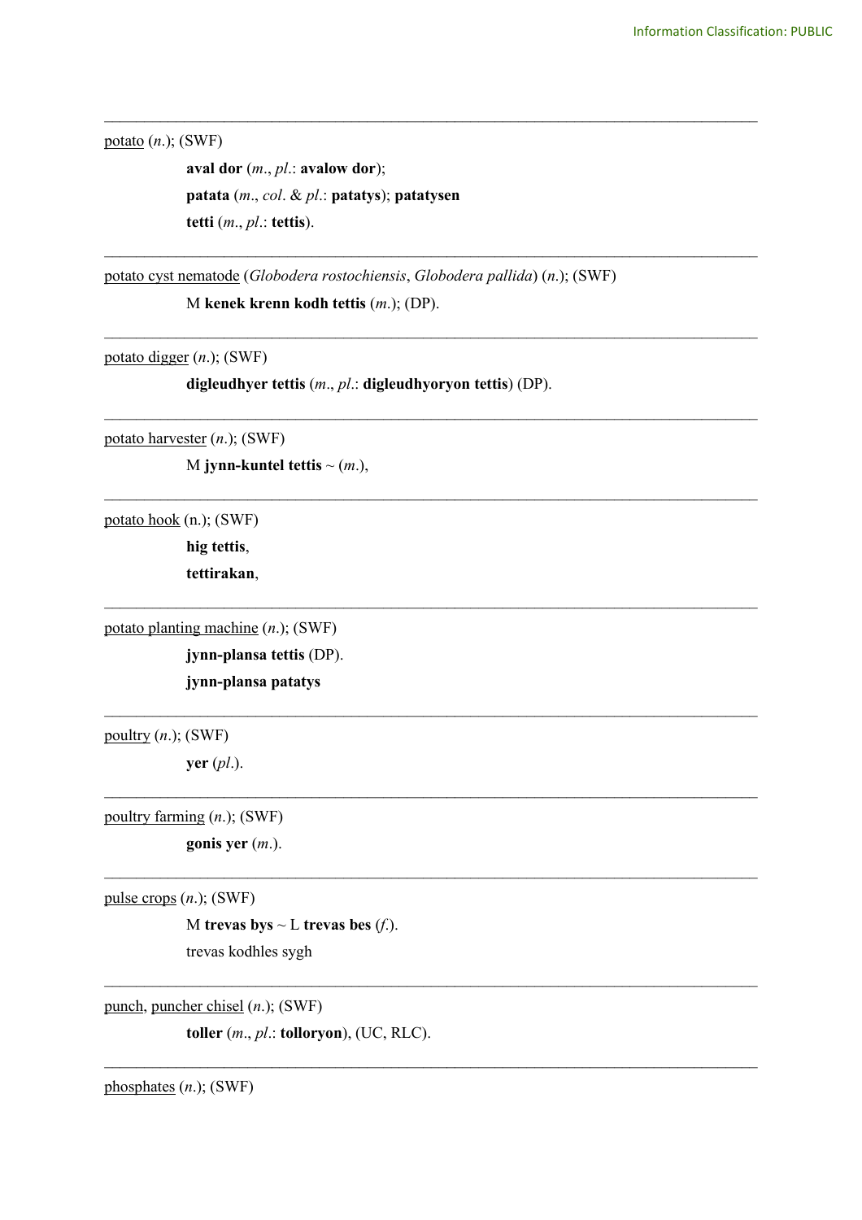---

potato (*n*.); (SWF)

**aval dor** (*m*., *pl*.: **avalow dor**);

**patata** (*m*., *col*. & *pl*.: **patatys**); **patatysen**

**tetti** (*m*., *pl*.: **tettis**).

---

potato cyst nematode (*Globodera rostochiensis*, *Globodera pallida*) (*n*.); (SWF)

M **kenek krenn kodh tettis** (*m*.); (DP).

---

potato digger (*n*.); (SWF)

**digleudhyer tettis** (*m*., *pl*.: **digleudhyoryon tettis**) (DP).

---

potato harvester (*n*.); (SWF)

M **jynn-kuntel tettis** ~ (*m*.),

---

potato hook (n.); (SWF)

**hig tettis**,

**tettirakan**,

---

potato planting machine (*n*.); (SWF)

**jynn-plansa tettis** (DP).

**jynn-plansa patatys**

---

poultry (*n*.); (SWF)

**yer** (*pl*.).

---

poultry farming (*n*.); (SWF)

**gonis yer** (*m*.).

---

pulse crops (*n*.); (SWF)

M **trevas bys** ~ L **trevas bes** (*f*.).

trevas kodhles sygh

---

punch, puncher chisel (*n*.); (SWF)

**toller** (*m*., *pl*.: **tolloryon**), (UC, RLC).

---

phosphates (*n*.); (SWF)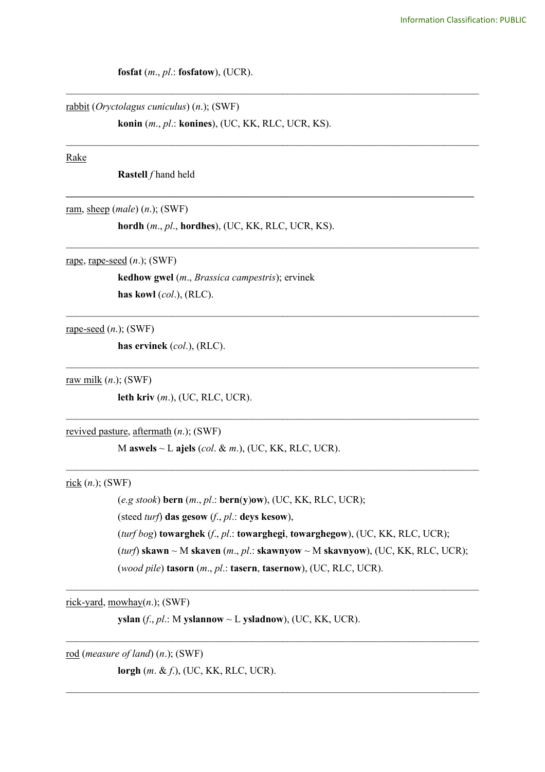**fosfat** (*m*., *pl*.: **fosfatow**), (UCR).

---

<u>rabbit</u> (*Oryctolagus cuniculus*) (*n*.); (SWF)

**konin** (*m*., *pl*.: **konines**), (UC, KK, RLC, UCR, KS).

---

<u>Rake</u>

**Rastell** *f* hand held

---

<u>ram</u>, <u>sheep</u> (*male*) (*n*.); (SWF)

**hordh** (*m*., *pl*., **hordhes**), (UC, KK, RLC, UCR, KS).

---

<u>rape</u>, <u>rape-seed</u> (*n*.); (SWF)

**kedhow gwel** (*m*., *Brassica campestris*); ervinek

**has kowl** (*col*.), (RLC).

---

<u>rape-seed</u> (*n*.); (SWF)

**has ervinek** (*col*.), (RLC).

---

<u>raw milk</u> (*n*.); (SWF)

**leth kriv** (*m*.), (UC, RLC, UCR).

---

<u>revived pasture</u>, <u>aftermath</u> (*n*.); (SWF)

M **aswels** ~ L **ajels** (*col*. & *m*.), (UC, KK, RLC, UCR).

---

<u>rick</u> (*n*.); (SWF)

(*e.g stook*) **bern** (*m*., *pl*.: **bern**(**y**)**ow**), (UC, KK, RLC, UCR);

(steed *turf*) **das gesow** (*f*., *pl*.: **deys kesow**),

(*turf bog*) **towarghek** (*f*., *pl*.: **towarghegi**, **towarghegow**), (UC, KK, RLC, UCR);

(*turf*) **skawn** ~ M **skaven** (*m*., *pl*.: **skawnyow** ~ M **skavnyow**), (UC, KK, RLC, UCR);

(*wood pile*) **tasorn** (*m*., *pl*.: **tasern**, **tasernow**), (UC, RLC, UCR).

---

<u>rick-yard</u>, <u>mowhay</u>(*n*.); (SWF)

**yslan** (*f*., *pl*.: M **yslannow** ~ L **ysladnow**), (UC, KK, UCR).

---

<u>rod</u> (*measure of land*) (*n*.); (SWF)

**lorgh** (*m*. & *f*.), (UC, KK, RLC, UCR).

---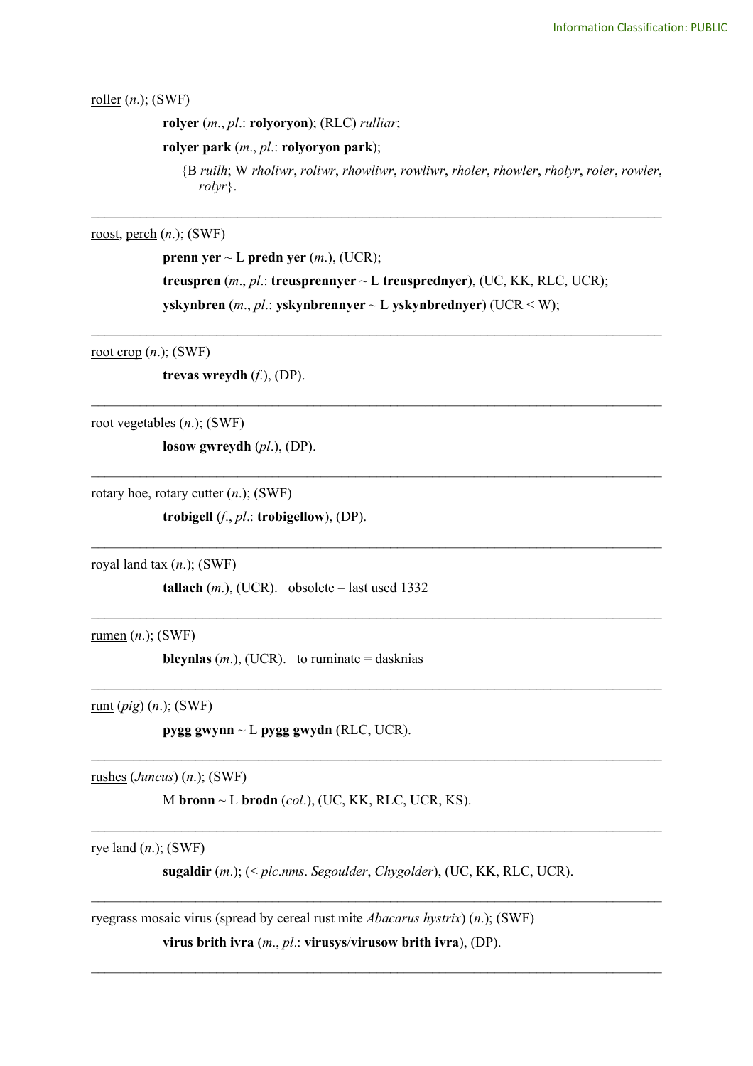roller (*n*.); (SWF)

> **rolyer** (*m*., *pl*.: **rolyoryon**); (RLC) *rulliar*;
>
> **rolyer park** (*m*., *pl*.: **rolyoryon park**);
>
> {B *ruilh*; W *rholiwr*, *roliwr*, *rhowliwr*, *rowliwr*, *rholer*, *rhowler*, *rholyr*, *roler*, *rowler*, *rolyr*}.

---

roost, perch (*n*.); (SWF)

> **prenn yer** ~ L **predn yer** (*m*.), (UCR);
>
> **treuspren** (*m*., *pl*.: **treusprennyer** ~ L **treuspred­nyer**), (UC, KK, RLC, UCR);
>
> **yskynbren** (*m*., *pl*.: **yskynbrennyer** ~ L **yskynbrednyer**) (UCR < W);

---

root crop (*n*.); (SWF)

> **trevas wreydh** (*f*.), (DP).

---

root vegetables (*n*.); (SWF)

> **losow gwreydh** (*pl*.), (DP).

---

rotary hoe, rotary cutter (*n*.); (SWF)

> **trobigell** (*f*., *pl*.: **trobigellow**), (DP).

---

royal land tax (*n*.); (SWF)

> **tallach** (*m*.), (UCR). obsolete – last used 1332

---

rumen (*n*.); (SWF)

> **bleynlas** (*m*.), (UCR). to ruminate = dasknias

---

runt (*pig*) (*n*.); (SWF)

> **pygg gwynn** ~ L **pygg gwydn** (RLC, UCR).

---

rushes (*Juncus*) (*n*.); (SWF)

> M **bronn** ~ L **brodn** (*col*.), (UC, KK, RLC, UCR, KS).

---

rye land (*n*.); (SWF)

> **sugaldir** (*m*.); (< *plc.nms*. *Segoulder*, *Chygolder*), (UC, KK, RLC, UCR).

---

ryegrass mosaic virus (spread by cereal rust mite *Abacarus hystrix*) (*n*.); (SWF)

> **virus brith ivra** (*m*., *pl*.: **virusys**/**virusow brith ivra**), (DP).

---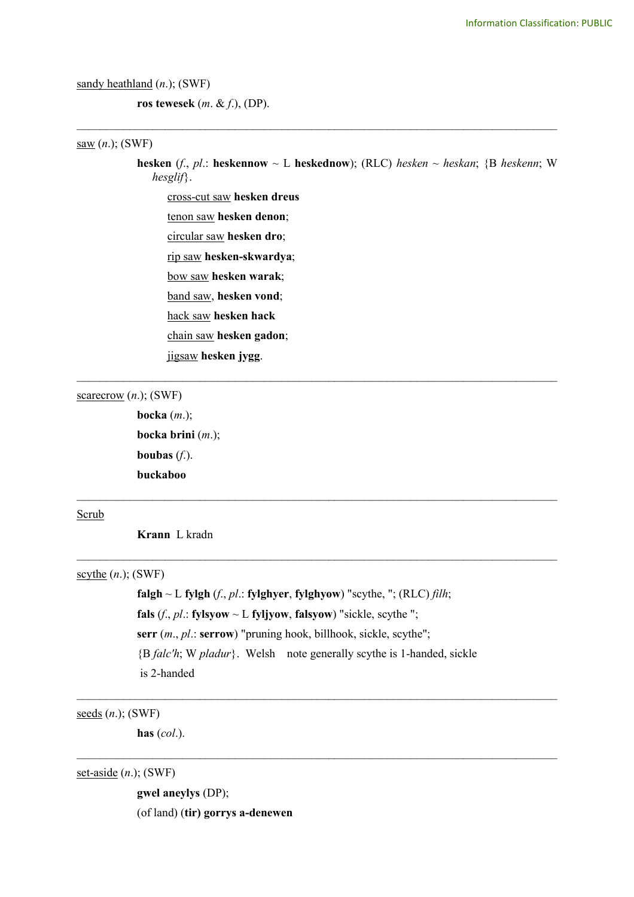sandy heathland (*n.*); (SWF)

**ros tewesek** (*m.* & *f.*), (DP).

---

saw (*n.*); (SWF)

**hesken** (*f.*, *pl.*: **heskennow** ~ L **heskednow**); (RLC) *hesken* ~ *heskan*; {B *heskenn*; W *hesglif*}.

cross-cut saw **hesken dreus**

tenon saw **hesken denon**;

circular saw **hesken dro**;

rip saw **hesken-skwardya**;

bow saw **hesken warak**;

band saw, **hesken vond**;

hack saw **hesken hack**

chain saw **hesken gadon**;

jigsaw **hesken jygg**.

---

scarecrow (*n.*); (SWF)

**bocka** (*m.*);

**bocka brini** (*m.*);

**boubas** (*f.*).

**buckaboo**

---

Scrub

**Krann** L kradn

---

scythe (*n.*); (SWF)

**falgh** ~ L **fylgh** (*f.*, *pl.*: **fylghyer**, **fylghyow**) "scythe, "; (RLC) *filh*;

**fals** (*f.*, *pl.*: **fylsyow** ~ L **fyljyow**, **falsyow**) "sickle, scythe ";

**serr** (*m.*, *pl.*: **serrow)** "pruning hook, billhook, sickle, scythe";

{B *falc'h*; W *pladur*}. Welsh note generally scythe is 1-handed, sickle is 2-handed

---

seeds (*n.*); (SWF)

**has** (*col.*).

---

set-aside (*n.*); (SWF)

**gwel aneylys** (DP);

(of land) **(tir) gorrys a-denewen**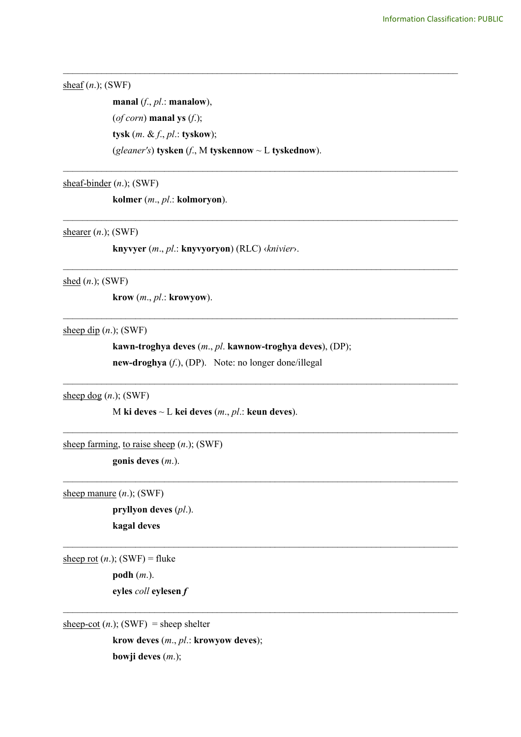---

<u>sheaf</u> (*n.*); (SWF)

**manal** (*f.*, *pl.*: **manalow**),
(*of corn*) **manal ys** (*f.*);
**tysk** (*m.* & *f.*, *pl.*: **tyskow**);
(*gleaner's*) **tysken** (*f.*, M **tyskennow** ~ L **tyskednow**).

---

<u>sheaf-binder</u> (*n.*); (SWF)

**kolmer** (*m.*, *pl.*: **kolmoryon**).

---

<u>shearer</u> (*n.*); (SWF)

**knyvyer** (*m.*, *pl.*: **knyvyoryon**) (RLC) ‹*knivier*›.

---

<u>shed</u> (*n.*); (SWF)

**krow** (*m.*, *pl.*: **krowyow**).

---

<u>sheep dip</u> (*n.*); (SWF)

**kawn-troghya deves** (*m.*, *pl.* **kawnow-troghya deves**), (DP);
**new-droghya** (*f.*), (DP). Note: no longer done/illegal

---

<u>sheep dog</u> (*n.*); (SWF)

M **ki deves** ~ L **kei deves** (*m.*, *pl.*: **keun deves**).

---

<u>sheep farming</u>, <u>to raise sheep</u> (*n.*); (SWF)

**gonis deves** (*m.*).

---

<u>sheep manure</u> (*n.*); (SWF)

**pryllyon deves** (*pl.*).
**kagal deves**

---

<u>sheep rot</u> (*n.*); (SWF) = fluke

**podh** (*m.*).
**eyles** *coll* **eylesen *f***

---

<u>sheep-cot</u> (*n.*); (SWF) = sheep shelter

**krow deves** (*m.*, *pl.*: **krowyow deves**);
**bowji deves** (*m.*);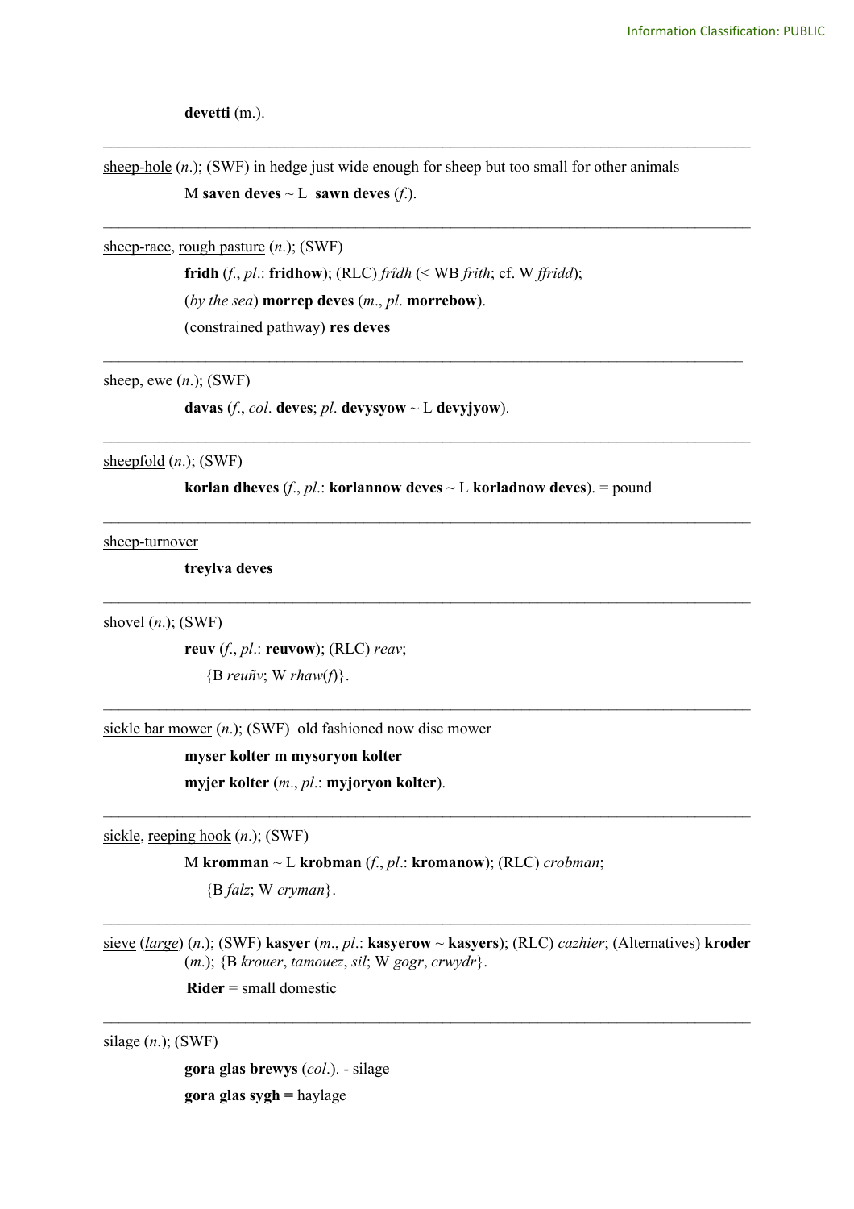**devetti** (m.).

---

<u>sheep-hole</u> (*n*.); (SWF) in hedge just wide enough for sheep but too small for other animals

M **saven deves** ~ L **sawn deves** (*f*.).

---

<u>sheep-race</u>, <u>rough pasture</u> (*n*.); (SWF)

**fridh** (*f*., *pl*.: **fridhow**); (RLC) *frîdh* (< WB *frith*; cf. W *ffridd*);

(*by the sea*) **morrep deves** (*m*., *pl*. **morrebow**).

(constrained pathway) **res deves**

---

<u>sheep</u>, <u>ewe</u> (*n*.); (SWF)

**davas** (*f*., *col*. **deves**; *pl*. **devysyow** ~ L **devyjyow**).

---

<u>sheepfold</u> (*n*.); (SWF)

**korlan dheves** (*f*., *pl*.: **korlannow deves** ~ L **korladnow deves**). = pound

---

<u>sheep-turnover</u>

**treylva deves**

---

<u>shovel</u> (*n*.); (SWF)

**reuv** (*f*., *pl*.: **reuvow**); (RLC) *reav*;

{B *reuñv*; W *rhaw*(*f*)}.

---

<u>sickle bar mower</u> (*n*.); (SWF) old fashioned now disc mower

**myser kolter m mysoryon kolter**

**myjer kolter** (*m*., *pl*.: **myjoryon kolter**).

---

<u>sickle</u>, <u>reeping hook</u> (*n*.); (SWF)

M **kromman** ~ L **krobman** (*f*., *pl*.: **kromanow**); (RLC) *crobman*;

{B *falz*; W *cryman*}.

---

<u>sieve</u> (<u>*large*</u>) (*n*.); (SWF) **kasyer** (*m*., *pl*.: **kasyerow** ~ **kasyers**); (RLC) *cazhier*; (Alternatives) **kroder** (*m*.); {B *krouer*, *tamouez*, *sil*; W *gogr*, *crwydr*}.

**Rider** = small domestic

---

<u>silage</u> (*n*.); (SWF)

**gora glas brewys** (*col*.). - silage

**gora glas sygh =** haylage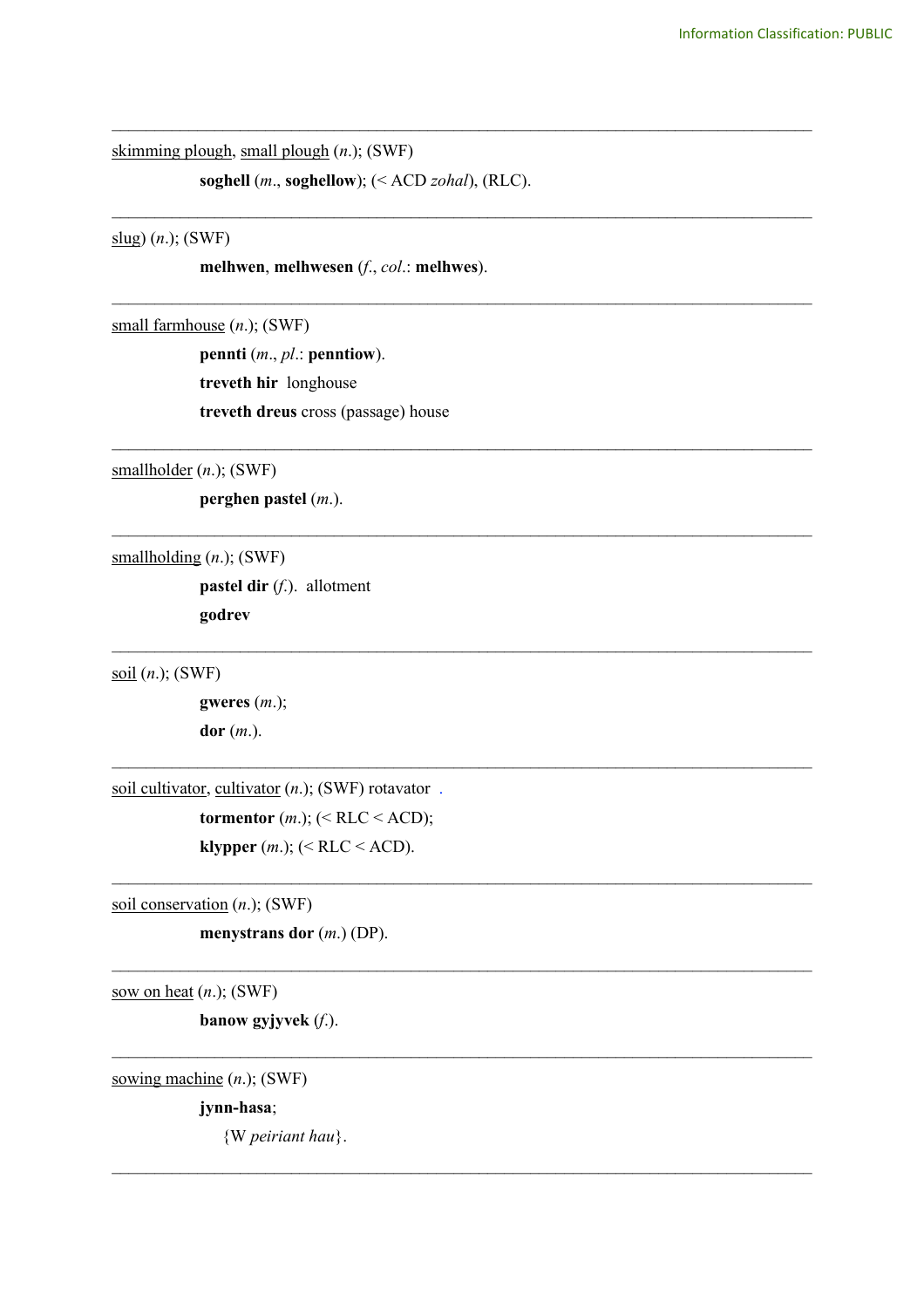---

<u>skimming plough</u>, <u>small plough</u> (*n.*); (SWF)

**soghell** (*m*., **soghellow**); (< ACD *zohal*), (RLC).

---

<u>slug</u>) (*n*.); (SWF)

**melhwen**, **melhwesen** (*f*., *col*.: **melhwes**).

---

<u>small farmhouse</u> (*n*.); (SWF)

**pennti** (*m*., *pl*.: **penntiow**).

**treveth hir** longhouse

**treveth dreus** cross (passage) house

---

<u>smallholder</u> (*n*.); (SWF)

**perghen pastel** (*m*.).

---

<u>smallholding</u> (*n*.); (SWF)

**pastel dir** (*f*.). allotment

**godrev**

---

<u>soil</u> (*n*.); (SWF)

**gweres** (*m*.);

**dor** (*m*.).

---

<u>soil cultivator</u>, <u>cultivator</u> (*n*.); (SWF) rotavator .

**tormentor** (*m*.); (< RLC < ACD);

**klypper** (*m*.); (< RLC < ACD).

---

<u>soil conservation</u> (*n*.); (SWF)

**menystrans dor** (*m*.) (DP).

---

<u>sow on heat</u> (*n*.); (SWF)

**banow gyjyvek** (*f*.).

---

<u>sowing machine</u> (*n*.); (SWF)

**jynn-hasa**;

{W *peiriant hau*}.

---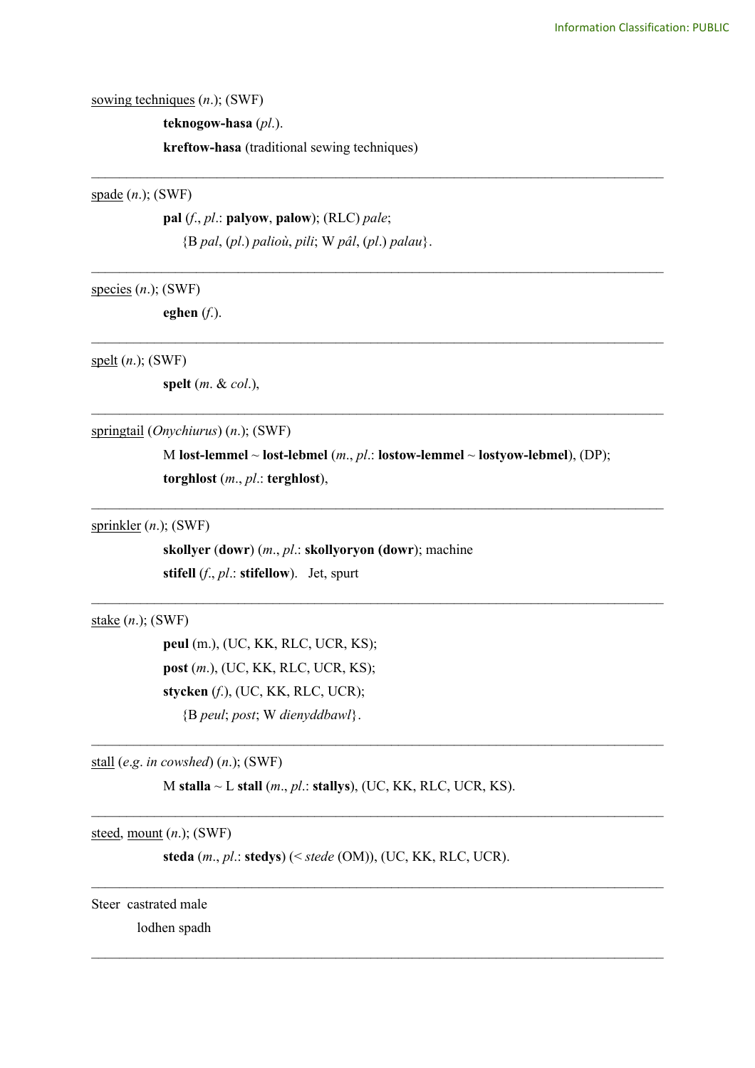<u>sowing techniques</u> (*n*.); (SWF)

**teknogow-hasa** (*pl*.).

**kreftow-hasa** (traditional sewing techniques)

---

<u>spade</u> (*n*.); (SWF)

**pal** (*f*., *pl*.: **palyow**, **palow**); (RLC) *pale*;

{B *pal*, (*pl*.) *palioù*, *pili*; W *pâl*, (*pl*.) *palau*}.

---

<u>species</u> (*n*.); (SWF)

**eghen** (*f*.).

---

<u>spelt</u> (*n*.); (SWF)

**spelt** (*m*. & *col*.),

---

<u>springtail</u> (*Onychiurus*) (*n*.); (SWF)

M **lost-lemmel** ~ **lost-lebmel** (*m*., *pl*.: **lostow-lemmel** ~ **lostyow-lebmel**), (DP);

**torghlost** (*m*., *pl*.: **terghlost**),

---

<u>sprinkler</u> (*n*.); (SWF)

**skollyer** (**dowr**) (*m*., *pl*.: **skollyoryon (dowr)**; machine

**stifell** (*f*., *pl*.: **stifellow**).   Jet, spurt

---

<u>stake</u> (*n*.); (SWF)

**peul** (m.), (UC, KK, RLC, UCR, KS);

**post** (*m*.), (UC, KK, RLC, UCR, KS);

**stycken** (*f*.), (UC, KK, RLC, UCR);

{B *peul*; *post*; W *dienyddbawl*}.

---

<u>stall</u> (*e*.*g*. *in cowshed*) (*n*.); (SWF)

M **stalla** ~ L **stall** (*m*., *pl*.: **stallys**), (UC, KK, RLC, UCR, KS).

---

<u>steed</u>, <u>mount</u> (*n*.); (SWF)

**steda** (*m*., *pl*.: **stedys**) (< *stede* (OM)), (UC, KK, RLC, UCR).

---

Steer  castrated male

lodhen spadh

---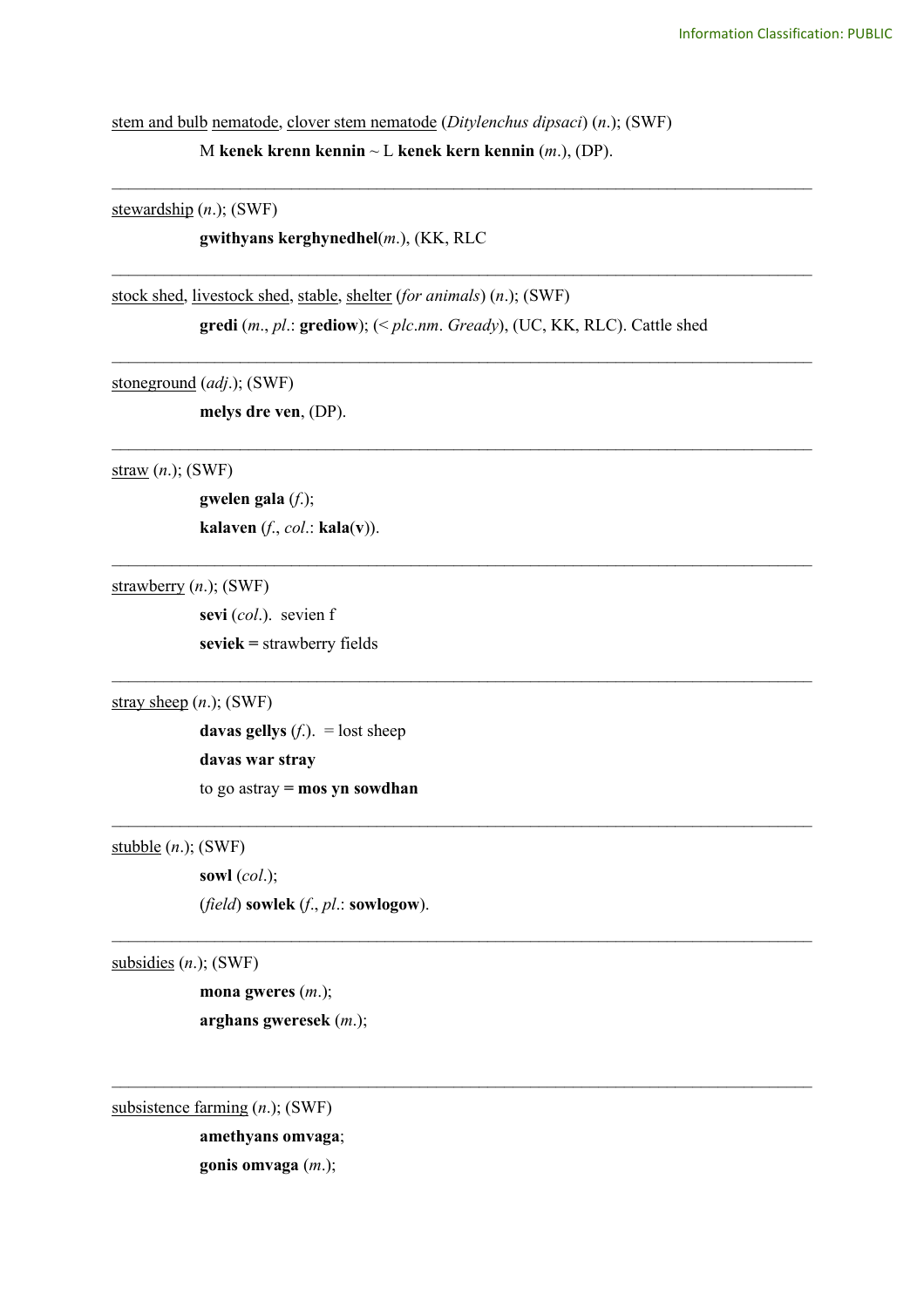stem and bulb nematode, clover stem nematode (*Ditylenchus dipsaci*) (*n*.); (SWF)

M **kenek krenn kennin** ~ L **kenek kern kennin** (*m*.), (DP).

---

stewardship (*n*.); (SWF)

**gwithyans kerghynedhel**(*m*.), (KK, RLC

---

stock shed, livestock shed, stable, shelter (*for animals*) (*n*.); (SWF)

**gredi** (*m*., *pl*.: **grediow**); (< *plc.nm*. *Gready*), (UC, KK, RLC). Cattle shed

---

stoneground (*adj*.); (SWF)

**melys dre ven**, (DP).

---

straw (*n*.); (SWF)

**gwelen gala** (*f*.);

**kalaven** (*f*., *col*.: **kala**(**v**)).

---

strawberry (*n*.); (SWF)

**sevi** (*col*.). sevien f

**seviek =** strawberry fields

---

stray sheep (*n*.); (SWF)

**davas gellys** (*f*.). = lost sheep

**davas war stray**

to go astray **= mos yn sowdhan**

---

stubble (*n*.); (SWF)

**sowl** (*col*.);

(*field*) **sowlek** (*f*., *pl*.: **sowlogow**).

---

subsidies (*n*.); (SWF)

**mona gweres** (*m*.);

**arghans gweresek** (*m*.);

---

subsistence farming (*n*.); (SWF)

**amethyans omvaga**;

**gonis omvaga** (*m*.);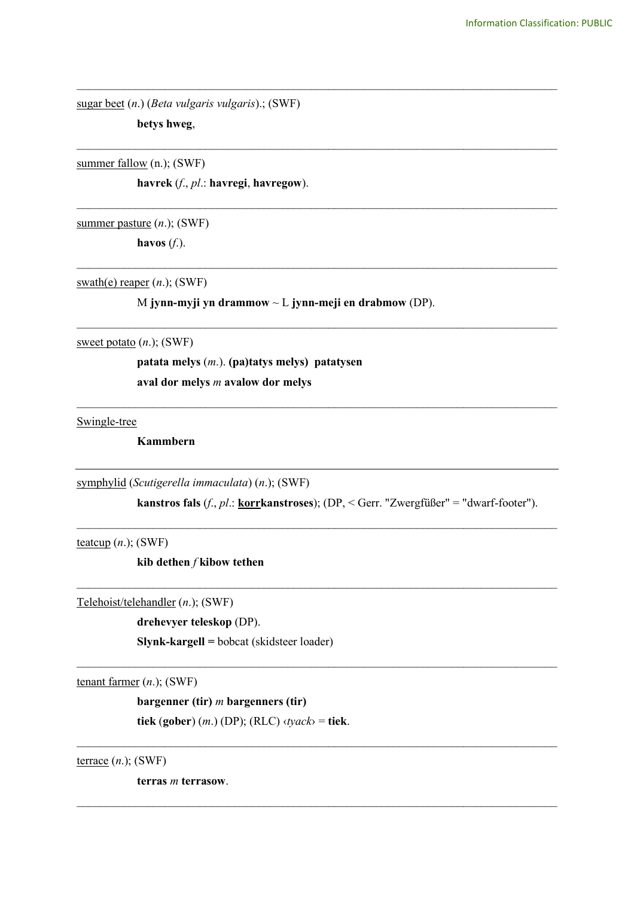---

<u>sugar beet</u> (*n.*) (*Beta vulgaris vulgaris*).; (SWF)

**betys hweg**,

---

<u>summer fallow</u> (n.); (SWF)

**havrek** (*f.*, *pl.*: **havregi**, **havregow**).

---

<u>summer pasture</u> (*n.*); (SWF)

**havos** (*f.*).

---

<u>swath(e) reaper</u> (*n.*); (SWF)

M **jynn-myji yn drammow** ~ L **jynn-meji en drabmow** (DP).

---

<u>sweet potato</u> (*n.*); (SWF)

**patata melys** (*m.*). **(pa)tatys melys) patatysen**

**aval dor melys** *m* **avalow dor melys**

---

<u>Swingle-tree</u>

**Kammbern**

---

<u>symphylid</u> (*Scutigerella immaculata*) (*n.*); (SWF)

**kanstros fals** (*f.*, *pl.*: **<u>korr</u>kanstroses**); (DP, < Gerr. "Zwergfüßer" = "dwarf-footer").

---

<u>teatcup</u> (*n.*); (SWF)

**kib dethen** *f* **kibow tethen**

---

<u>Telehoist/telehandler</u> (*n.*); (SWF)

**drehevyer teleskop** (DP).

**Slynk-kargell =** bobcat (skidsteer loader)

---

<u>tenant farmer</u> (*n.*); (SWF)

**bargenner (tir)** *m* **bargenners (tir)**

**tiek** (**gober**) (*m.*) (DP); (RLC) ‹*tyack*› = **tiek**.

---

<u>terrace</u> (*n.*); (SWF)

**terras** *m* **terrasow**.

---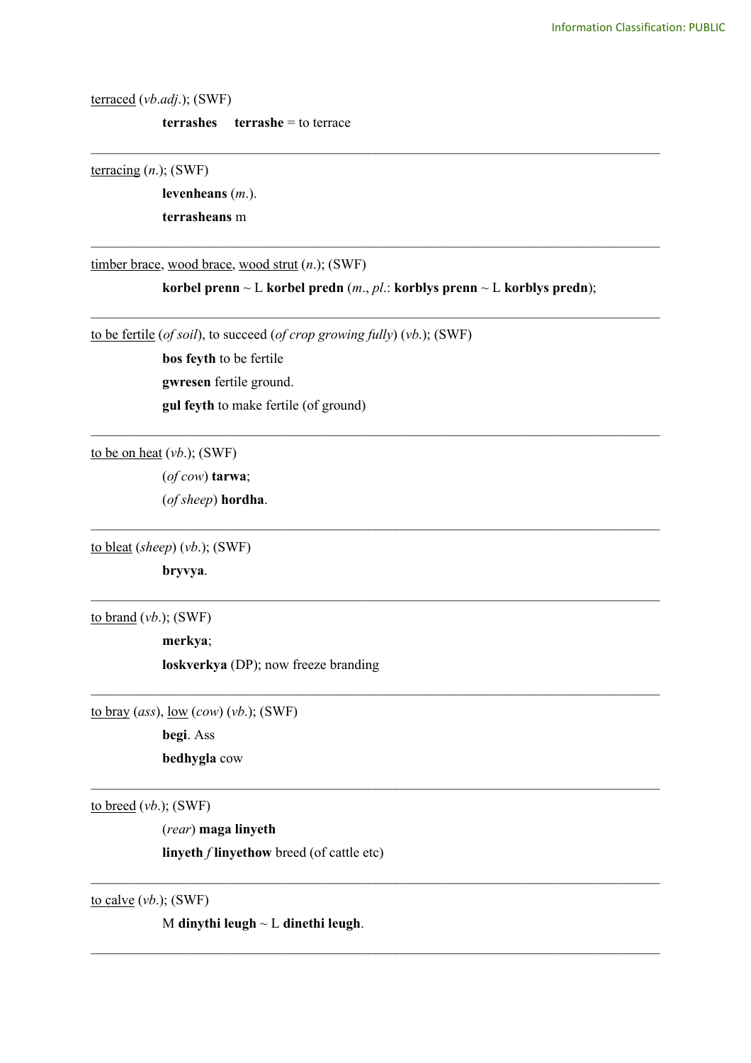<u>terraced</u> (*vb.adj.*); (SWF)

**terrashes** **terrashe** = to terrace

---

<u>terracing</u> (*n.*); (SWF)

**levenheans** (*m.*).

**terrasheans** m

---

<u>timber brace</u>, <u>wood brace</u>, <u>wood strut</u> (*n.*); (SWF)

**korbel prenn** ~ L **korbel predn** (*m.*, *pl.*: **korblys prenn** ~ L **korblys predn**);

---

<u>to be fertile</u> (*of soil*), to succeed (*of crop growing fully*) (*vb.*); (SWF)

**bos feyth** to be fertile

**gwresen** fertile ground.

**gul feyth** to make fertile (of ground)

---

<u>to be on heat</u> (*vb.*); (SWF)

(*of cow*) **tarwa**;

(*of sheep*) **hordha**.

---

<u>to bleat</u> (*sheep*) (*vb.*); (SWF)

**bryvya**.

---

<u>to brand</u> (*vb.*); (SWF)

**merkya**;

**loskverkya** (DP); now freeze branding

---

<u>to bray</u> (*ass*), <u>low</u> (*cow*) (*vb.*); (SWF)

**begi**. Ass

**bedhygla** cow

---

<u>to breed</u> (*vb.*); (SWF)

(*rear*) **maga linyeth**

**linyeth** *f* **linyethow** breed (of cattle etc)

---

<u>to calve</u> (*vb.*); (SWF)

M **dinythi leugh** ~ L **dinethi leugh**.

---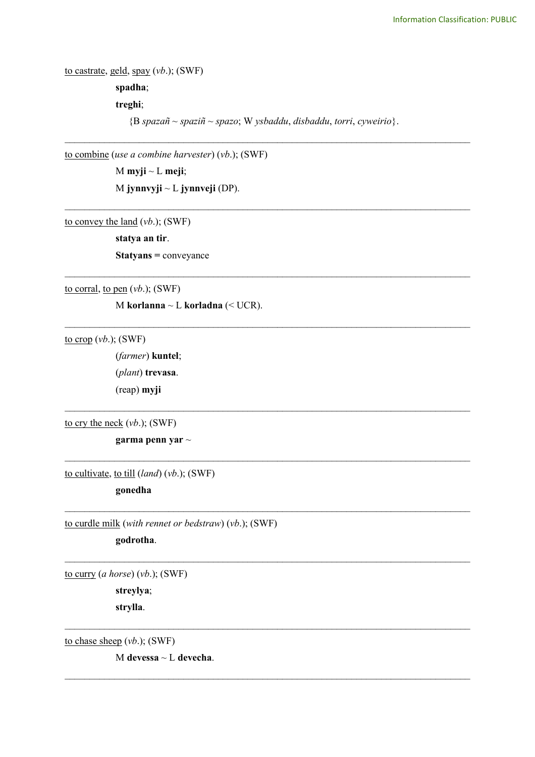<u>to castrate</u>, <u>geld</u>, <u>spay</u> (*vb.*); (SWF)

**spadha**;

**treghi**;

{B *spazañ* ~ *spaziñ* ~ *spazo*; W *ysbaddu*, *disbaddu*, *torri*, *cyweirio*}.

---

<u>to combine</u> (*use a combine harvester*) (*vb.*); (SWF)

M **myji** ~ L **meji**;

M **jynnvyji** ~ L **jynnveji** (DP).

---

<u>to convey the land</u> (*vb.*); (SWF)

**statya an tir**.

**Statyans =** conveyance

---

<u>to corral</u>, <u>to pen</u> (*vb.*); (SWF)

M **korlanna** ~ L **korladna** (< UCR).

---

<u>to crop</u> (*vb.*); (SWF)

(*farmer*) **kuntel**;

(*plant*) **trevasa**.

(reap) **myji**

---

<u>to cry the neck</u> (*vb.*); (SWF)

**garma penn yar** ~

---

<u>to cultivate</u>, <u>to till</u> (*land*) (*vb.*); (SWF)

**gonedha**

---

<u>to curdle milk</u> (*with rennet or bedstraw*) (*vb.*); (SWF)

**godrotha**.

---

<u>to curry</u> (*a horse*) (*vb.*); (SWF)

**streylya**;

**strylla**.

---

<u>to chase sheep</u> (*vb.*); (SWF)

M **devessa** ~ L **devecha**.

---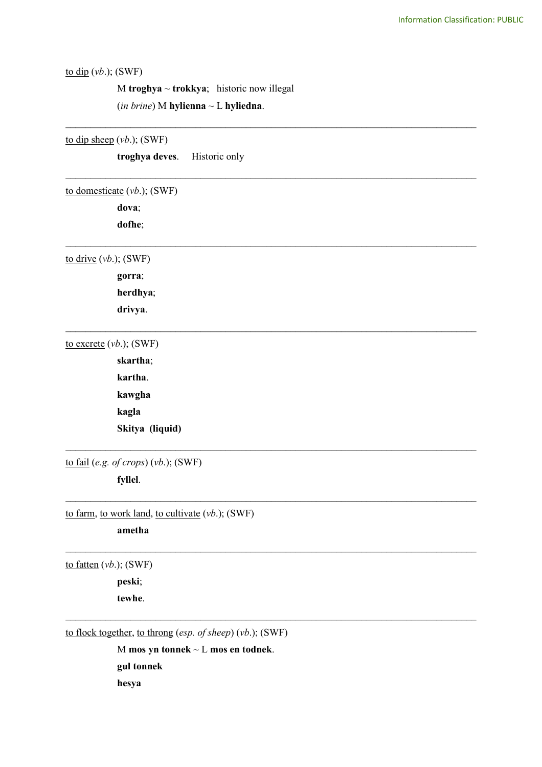to dip (*vb.*); (SWF)

M **troghya** ~ **trokkya**;   historic now illegal

(*in brine*) M **hylienna** ~ L **hyliedna**.

---

to dip sheep (*vb.*); (SWF)

**troghya deves**.     Historic only

---

to domesticate (*vb.*); (SWF)

**dova**;

**dofhe**;

---

to drive (*vb.*); (SWF)

**gorra**;

**herdhya**;

**drivya**.

---

to excrete (*vb.*); (SWF)

**skartha**;

**kartha**.

**kawgha**

**kagla**

**Skitya  (liquid)**

---

to fail (*e.g. of crops*) (*vb.*); (SWF)

**fyllel**.

---

to farm, to work land, to cultivate (*vb.*); (SWF)

**ametha**

---

to fatten (*vb.*); (SWF)

**peski**;

**tewhe**.

---

to flock together, to throng (*esp. of sheep*) (*vb.*); (SWF)

M **mos yn tonnek** ~ L **mos en todnek**.

**gul tonnek**

**hesya**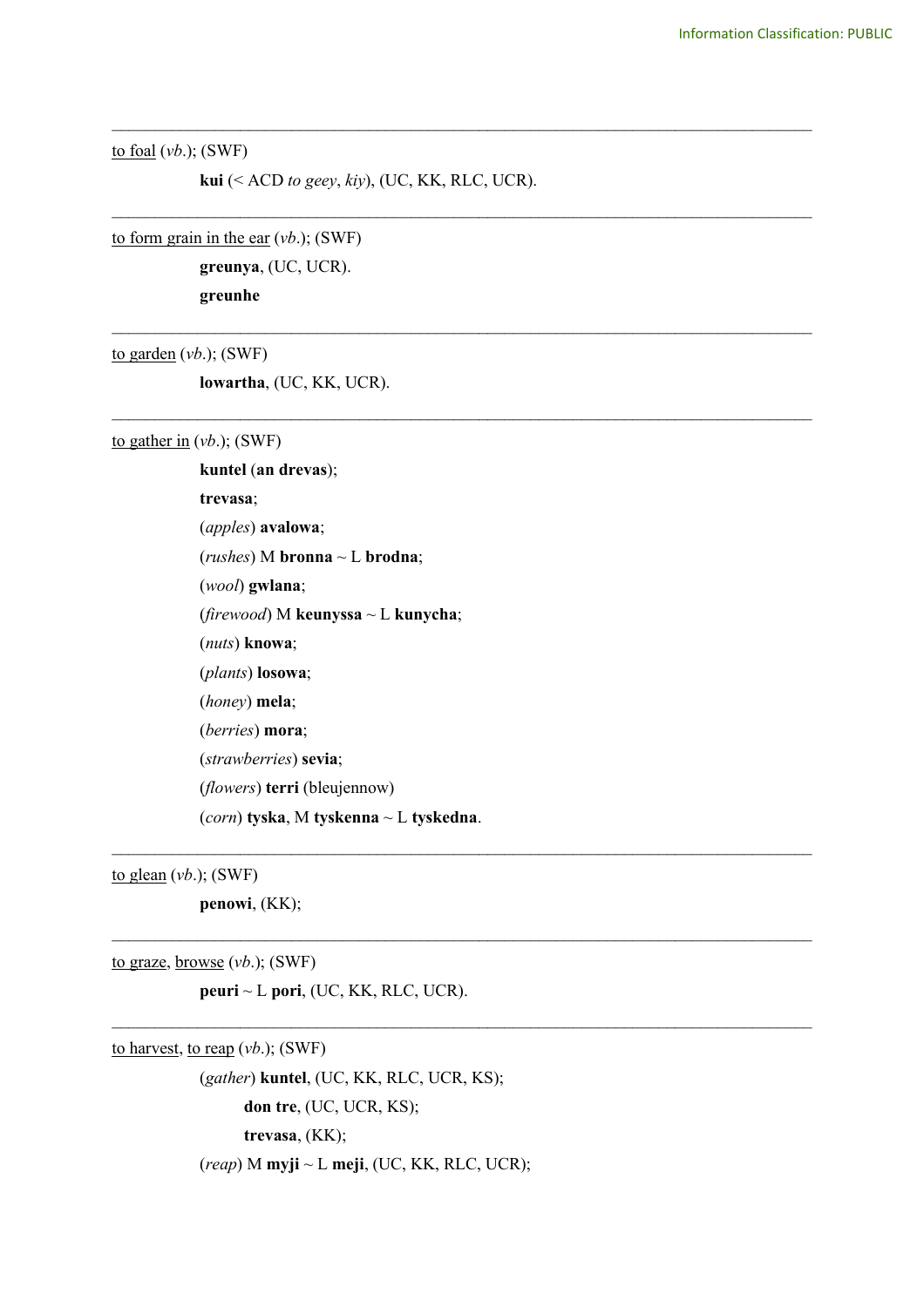---

to foal (*vb.*); (SWF)

**kui** (< ACD *to geey*, *kiy*), (UC, KK, RLC, UCR).

---

to form grain in the ear (*vb.*); (SWF)

**greunya**, (UC, UCR).

**greunhe**

---

to garden (*vb.*); (SWF)

**lowartha**, (UC, KK, UCR).

---

to gather in (*vb.*); (SWF)

**kuntel** (**an drevas**);

**trevasa**;

(*apples*) **avalowa**;

(*rushes*) M **bronna** ~ L **brodna**;

(*wool*) **gwlana**;

(*firewood*) M **keunyssa** ~ L **kunycha**;

(*nuts*) **knowa**;

(*plants*) **losowa**;

(*honey*) **mela**;

(*berries*) **mora**;

(*strawberries*) **sevia**;

(*flowers*) **terri** (bleujennow)

(*corn*) **tyska**, M **tyskenna** ~ L **tyskedna**.

---

to glean (*vb.*); (SWF)

**penowi**, (KK);

---

to graze, browse (*vb.*); (SWF)

**peuri** ~ L **pori**, (UC, KK, RLC, UCR).

---

to harvest, to reap (*vb.*); (SWF)

(*gather*) **kuntel**, (UC, KK, RLC, UCR, KS);

**don tre**, (UC, UCR, KS);

**trevasa**, (KK);

(*reap*) M **myji** ~ L **meji**, (UC, KK, RLC, UCR);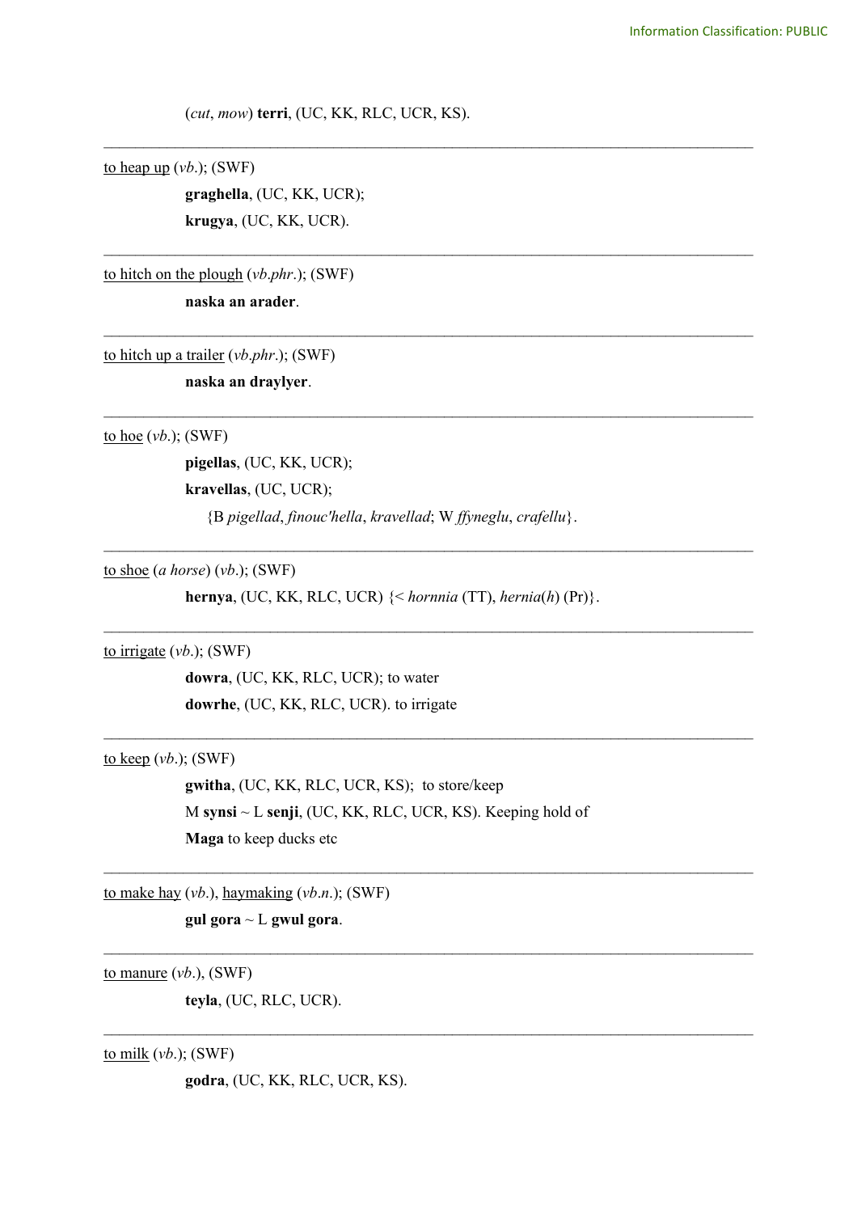(*cut*, *mow*) **terri**, (UC, KK, RLC, UCR, KS).

---

<u>to heap up</u> (*vb.*); (SWF)

**graghella**, (UC, KK, UCR);
**krugya**, (UC, KK, UCR).

---

<u>to hitch on the plough</u> (*vb.phr.*); (SWF)

**naska an arader**.

---

<u>to hitch up a trailer</u> (*vb.phr.*); (SWF)

**naska an draylyer**.

---

<u>to hoe</u> (*vb.*); (SWF)

**pigellas**, (UC, KK, UCR);
**kravellas**, (UC, UCR);
{B *pigellad*, *finouc'hella*, *kravellad*; W *ffyneglu*, *crafellu*}.

---

<u>to shoe</u> (*a horse*) (*vb.*); (SWF)

**hernya**, (UC, KK, RLC, UCR) {< *hornnia* (TT), *hernia*(*h*) (Pr)}.

---

<u>to irrigate</u> (*vb.*); (SWF)

**dowra**, (UC, KK, RLC, UCR); to water
**dowrhe**, (UC, KK, RLC, UCR). to irrigate

---

<u>to keep</u> (*vb.*); (SWF)

**gwitha**, (UC, KK, RLC, UCR, KS); to store/keep
M **synsi** ~ L **senji**, (UC, KK, RLC, UCR, KS). Keeping hold of
**Maga** to keep ducks etc

---

<u>to make hay</u> (*vb.*), <u>haymaking</u> (*vb.n.*); (SWF)

**gul gora** ~ L **gwul gora**.

---

<u>to manure</u> (*vb.*), (SWF)

**teyla**, (UC, RLC, UCR).

---

<u>to milk</u> (*vb.*); (SWF)

**godra**, (UC, KK, RLC, UCR, KS).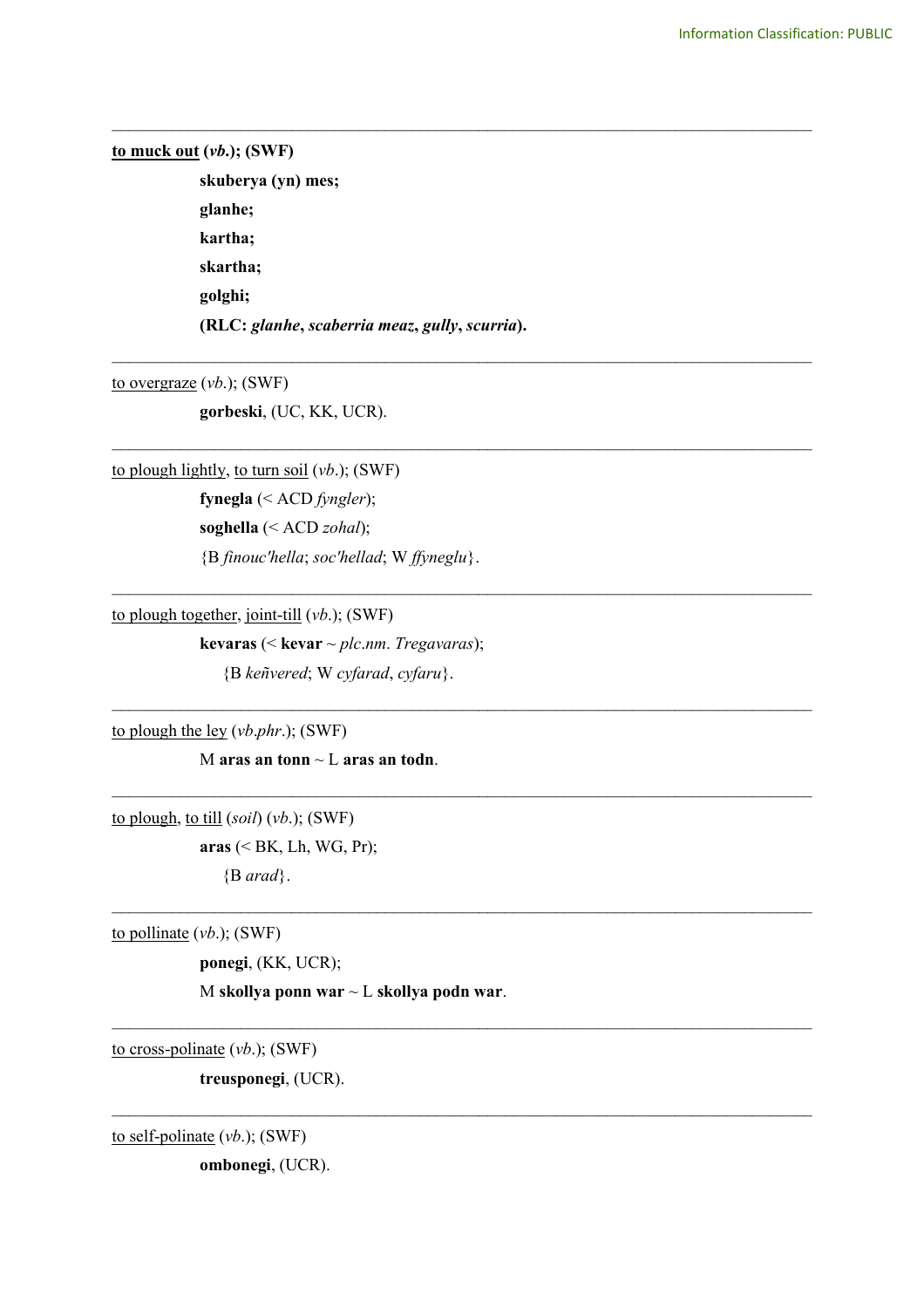---

**to muck out (*vb.*); (SWF)**

**skuberya (yn) mes;**

**glanhe;**

**kartha;**

**skartha;**

**golghi;**

**(RLC: *glanhe*, *scaberria meaz*, *gully*, *scurria*).**

---

to overgraze (*vb.*); (SWF)

**gorbeski**, (UC, KK, UCR).

---

to plough lightly, to turn soil (*vb.*); (SWF)

**fynegla** (< ACD *fyngler*);

**soghella** (< ACD *zohal*);

{B *finouc'hella*; *soc'hellad*; W *ffyneglu*}.

---

to plough together, joint-till (*vb.*); (SWF)

**kevaras** (< **kevar** ~ *plc.nm*. *Tregavaras*);

{B *keñvered*; W *cyfarad*, *cyfaru*}.

---

to plough the ley (*vb.phr.*); (SWF)

M **aras an tonn** ~ L **aras an todn**.

---

to plough, to till (*soil*) (*vb.*); (SWF)

**aras** (< BK, Lh, WG, Pr);

{B *arad*}.

---

to pollinate (*vb.*); (SWF)

**ponegi**, (KK, UCR);

M **skollya ponn war** ~ L **skollya podn war**.

---

to cross-polinate (*vb.*); (SWF)

**treusponegi**, (UCR).

---

to self-polinate (*vb.*); (SWF)

**ombonegi**, (UCR).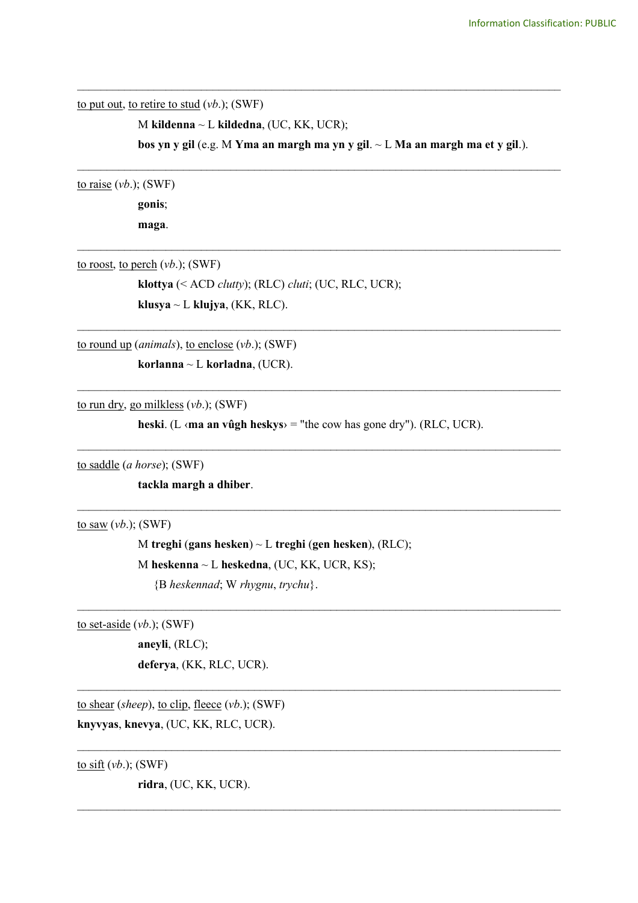---

<u>to put out</u>, <u>to retire to stud</u> (*vb*.); (SWF)

M **kildenna** ~ L **kildedna**, (UC, KK, UCR);

**bos yn y gil** (e.g. M **Yma an margh ma yn y gil**. ~ L **Ma an margh ma et y gil**.).

---

<u>to raise</u> (*vb*.); (SWF)

**gonis**;

**maga**.

---

<u>to roost</u>, <u>to perch</u> (*vb*.); (SWF)

**klottya** (< ACD *clutty*); (RLC) *cluti*; (UC, RLC, UCR);

**klusya** ~ L **klujya**, (KK, RLC).

---

<u>to round up</u> (*animals*), <u>to enclose</u> (*vb*.); (SWF)

**korlanna** ~ L **korladna**, (UCR).

---

<u>to run dry</u>, <u>go milkless</u> (*vb*.); (SWF)

**heski**. (L ‹**ma an vûgh heskys**› = "the cow has gone dry"). (RLC, UCR).

---

<u>to saddle</u> (*a horse*); (SWF)

**tackla margh a dhiber**.

---

<u>to saw</u> (*vb*.); (SWF)

M **treghi** (**gans hesken**) ~ L **treghi** (**gen hesken**), (RLC);

M **heskenna** ~ L **heskedna**, (UC, KK, UCR, KS);

{B *heskennad*; W *rhygnu*, *trychu*}.

---

<u>to set-aside</u> (*vb*.); (SWF)

**aneyli**, (RLC);

**deferya**, (KK, RLC, UCR).

---

<u>to shear</u> (*sheep*), <u>to clip</u>, <u>fleece</u> (*vb*.); (SWF)

**knyvyas**, **knevya**, (UC, KK, RLC, UCR).

---

<u>to sift</u> (*vb*.); (SWF)

**ridra**, (UC, KK, UCR).

---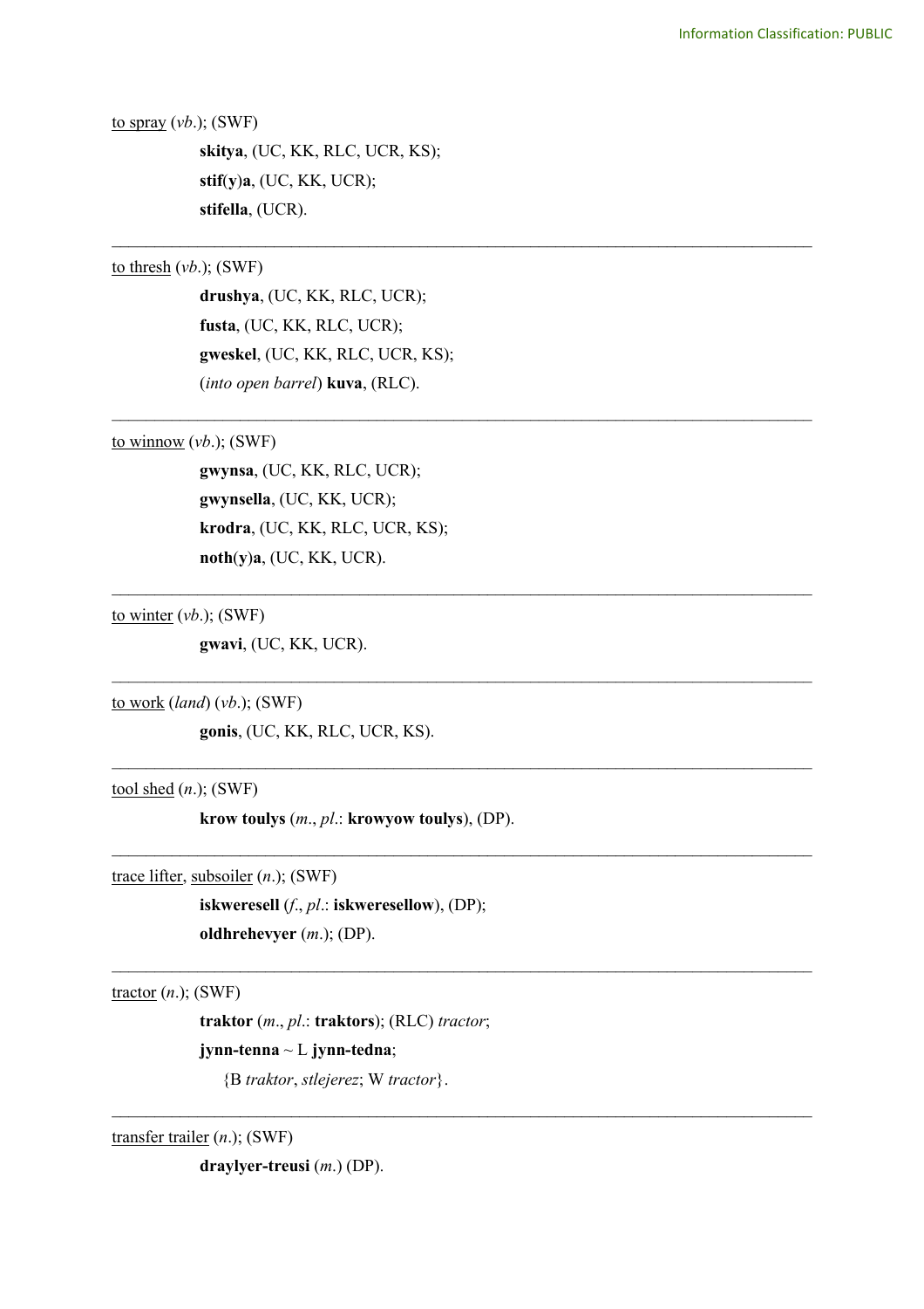<u>to spray</u> (*vb.*); (SWF)

**skitya**, (UC, KK, RLC, UCR, KS);
**stif(y)a**, (UC, KK, UCR);
**stifella**, (UCR).

---

<u>to thresh</u> (*vb.*); (SWF)

**drushya**, (UC, KK, RLC, UCR);
**fusta**, (UC, KK, RLC, UCR);
**gweskel**, (UC, KK, RLC, UCR, KS);
(*into open barrel*) **kuva**, (RLC).

---

<u>to winnow</u> (*vb.*); (SWF)

**gwynsa**, (UC, KK, RLC, UCR);
**gwynsella**, (UC, KK, UCR);
**krodra**, (UC, KK, RLC, UCR, KS);
**noth**(**y**)**a**, (UC, KK, UCR).

---

<u>to winter</u> (*vb.*); (SWF)

**gwavi**, (UC, KK, UCR).

---

<u>to work</u> (*land*) (*vb.*); (SWF)

**gonis**, (UC, KK, RLC, UCR, KS).

---

<u>tool shed</u> (*n.*); (SWF)

**krow toulys** (*m.*, *pl.*: **krowyow toulys**), (DP).

---

<u>trace lifter</u>, <u>subsoiler</u> (*n.*); (SWF)

**iskweresell** (*f.*, *pl.*: **iskweresellow**), (DP);
**oldhrehevyer** (*m.*); (DP).

---

<u>tractor</u> (*n.*); (SWF)

**traktor** (*m.*, *pl.*: **traktors**); (RLC) *tractor*;
**jynn-tenna** ~ L **jynn-tedna**;
{B *traktor*, *stlejerez*; W *tractor*}.

---

<u>transfer trailer</u> (*n.*); (SWF)

**draylyer-treusi** (*m.*) (DP).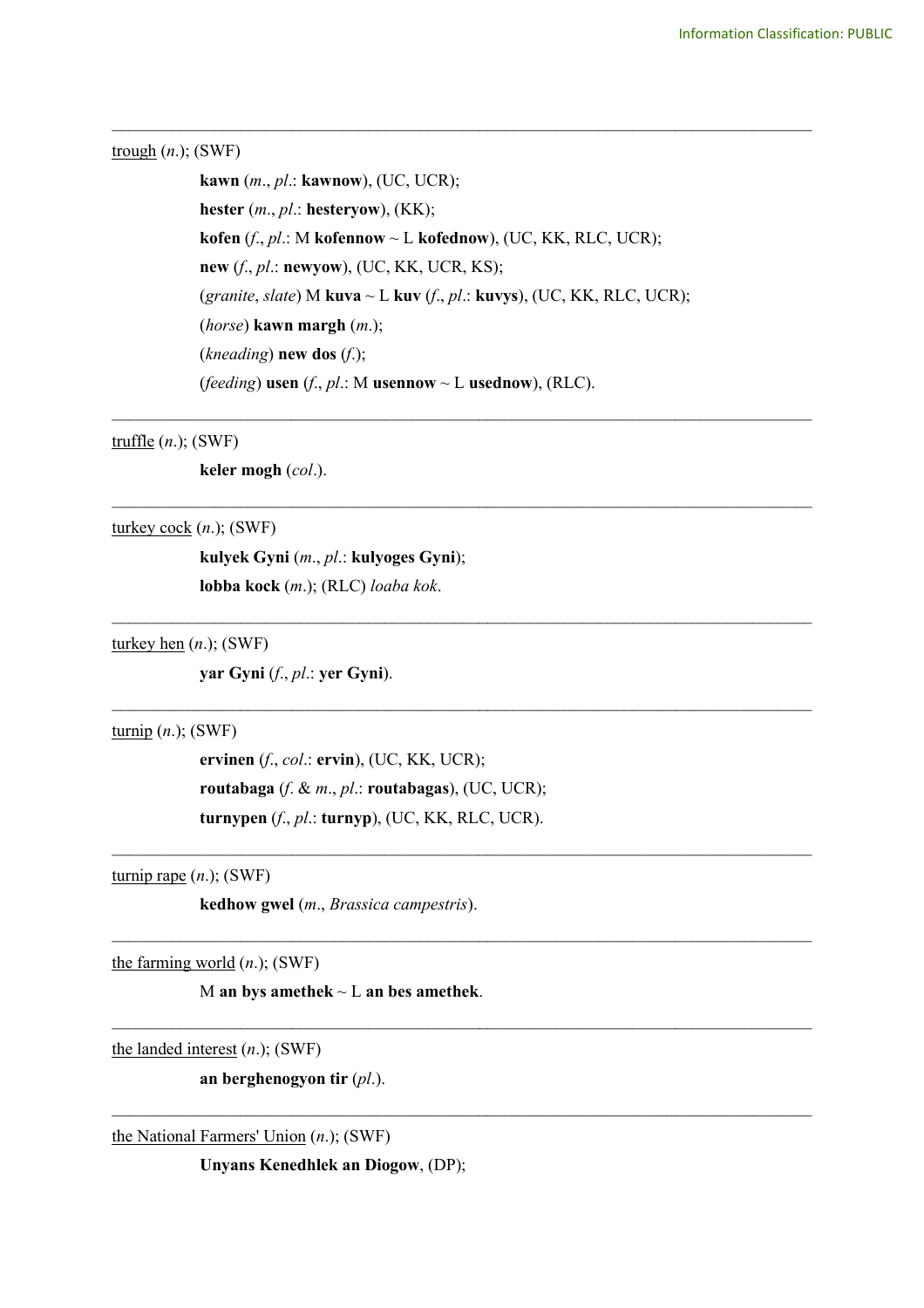---

<u>trough</u> (*n*.); (SWF)

> **kawn** (*m*., *pl*.: **kawnow**), (UC, UCR);
> **hester** (*m*., *pl*.: **hesteryow**), (KK);
> **kofen** (*f*., *pl*.: M **kofennow** ~ L **kofednow**), (UC, KK, RLC, UCR);
> **new** (*f*., *pl*.: **newyow**), (UC, KK, UCR, KS);
> (*granite*, *slate*) M **kuva** ~ L **kuv** (*f*., *pl*.: **kuvys**), (UC, KK, RLC, UCR);
> (*horse*) **kawn margh** (*m*.);
> (*kneading*) **new dos** (*f*.);
> (*feeding*) **usen** (*f*., *pl*.: M **usennow** ~ L **usednow**), (RLC).

---

<u>truffle</u> (*n*.); (SWF)

> **keler mogh** (*col*.).

---

<u>turkey cock</u> (*n*.); (SWF)

> **kulyek Gyni** (*m*., *pl*.: **kulyoges Gyni**);
> **lobba kock** (*m*.); (RLC) *loaba kok*.

---

<u>turkey hen</u> (*n*.); (SWF)

> **yar Gyni** (*f*., *pl*.: **yer Gyni**).

---

<u>turnip</u> (*n*.); (SWF)

> **ervinen** (*f*., *col*.: **ervin**), (UC, KK, UCR);
> **routabaga** (*f*. & *m*., *pl*.: **routabagas**), (UC, UCR);
> **turnypen** (*f*., *pl*.: **turnyp**), (UC, KK, RLC, UCR).

---

<u>turnip rape</u> (*n*.); (SWF)

> **kedhow gwel** (*m*., *Brassica campestris*).

---

<u>the farming world</u> (*n*.); (SWF)

> M **an bys amethek** ~ L **an bes amethek**.

---

<u>the landed interest</u> (*n*.); (SWF)

> **an berghenogyon tir** (*pl*.).

---

<u>the National Farmers' Union</u> (*n*.); (SWF)

> **Unyans Kenedhlek an Diogow**, (DP);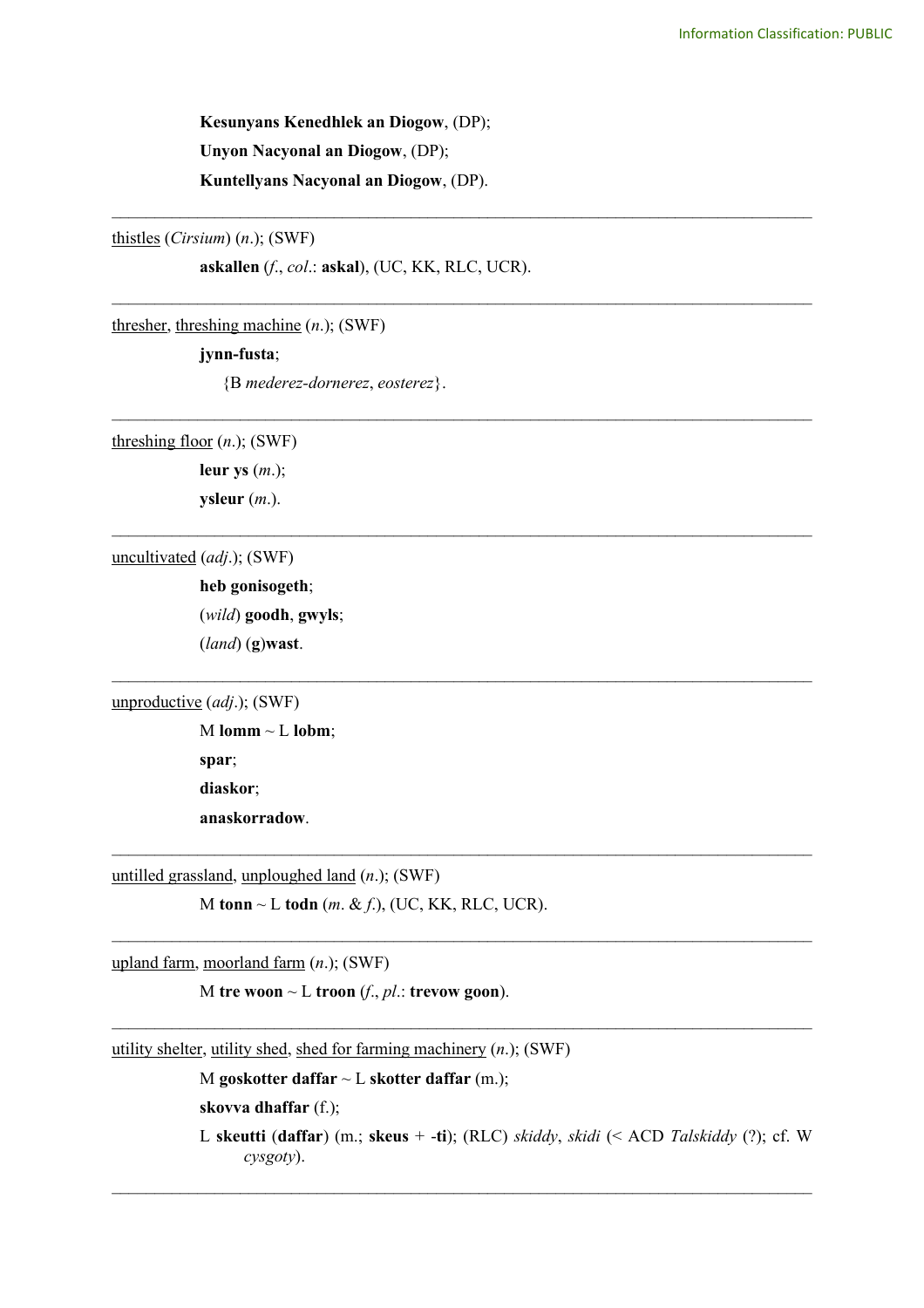**Kesunyans Kenedhlek an Diogow**, (DP);

**Unyon Nacyonal an Diogow**, (DP);

**Kuntellyans Nacyonal an Diogow**, (DP).

---

<u>thistles</u> (*Cirsium*) (*n*.); (SWF)

**askallen** (*f*., *col*.: **askal**), (UC, KK, RLC, UCR).

---

<u>thresher</u>, <u>threshing machine</u> (*n*.); (SWF)

**jynn-fusta**;

{B *mederez-dornerez*, *eosterez*}.

---

<u>threshing floor</u> (*n*.); (SWF)

**leur ys** (*m*.);

**ysleur** (*m*.).

---

<u>uncultivated</u> (*adj*.); (SWF)

**heb gonisogeth**;

(*wild*) **goodh**, **gwyls**;

(*land*) **(g)wast**.

---

<u>unproductive</u> (*adj*.); (SWF)

M **lomm** ~ L **lobm**;

**spar**;

**diaskor**;

**anaskorradow**.

---

<u>untilled grassland</u>, <u>unploughed land</u> (*n*.); (SWF)

M **tonn** ~ L **todn** (*m*. & *f*.), (UC, KK, RLC, UCR).

---

<u>upland farm</u>, <u>moorland farm</u> (*n*.); (SWF)

M **tre woon** ~ L **troon** (*f*., *pl*.: **trevow goon**).

---

<u>utility shelter</u>, <u>utility shed</u>, <u>shed for farming machinery</u> (*n*.); (SWF)

M **goskotter daffar** ~ L **skotter daffar** (m.);

**skovva dhaffar** (f.);

L **skeutti** (**daffar**) (m.; **skeus** + **-ti**); (RLC) *skiddy*, *skidi* (< ACD *Talskiddy* (?); cf. W *cysgoty*).

---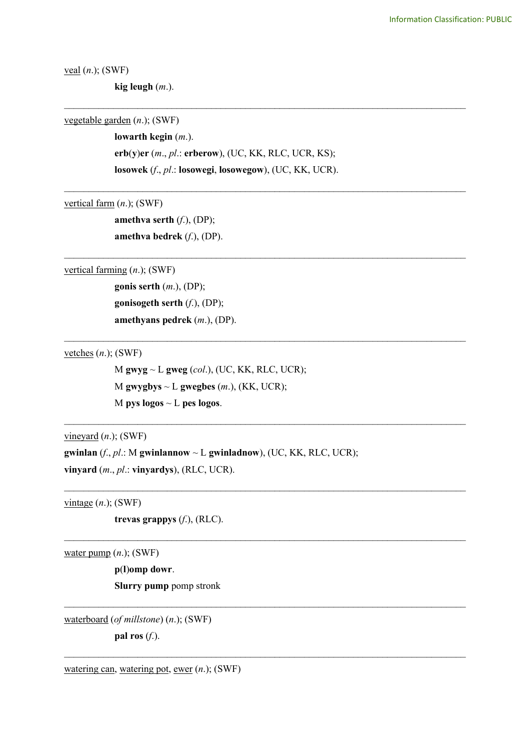veal (*n*.); (SWF)

**kig leugh** (*m*.).

---

vegetable garden (*n*.); (SWF)

**lowarth kegin** (*m*.).

**erb**(**y**)**er** (*m*., *pl*.: **erberow**), (UC, KK, RLC, UCR, KS);

**losowek** (*f*., *pl*.: **losowegi**, **losowegow**), (UC, KK, UCR).

---

vertical farm (*n*.); (SWF)

**amethva serth** (*f*.), (DP);

**amethva bedrek** (*f*.), (DP).

---

vertical farming (*n*.); (SWF)

**gonis serth** (*m*.), (DP);

**gonisogeth serth** (*f*.), (DP);

**amethyans pedrek** (*m*.), (DP).

---

vetches (*n*.); (SWF)

M **gwyg** ~ L **gweg** (*col*.), (UC, KK, RLC, UCR);

M **gwygbys** ~ L **gwegbes** (*m*.), (KK, UCR);

M **pys logos** ~ L **pes logos**.

---

vineyard (*n*.); (SWF)

**gwinlan** (*f*., *pl*.: M **gwinlannow** ~ L **gwinladnow**), (UC, KK, RLC, UCR);

**vinyard** (*m*., *pl*.: **vinyardys**), (RLC, UCR).

---

vintage (*n*.); (SWF)

**trevas grappys** (*f*.), (RLC).

---

water pump (*n*.); (SWF)

**p**(**l**)**omp dowr**.

**Slurry pump** pomp stronk

---

waterboard (*of millstone*) (*n*.); (SWF)

**pal ros** (*f*.).

---

watering can, watering pot, ewer (*n*.); (SWF)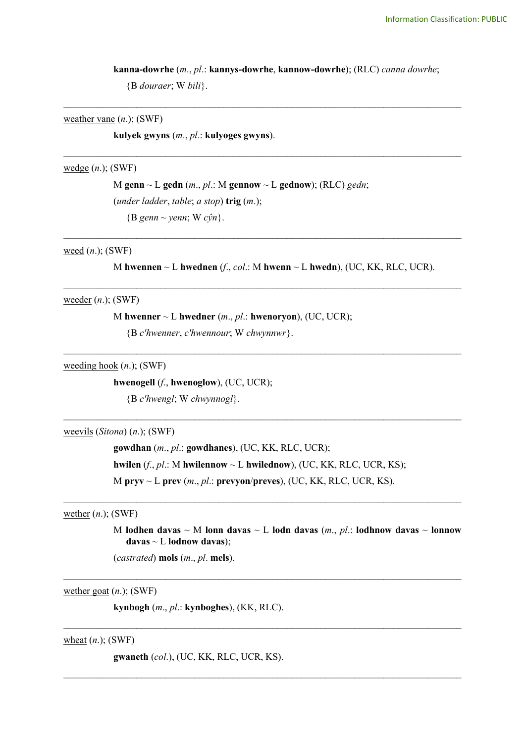**kanna-dowrhe** (*m.*, *pl.*: **kannys-dowrhe**, **kannow-dowrhe**); (RLC) *canna dowrhe*;
{B *douraer*; W *bili*}.

---

weather vane (*n.*); (SWF)

**kulyek gwyns** (*m.*, *pl.*: **kulyoges gwyns**).

---

wedge (*n.*); (SWF)

M **genn** ~ L **gedn** (*m.*, *pl.*: M **gennow** ~ L **gednow**); (RLC) *gedn*;
(*under ladder*, *table*; *a stop*) **trig** (*m.*);
{B *genn* ~ *yenn*; W *cŷn*}.

---

weed (*n.*); (SWF)

M **hwennen** ~ L **hwednen** (*f.*, *col.*: M **hwenn** ~ L **hwedn**), (UC, KK, RLC, UCR).

---

weeder (*n.*); (SWF)

M **hwenner** ~ L **hwedner** (*m.*, *pl.*: **hwenoryon**), (UC, UCR);
{B *c'hwenner*, *c'hwennour*; W *chwynnwr*}.

---

weeding hook (*n.*); (SWF)

**hwenogell** (*f.*, **hwenoglow**), (UC, UCR);
{B *c'hwengl*; W *chwynnogl*}.

---

weevils (*Sitona*) (*n.*); (SWF)

**gowdhan** (*m.*, *pl.*: **gowdhanes**), (UC, KK, RLC, UCR);
**hwilen** (*f.*, *pl.*: M **hwilennow** ~ L **hwilednow**), (UC, KK, RLC, UCR, KS);
M **pryv** ~ L **prev** (*m.*, *pl.*: **prevyon**/**preves**), (UC, KK, RLC, UCR, KS).

---

wether (*n.*); (SWF)

M **lodhen davas** ~ M **lonn davas** ~ L **lodn davas** (*m.*, *pl.*: **lodhnow davas** ~ **lonnow davas** ~ L **lodnow davas**);
(*castrated*) **mols** (*m.*, *pl.* **mels**).

---

wether goat (*n.*); (SWF)

**kynbogh** (*m.*, *pl.*: **kynboghes**), (KK, RLC).

---

wheat (*n.*); (SWF)

**gwaneth** (*col.*), (UC, KK, RLC, UCR, KS).

---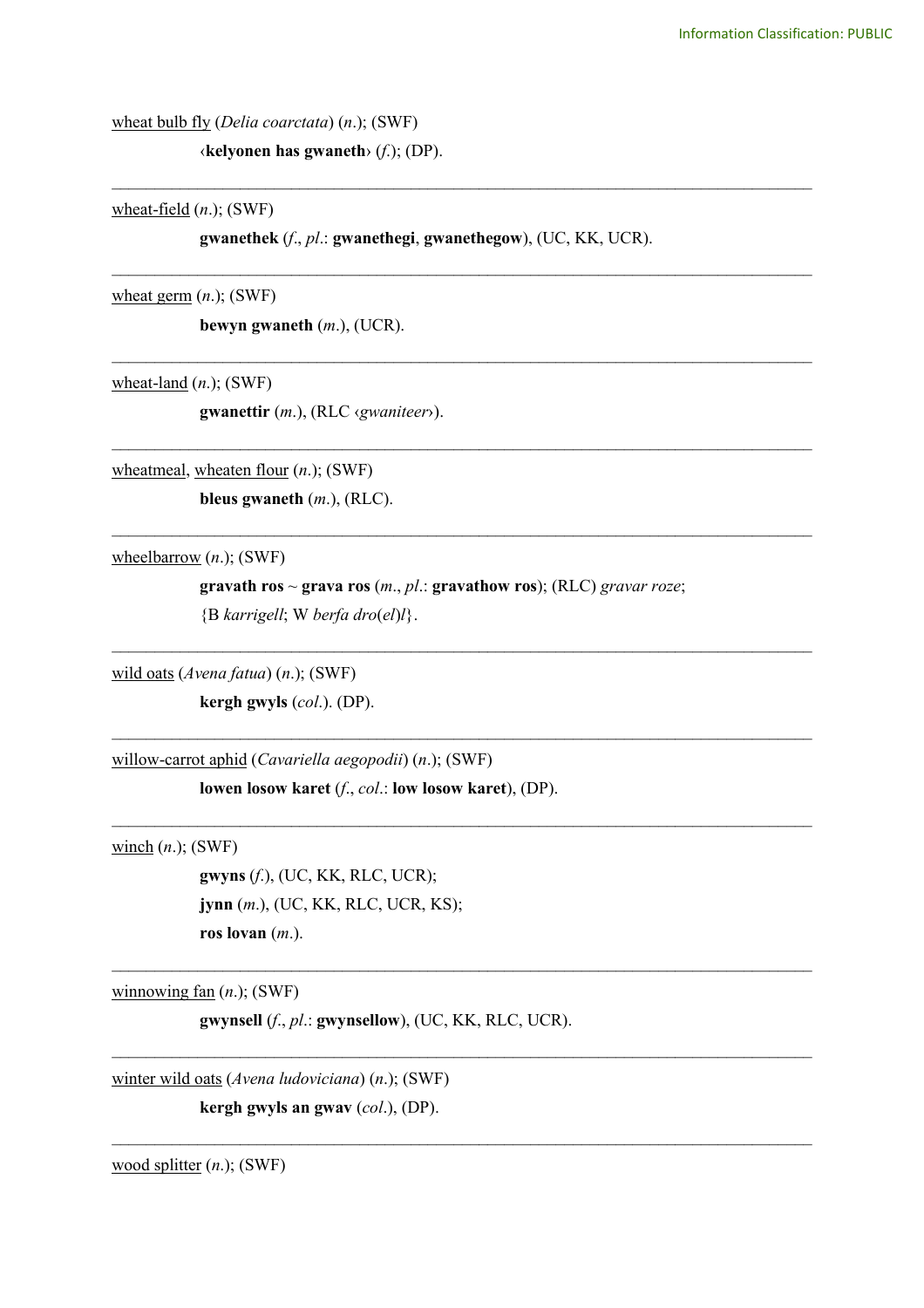<u>wheat bulb fly</u> (*Delia coarctata*) (*n*.); (SWF)

‹**kelyonen has gwaneth**› (*f*.); (DP).

---

<u>wheat-field</u> (*n*.); (SWF)

**gwanethek** (*f*., *pl*.: **gwanethegi**, **gwanethegow**), (UC, KK, UCR).

---

<u>wheat germ</u> (*n*.); (SWF)

**bewyn gwaneth** (*m*.), (UCR).

---

<u>wheat-land</u> (*n*.); (SWF)

**gwanettir** (*m*.), (RLC ‹*gwaniteer*›).

---

<u>wheatmeal</u>, <u>wheaten flour</u> (*n*.); (SWF)

**bleus gwaneth** (*m*.), (RLC).

---

<u>wheelbarrow</u> (*n*.); (SWF)

**gravath ros** ~ **grava ros** (*m*., *pl*.: **gravathow ros**); (RLC) *gravar roze*;
{B *karrigell*; W *berfa dro*(*el*)*l*}.

---

<u>wild oats</u> (*Avena fatua*) (*n*.); (SWF)

**kergh gwyls** (*col*.). (DP).

---

<u>willow-carrot aphid</u> (*Cavariella aegopodii*) (*n*.); (SWF)

**lowen losow karet** (*f*., *col*.: **low losow karet**), (DP).

---

<u>winch</u> (*n*.); (SWF)

**gwyns** (*f*.), (UC, KK, RLC, UCR);
**jynn** (*m*.), (UC, KK, RLC, UCR, KS);
**ros lovan** (*m*.).

---

<u>winnowing fan</u> (*n*.); (SWF)

**gwynsell** (*f*., *pl*.: **gwynsellow**), (UC, KK, RLC, UCR).

---

<u>winter wild oats</u> (*Avena ludoviciana*) (*n*.); (SWF)

**kergh gwyls an gwav** (*col*.), (DP).

---

<u>wood splitter</u> (*n*.); (SWF)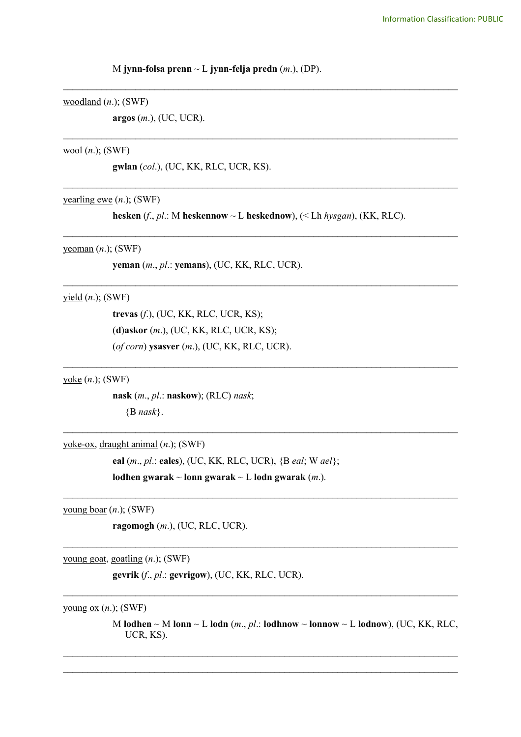M **jynn-folsa prenn** ~ L **jynn-felja predn** (*m.*), (DP).

---

woodland (*n.*); (SWF)

**argos** (*m.*), (UC, UCR).

---

wool (*n.*); (SWF)

**gwlan** (*col.*), (UC, KK, RLC, UCR, KS).

---

yearling ewe (*n.*); (SWF)

**hesken** (*f.*, *pl.*: M **heskennow** ~ L **heskednow**), (< Lh *hysgan*), (KK, RLC).

---

yeoman (*n.*); (SWF)

**yeman** (*m.*, *pl.*: **yemans**), (UC, KK, RLC, UCR).

---

yield (*n.*); (SWF)

**trevas** (*f.*), (UC, KK, RLC, UCR, KS);

(**d**)**askor** (*m.*), (UC, KK, RLC, UCR, KS);

(*of corn*) **ysasver** (*m.*), (UC, KK, RLC, UCR).

---

yoke (*n.*); (SWF)

**nask** (*m.*, *pl.*: **naskow**); (RLC) *nask*;

{B *nask*}.

---

yoke-ox, draught animal (*n.*); (SWF)

**eal** (*m.*, *pl.*: **eales**), (UC, KK, RLC, UCR), {B *eal*; W *ael*};

**lodhen gwarak** ~ **lonn gwarak** ~ L **lodn gwarak** (*m.*).

---

young boar (*n.*); (SWF)

**ragomogh** (*m.*), (UC, RLC, UCR).

---

young goat, goatling (*n.*); (SWF)

**gevrik** (*f.*, *pl.*: **gevrigow**), (UC, KK, RLC, UCR).

---

young ox (*n.*); (SWF)

M **lodhen** ~ M **lonn** ~ L **lodn** (*m.*, *pl.*: **lodhnow** ~ **lonnow** ~ L **lodnow**), (UC, KK, RLC, UCR, KS).

---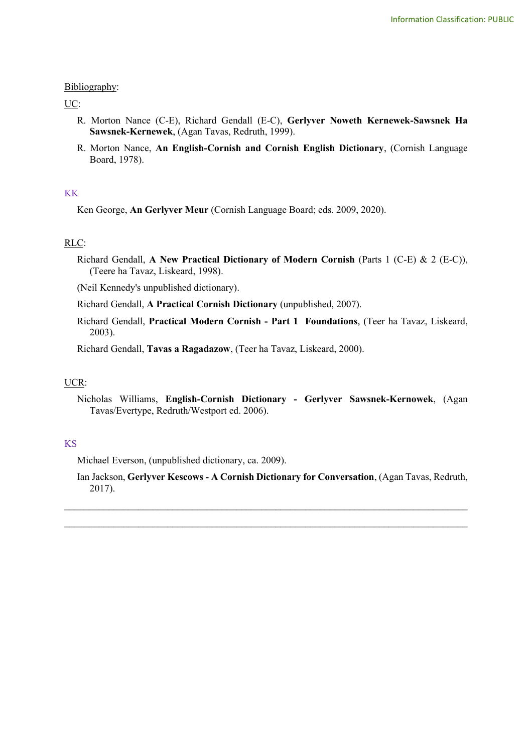Bibliography:

UC:

R. Morton Nance (C-E), Richard Gendall (E-C), **Gerlyver Noweth Kernewek-Sawsnek Ha Sawsnek-Kernewek**, (Agan Tavas, Redruth, 1999).

R. Morton Nance, **An English-Cornish and Cornish English Dictionary**, (Cornish Language Board, 1978).

KK

Ken George, **An Gerlyver Meur** (Cornish Language Board; eds. 2009, 2020).

RLC:

Richard Gendall, **A New Practical Dictionary of Modern Cornish** (Parts 1 (C-E) & 2 (E-C)), (Teere ha Tavaz, Liskeard, 1998).

(Neil Kennedy's unpublished dictionary).

Richard Gendall, **A Practical Cornish Dictionary** (unpublished, 2007).

Richard Gendall, **Practical Modern Cornish - Part 1 Foundations**, (Teer ha Tavaz, Liskeard, 2003).

Richard Gendall, **Tavas a Ragadazow**, (Teer ha Tavaz, Liskeard, 2000).

UCR:

Nicholas Williams, **English-Cornish Dictionary - Gerlyver Sawsnek-Kernowek**, (Agan Tavas/Evertype, Redruth/Westport ed. 2006).

KS

Michael Everson, (unpublished dictionary, ca. 2009).

Ian Jackson, **Gerlyver Kescows - A Cornish Dictionary for Conversation**, (Agan Tavas, Redruth, 2017).

---

---